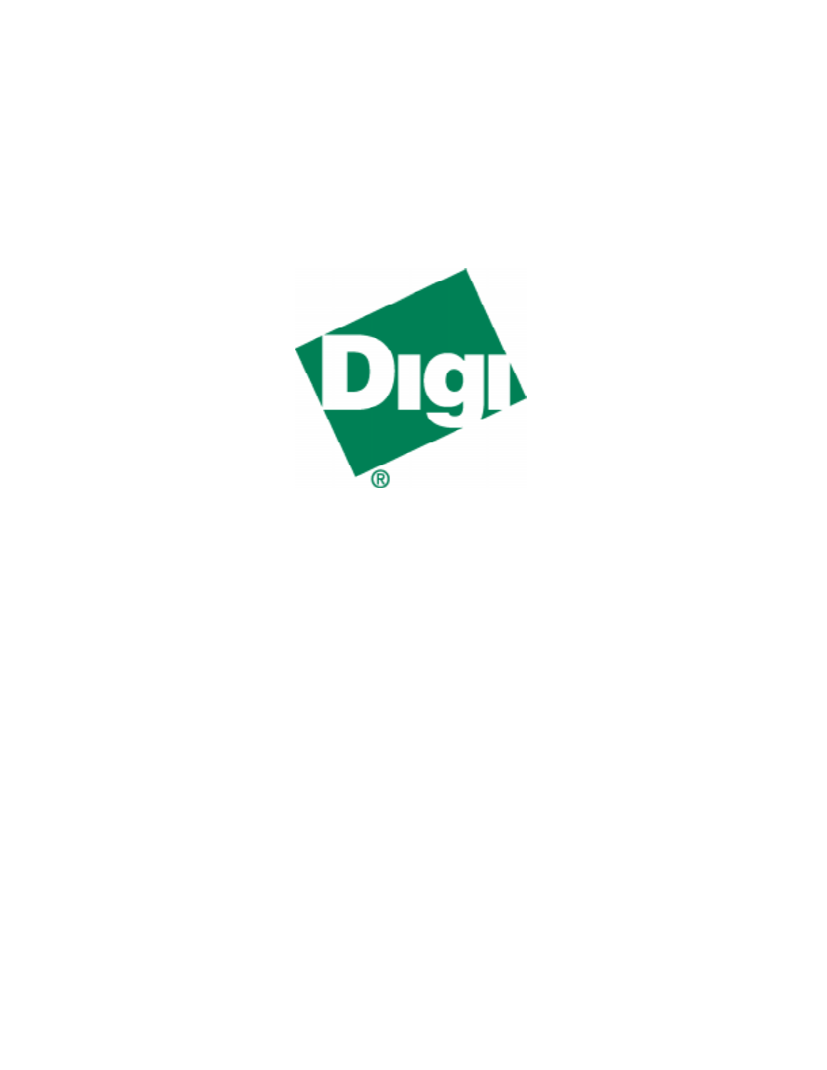Digi®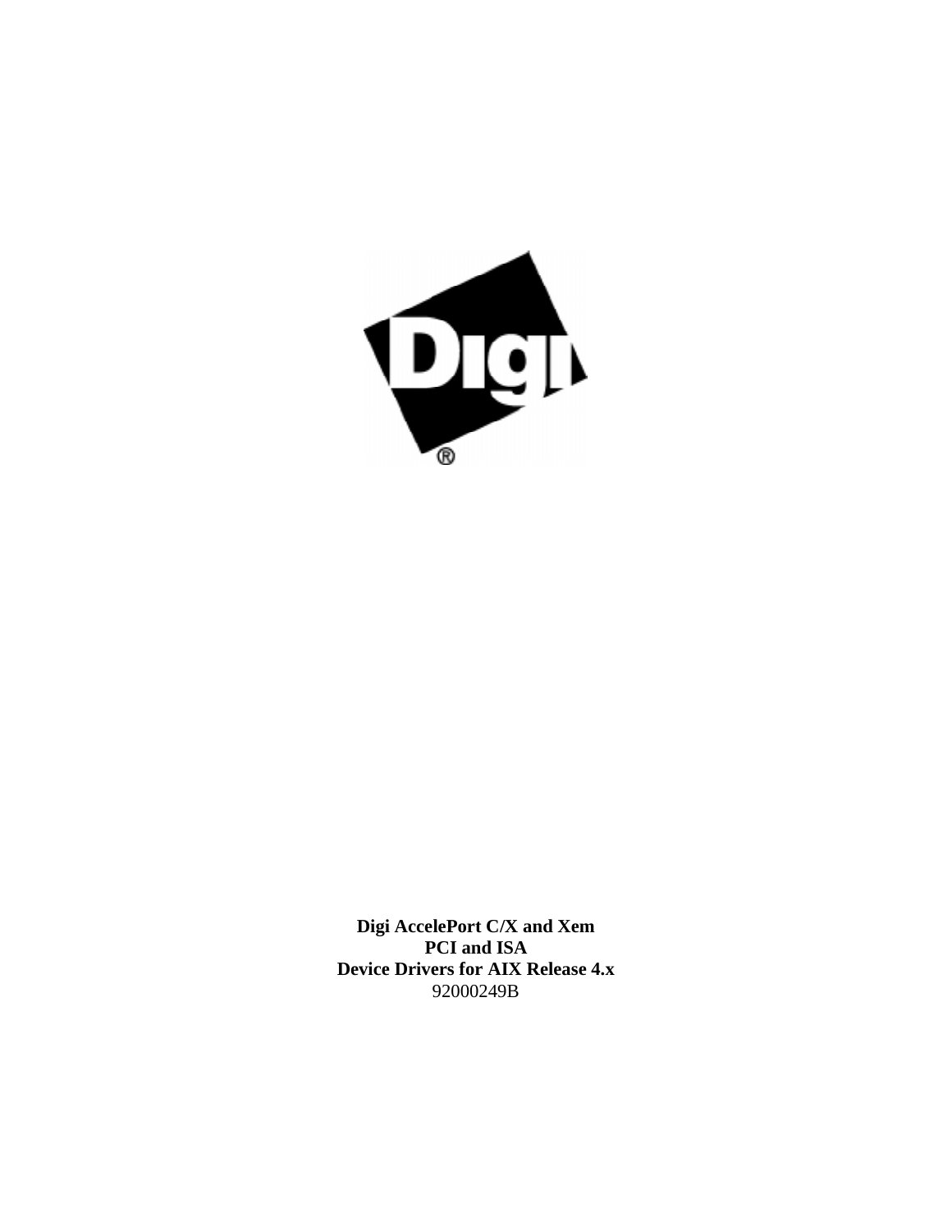**Digi AccelePort C/X and Xem**
**PCI and ISA**
**Device Drivers for AIX Release 4.x**
92000249B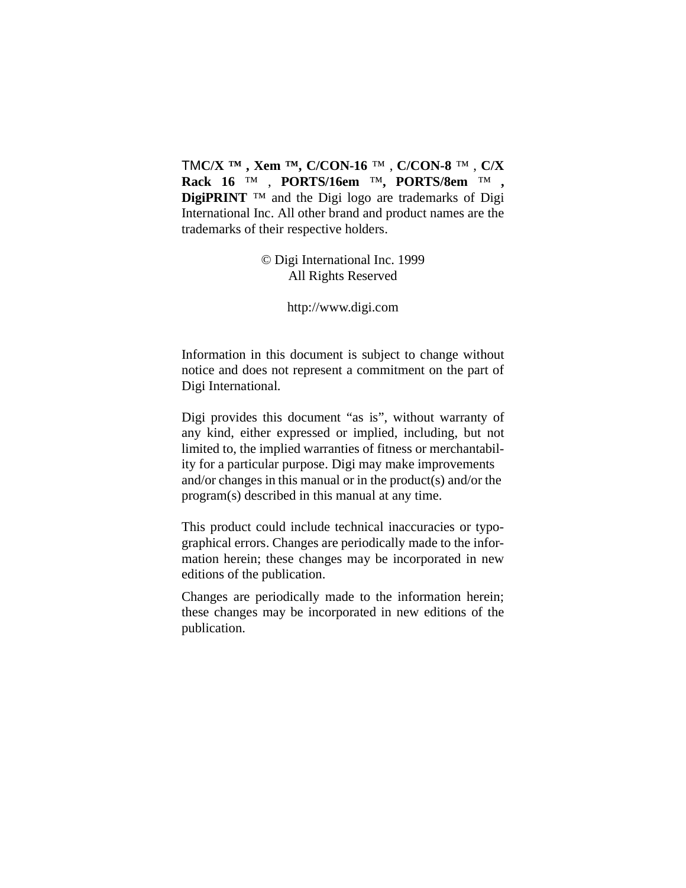TM**C/X ™ , Xem ™, C/CON-16** ™ , **C/CON-8** ™ , **C/X Rack 16** ™ , **PORTS/16em** ™**, PORTS/8em** ™ **, DigiPRINT** ™ and the Digi logo are trademarks of Digi International Inc. All other brand and product names are the trademarks of their respective holders.

© Digi International Inc. 1999
All Rights Reserved

http://www.digi.com

Information in this document is subject to change without notice and does not represent a commitment on the part of Digi International.

Digi provides this document "as is", without warranty of any kind, either expressed or implied, including, but not limited to, the implied warranties of fitness or merchantability for a particular purpose. Digi may make improvements and/or changes in this manual or in the product(s) and/or the program(s) described in this manual at any time.

This product could include technical inaccuracies or typographical errors. Changes are periodically made to the information herein; these changes may be incorporated in new editions of the publication.

Changes are periodically made to the information herein; these changes may be incorporated in new editions of the publication.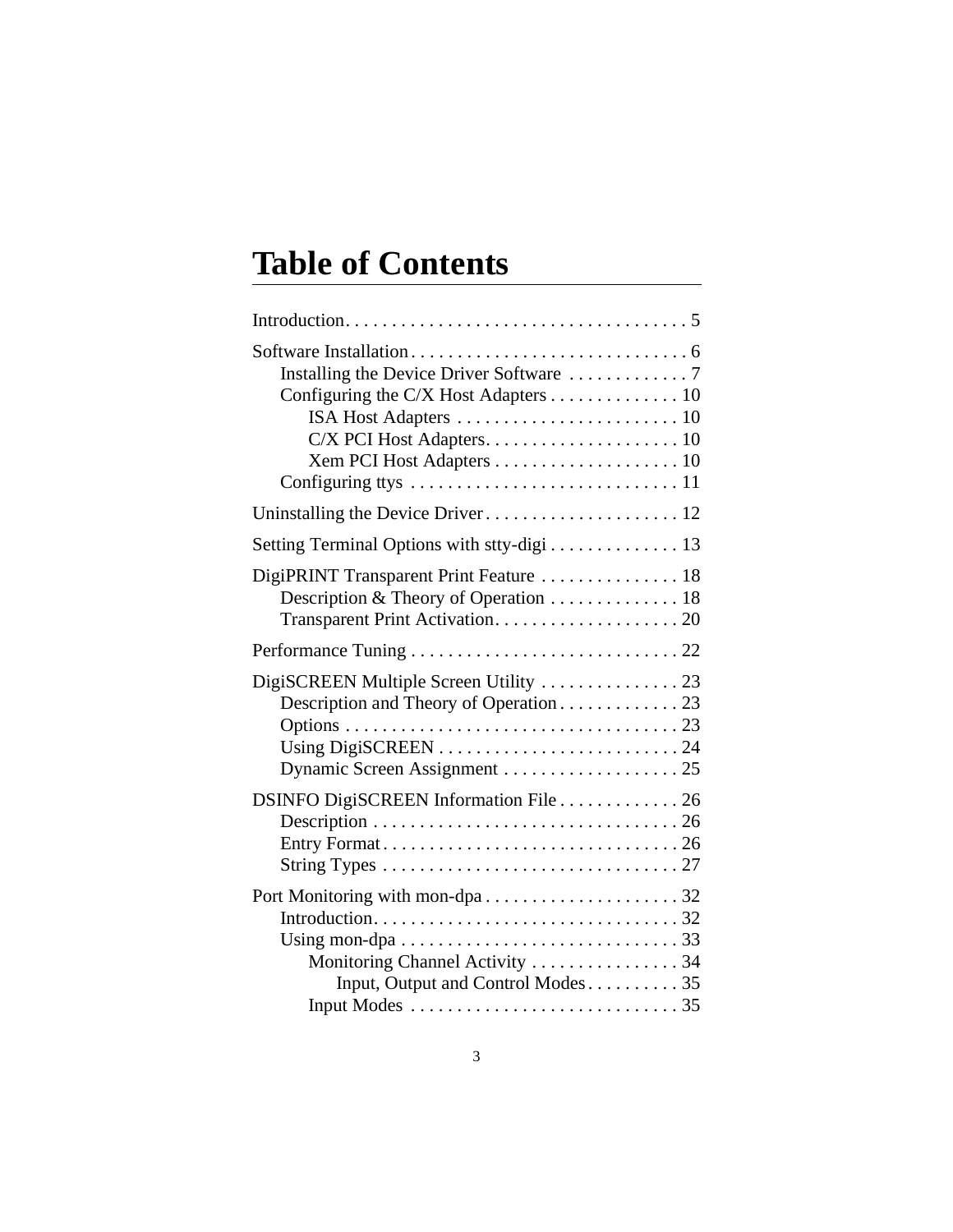# Table of Contents

Introduction . . . . . . . . . . . . . . . . . . . . . . . . . . . . . . . . . . . . . 5

Software Installation . . . . . . . . . . . . . . . . . . . . . . . . . . . . . . 6
- Installing the Device Driver Software . . . . . . . . . . . . . 7
- Configuring the C/X Host Adapters . . . . . . . . . . . . . . 10
  - ISA Host Adapters . . . . . . . . . . . . . . . . . . . . . . . . 10
  - C/X PCI Host Adapters. . . . . . . . . . . . . . . . . . . . . 10
  - Xem PCI Host Adapters . . . . . . . . . . . . . . . . . . . . 10
- Configuring ttys . . . . . . . . . . . . . . . . . . . . . . . . . . . . . 11

Uninstalling the Device Driver . . . . . . . . . . . . . . . . . . . . . 12

Setting Terminal Options with stty-digi . . . . . . . . . . . . . . 13

DigiPRINT Transparent Print Feature . . . . . . . . . . . . . . . 18
- Description & Theory of Operation . . . . . . . . . . . . . . 18
- Transparent Print Activation. . . . . . . . . . . . . . . . . . . . 20

Performance Tuning . . . . . . . . . . . . . . . . . . . . . . . . . . . . . 22

DigiSCREEN Multiple Screen Utility . . . . . . . . . . . . . . . 23
- Description and Theory of Operation . . . . . . . . . . . . . 23
- Options . . . . . . . . . . . . . . . . . . . . . . . . . . . . . . . . . . . . 23
- Using DigiSCREEN . . . . . . . . . . . . . . . . . . . . . . . . . . 24
- Dynamic Screen Assignment . . . . . . . . . . . . . . . . . . . 25

DSINFO DigiSCREEN Information File . . . . . . . . . . . . . 26
- Description . . . . . . . . . . . . . . . . . . . . . . . . . . . . . . . . . 26
- Entry Format . . . . . . . . . . . . . . . . . . . . . . . . . . . . . . . . 26
- String Types . . . . . . . . . . . . . . . . . . . . . . . . . . . . . . . . 27

Port Monitoring with mon-dpa . . . . . . . . . . . . . . . . . . . . . 32
- Introduction. . . . . . . . . . . . . . . . . . . . . . . . . . . . . . . . . 32
- Using mon-dpa . . . . . . . . . . . . . . . . . . . . . . . . . . . . . . 33
  - Monitoring Channel Activity . . . . . . . . . . . . . . . . 34
    - Input, Output and Control Modes . . . . . . . . . . 35
  - Input Modes . . . . . . . . . . . . . . . . . . . . . . . . . . . . . 35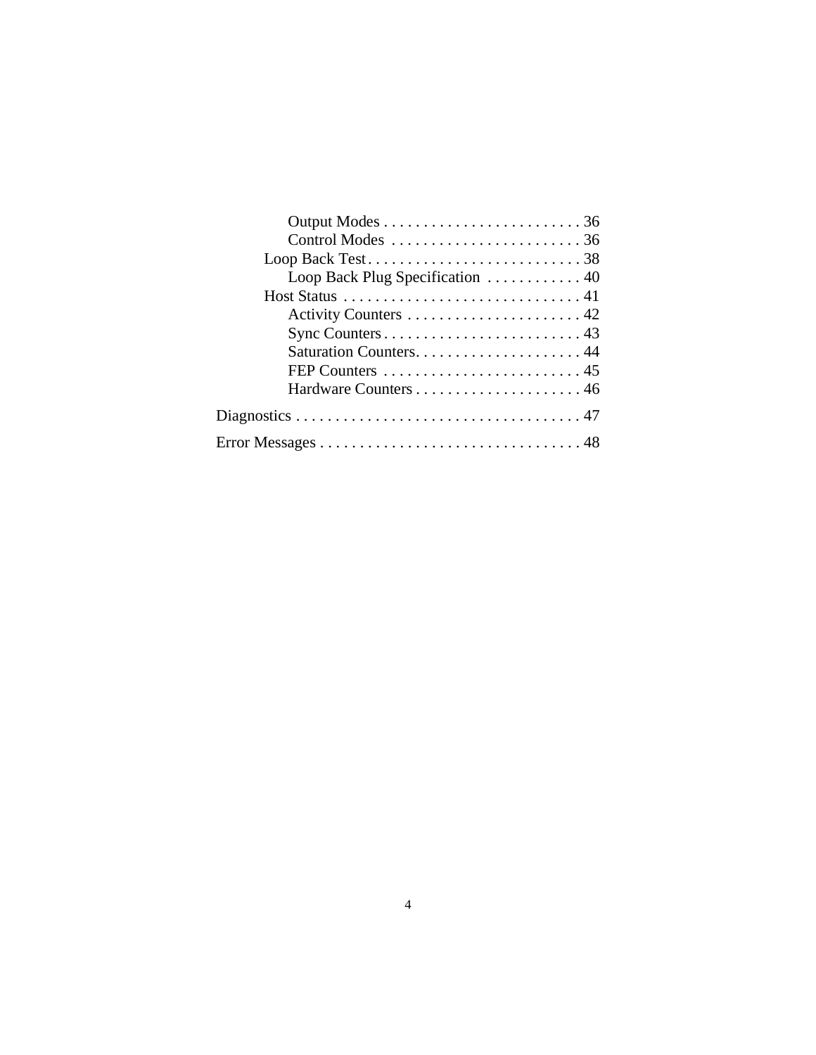- Output Modes . . . . . . . . . . . . . . . . . . . . . . . . . 36
- Control Modes . . . . . . . . . . . . . . . . . . . . . . . . 36
- Loop Back Test . . . . . . . . . . . . . . . . . . . . . . . . . . . 38
  - Loop Back Plug Specification . . . . . . . . . . . . 40
- Host Status . . . . . . . . . . . . . . . . . . . . . . . . . . . . . . 41
  - Activity Counters . . . . . . . . . . . . . . . . . . . . . . 42
  - Sync Counters . . . . . . . . . . . . . . . . . . . . . . . . . 43
  - Saturation Counters. . . . . . . . . . . . . . . . . . . . . 44
  - FEP Counters . . . . . . . . . . . . . . . . . . . . . . . . . 45
  - Hardware Counters . . . . . . . . . . . . . . . . . . . . . 46

Diagnostics . . . . . . . . . . . . . . . . . . . . . . . . . . . . . . . . . . . . 47

Error Messages . . . . . . . . . . . . . . . . . . . . . . . . . . . . . . . . . 48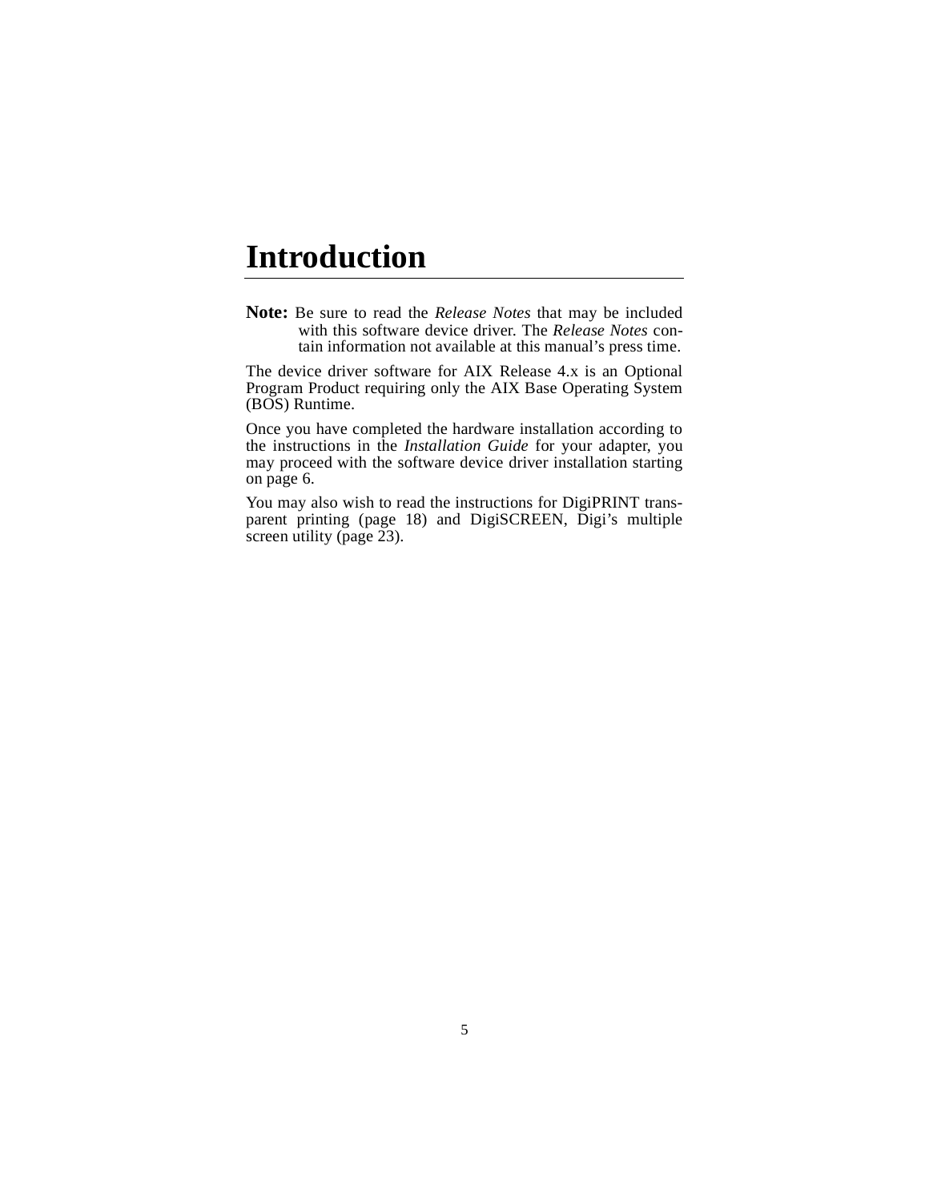# Introduction

**Note:** Be sure to read the *Release Notes* that may be included with this software device driver. The *Release Notes* contain information not available at this manual's press time.

The device driver software for AIX Release 4.x is an Optional Program Product requiring only the AIX Base Operating System (BOS) Runtime.

Once you have completed the hardware installation according to the instructions in the *Installation Guide* for your adapter, you may proceed with the software device driver installation starting on page 6.

You may also wish to read the instructions for DigiPRINT transparent printing (page 18) and DigiSCREEN, Digi's multiple screen utility (page 23).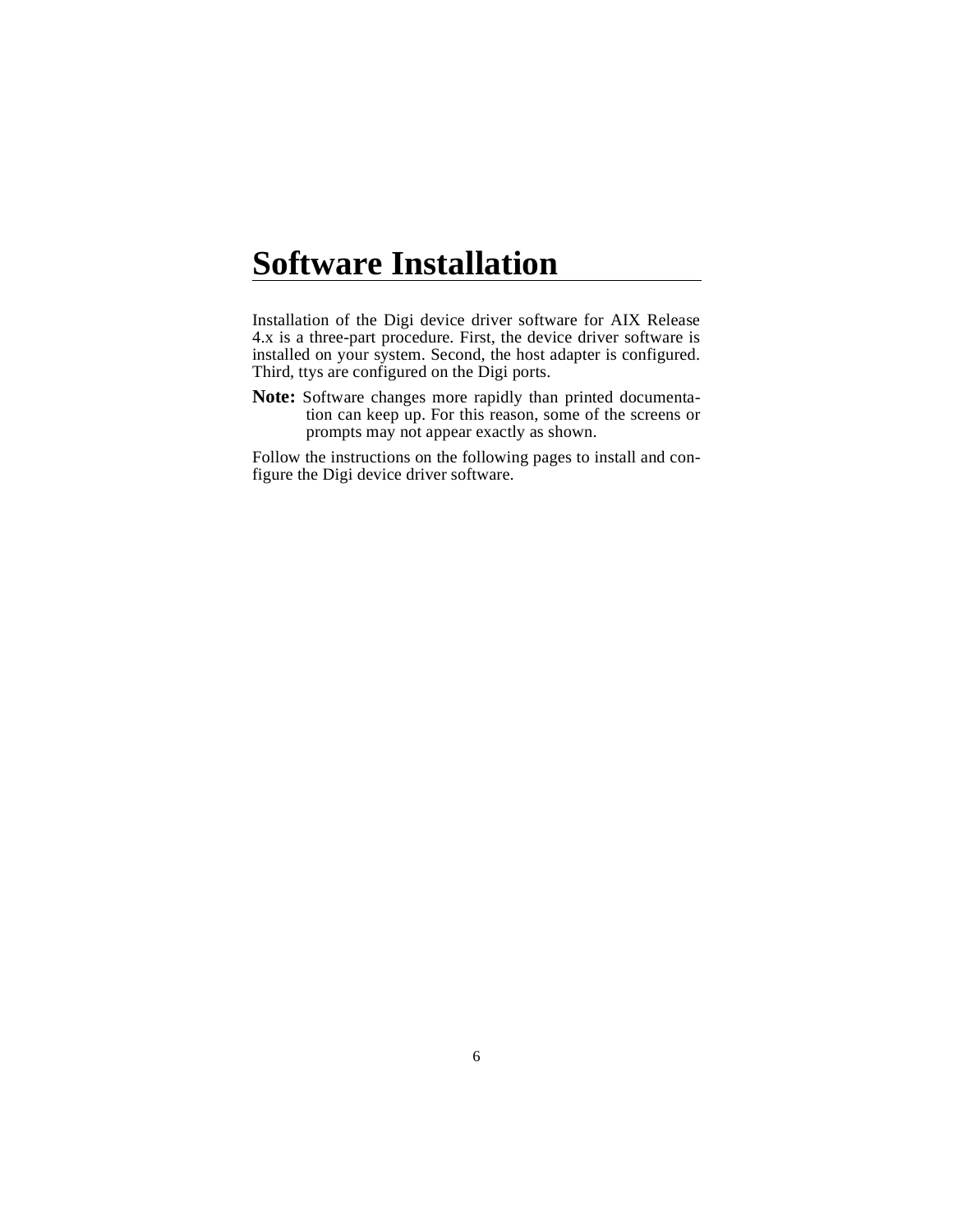# Software Installation

Installation of the Digi device driver software for AIX Release 4.x is a three-part procedure. First, the device driver software is installed on your system. Second, the host adapter is configured. Third, ttys are configured on the Digi ports.

**Note:** Software changes more rapidly than printed documentation can keep up. For this reason, some of the screens or prompts may not appear exactly as shown.

Follow the instructions on the following pages to install and configure the Digi device driver software.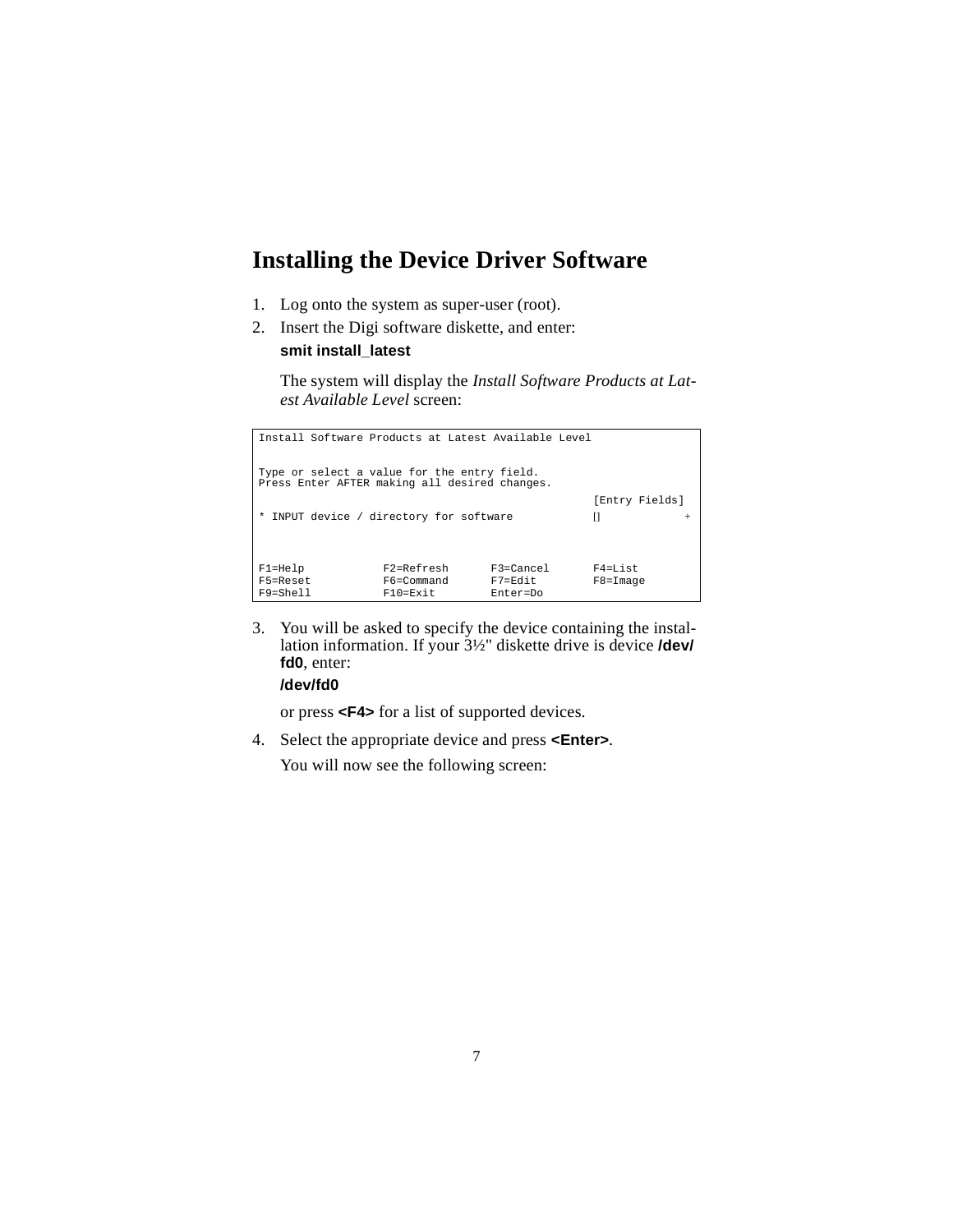## Installing the Device Driver Software

1. Log onto the system as super-user (root).
2. Insert the Digi software diskette, and enter:

   **smit install_latest**

   The system will display the *Install Software Products at Latest Available Level* screen:

```
Install Software Products at Latest Available Level


Type or select a value for the entry field.
Press Enter AFTER making all desired changes.

                                                       [Entry Fields]
* INPUT device / directory for software                []             +




F1=Help            F2=Refresh       F3=Cancel       F4=List
F5=Reset           F6=Command       F7=Edit         F8=Image
F9=Shell           F10=Exit         Enter=Do
```

3. You will be asked to specify the device containing the installation information. If your 3½" diskette drive is device **/dev/fd0**, enter:

   **/dev/fd0**

   or press **<F4>** for a list of supported devices.

4. Select the appropriate device and press **<Enter>**.

   You will now see the following screen: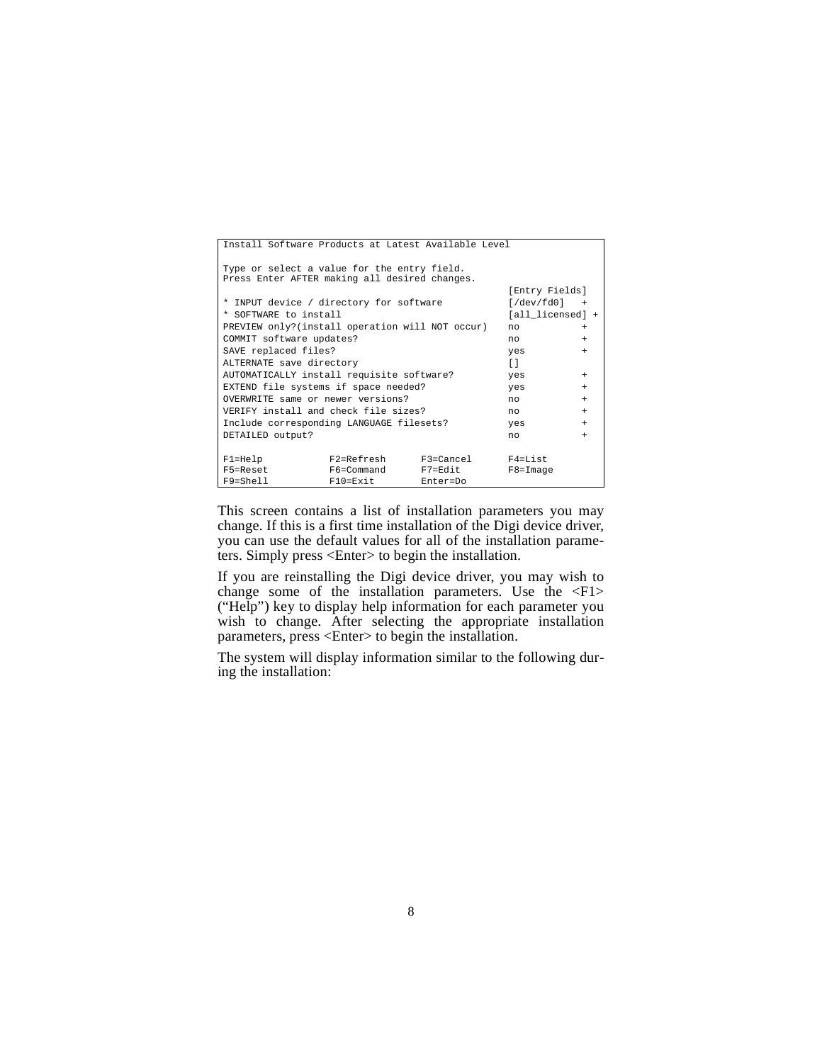```
Install Software Products at Latest Available Level

Type or select a value for the entry field.
Press Enter AFTER making all desired changes.
                                                      [Entry Fields]
* INPUT device / directory for software               [/dev/fd0]   +
* SOFTWARE to install                                 [all_licensed] +
PREVIEW only?(install operation will NOT occur)       no           +
COMMIT software updates?                              no           +
SAVE replaced files?                                  yes          +
ALTERNATE save directory                              []
AUTOMATICALLY install requisite software?             yes          +
EXTEND file systems if space needed?                  yes          +
OVERWRITE same or newer versions?                     no           +
VERIFY install and check file sizes?                  no           +
Include corresponding LANGUAGE filesets?              yes          +
DETAILED output?                                      no           +

F1=Help            F2=Refresh       F3=Cancel       F4=List
F5=Reset           F6=Command       F7=Edit         F8=Image
F9=Shell           F10=Exit         Enter=Do
```

This screen contains a list of installation parameters you may change. If this is a first time installation of the Digi device driver, you can use the default values for all of the installation parameters. Simply press <Enter> to begin the installation.

If you are reinstalling the Digi device driver, you may wish to change some of the installation parameters. Use the <F1> ("Help") key to display help information for each parameter you wish to change. After selecting the appropriate installation parameters, press <Enter> to begin the installation.

The system will display information similar to the following during the installation: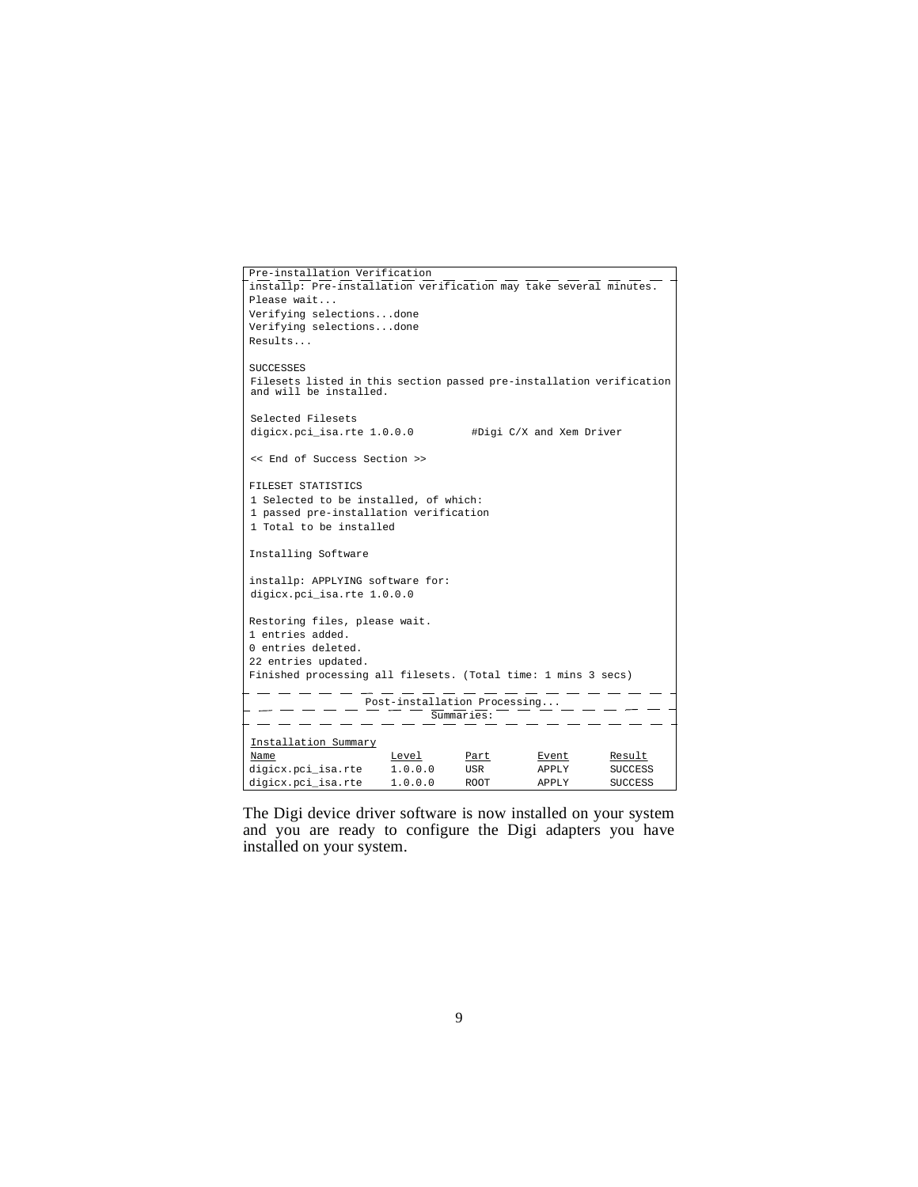```
Pre-installation Verification
installp: Pre-installation verification may take several minutes.
Please wait...
Verifying selections...done
Verifying selections...done
Results...

SUCCESSES
Filesets listed in this section passed pre-installation verification
and will be installed.

Selected Filesets
digicx.pci_isa.rte 1.0.0.0         #Digi C/X and Xem Driver

<< End of Success Section >>

FILESET STATISTICS
1 Selected to be installed, of which:
1 passed pre-installation verification
1 Total to be installed

Installing Software

installp: APPLYING software for:
digicx.pci_isa.rte 1.0.0.0

Restoring files, please wait.
1 entries added.
0 entries deleted.
22 entries updated.
Finished processing all filesets. (Total time: 1 mins 3 secs)

                    Post-installation Processing...
                               Summaries:

Installation Summary
Name                  Level      Part       Event      Result
digicx.pci_isa.rte    1.0.0.0    USR        APPLY      SUCCESS
digicx.pci_isa.rte    1.0.0.0    ROOT       APPLY      SUCCESS
```

The Digi device driver software is now installed on your system and you are ready to configure the Digi adapters you have installed on your system.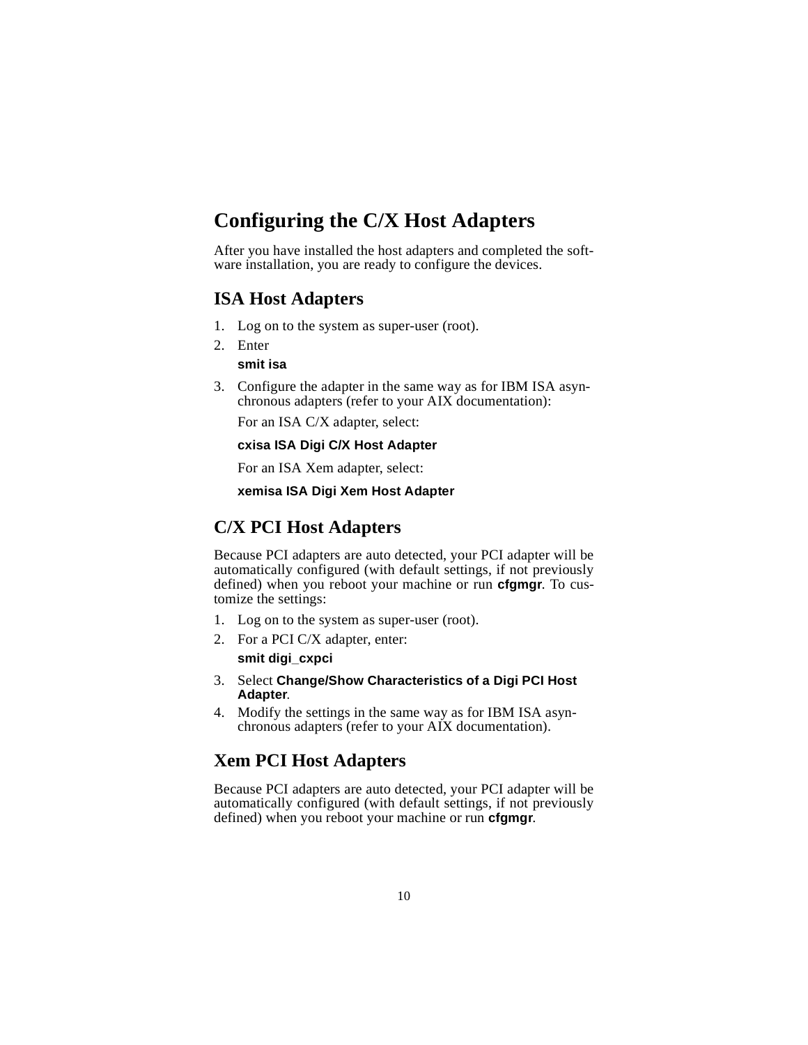# Configuring the C/X Host Adapters

After you have installed the host adapters and completed the software installation, you are ready to configure the devices.

## ISA Host Adapters

1. Log on to the system as super-user (root).
2. Enter

   **smit isa**

3. Configure the adapter in the same way as for IBM ISA asynchronous adapters (refer to your AIX documentation):

   For an ISA C/X adapter, select:

   **cxisa ISA Digi C/X Host Adapter**

   For an ISA Xem adapter, select:

   **xemisa ISA Digi Xem Host Adapter**

## C/X PCI Host Adapters

Because PCI adapters are auto detected, your PCI adapter will be automatically configured (with default settings, if not previously defined) when you reboot your machine or run **cfgmgr**. To customize the settings:

1. Log on to the system as super-user (root).
2. For a PCI C/X adapter, enter:

   **smit digi_cxpci**

3. Select **Change/Show Characteristics of a Digi PCI Host Adapter**.
4. Modify the settings in the same way as for IBM ISA asynchronous adapters (refer to your AIX documentation).

## Xem PCI Host Adapters

Because PCI adapters are auto detected, your PCI adapter will be automatically configured (with default settings, if not previously defined) when you reboot your machine or run **cfgmgr**.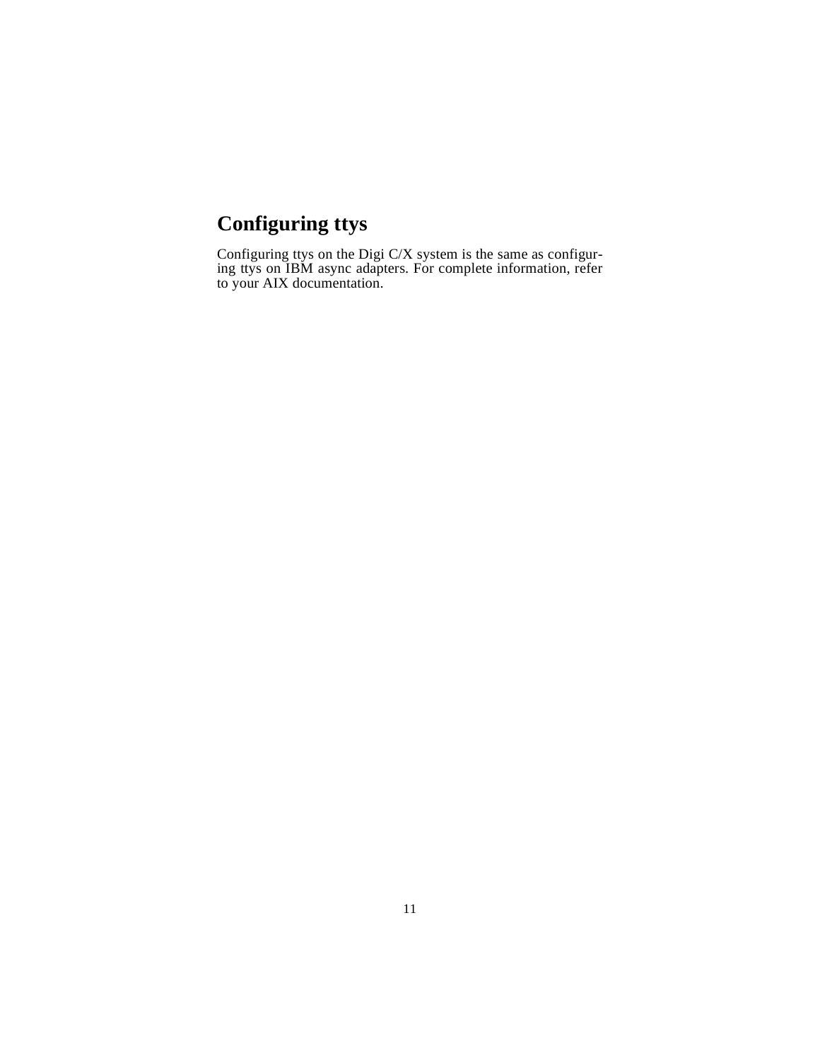# Configuring ttys

Configuring ttys on the Digi C/X system is the same as configuring ttys on IBM async adapters. For complete information, refer to your AIX documentation.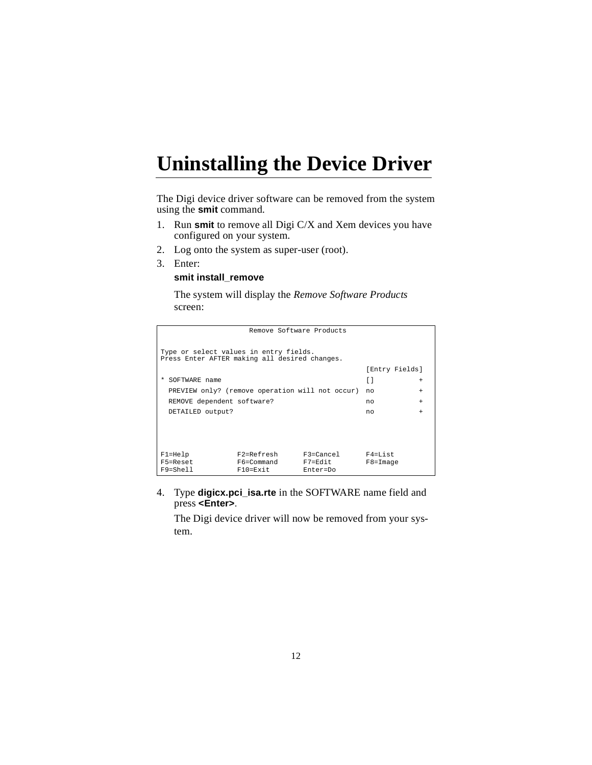# Uninstalling the Device Driver

The Digi device driver software can be removed from the system using the **smit** command.

1. Run **smit** to remove all Digi C/X and Xem devices you have configured on your system.
2. Log onto the system as super-user (root).
3. Enter:

   **smit install_remove**

   The system will display the *Remove Software Products* screen:

```
                     Remove Software Products


Type or select values in entry fields.
Press Enter AFTER making all desired changes.
                                                      [Entry Fields]
* SOFTWARE name                                       []           +
  PREVIEW only? (remove operation will not occur)     no           +
  REMOVE dependent software?                          no           +
  DETAILED output?                                    no           +





F1=Help           F2=Refresh      F3=Cancel       F4=List
F5=Reset          F6=Command      F7=Edit         F8=Image
F9=Shell          F10=Exit        Enter=Do
```

4. Type **digicx.pci_isa.rte** in the SOFTWARE name field and press **<Enter>**.

   The Digi device driver will now be removed from your system.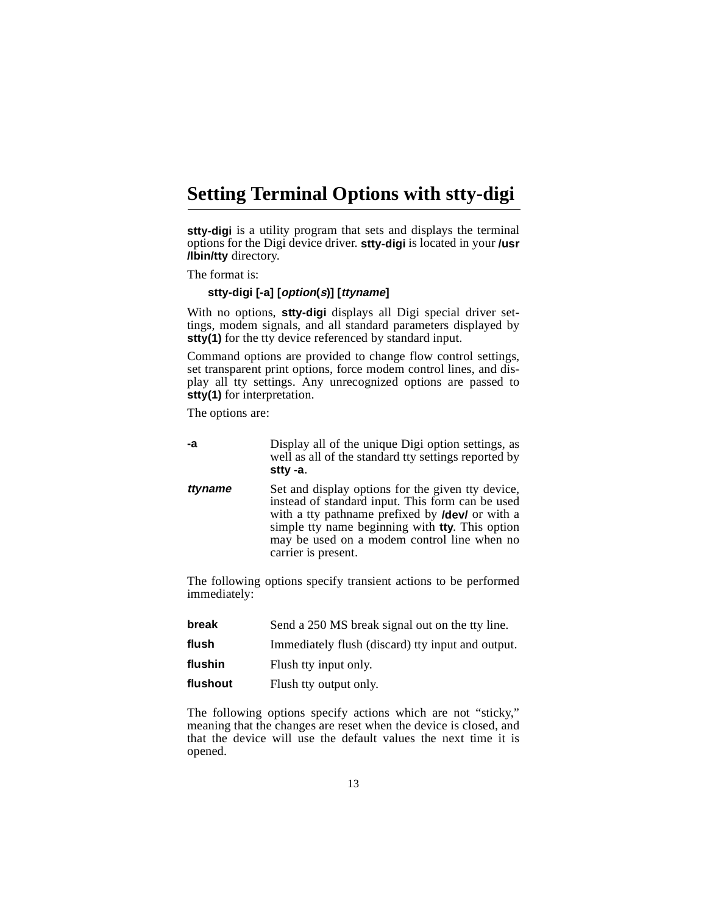## Setting Terminal Options with stty-digi

**stty-digi** is a utility program that sets and displays the terminal options for the Digi device driver. **stty-digi** is located in your **/usr/lbin/tty** directory.

The format is:

**stty-digi [-a] [*option*(*s*)] [*ttyname*]**

With no options, **stty-digi** displays all Digi special driver settings, modem signals, and all standard parameters displayed by **stty(1)** for the tty device referenced by standard input.

Command options are provided to change flow control settings, set transparent print options, force modem control lines, and display all tty settings. Any unrecognized options are passed to **stty(1)** for interpretation.

The options are:

| | |
|---|---|
| **-a** | Display all of the unique Digi option settings, as well as all of the standard tty settings reported by **stty -a**. |
| ***ttyname*** | Set and display options for the given tty device, instead of standard input. This form can be used with a tty pathname prefixed by **/dev/** or with a simple tty name beginning with **tty**. This option may be used on a modem control line when no carrier is present. |

The following options specify transient actions to be performed immediately:

| | |
|---|---|
| **break** | Send a 250 MS break signal out on the tty line. |
| **flush** | Immediately flush (discard) tty input and output. |
| **flushin** | Flush tty input only. |
| **flushout** | Flush tty output only. |

The following options specify actions which are not “sticky,” meaning that the changes are reset when the device is closed, and that the device will use the default values the next time it is opened.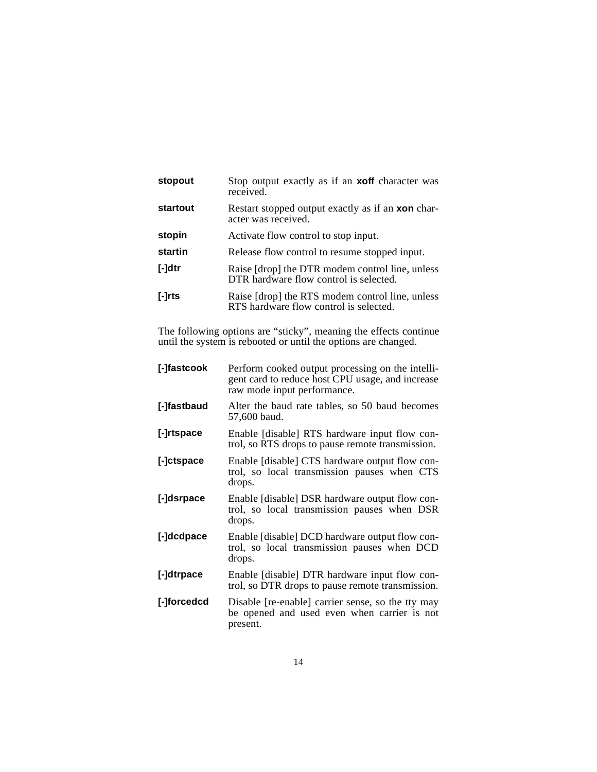**stopout** Stop output exactly as if an **xoff** character was received.

**startout** Restart stopped output exactly as if an **xon** character was received.

**stopin** Activate flow control to stop input.

**startin** Release flow control to resume stopped input.

**[-]dtr** Raise [drop] the DTR modem control line, unless DTR hardware flow control is selected.

**[-]rts** Raise [drop] the RTS modem control line, unless RTS hardware flow control is selected.

The following options are "sticky", meaning the effects continue until the system is rebooted or until the options are changed.

**[-]fastcook** Perform cooked output processing on the intelligent card to reduce host CPU usage, and increase raw mode input performance.

**[-]fastbaud** Alter the baud rate tables, so 50 baud becomes 57,600 baud.

**[-]rtspace** Enable [disable] RTS hardware input flow control, so RTS drops to pause remote transmission.

**[-]ctspace** Enable [disable] CTS hardware output flow control, so local transmission pauses when CTS drops.

**[-]dsrpace** Enable [disable] DSR hardware output flow control, so local transmission pauses when DSR drops.

**[-]dcdpace** Enable [disable] DCD hardware output flow control, so local transmission pauses when DCD drops.

**[-]dtrpace** Enable [disable] DTR hardware input flow control, so DTR drops to pause remote transmission.

**[-]forcedcd** Disable [re-enable] carrier sense, so the tty may be opened and used even when carrier is not present.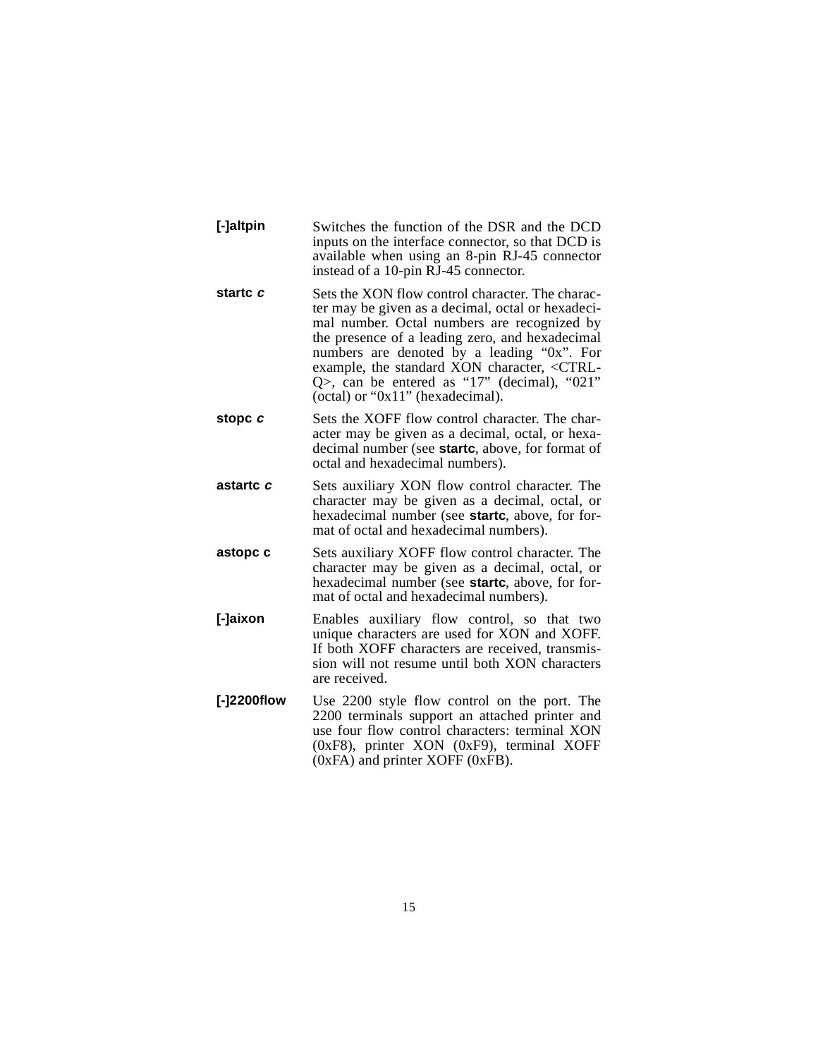**[-]altpin** Switches the function of the DSR and the DCD inputs on the interface connector, so that DCD is available when using an 8-pin RJ-45 connector instead of a 10-pin RJ-45 connector.

**startc *c*** Sets the XON flow control character. The character may be given as a decimal, octal or hexadecimal number. Octal numbers are recognized by the presence of a leading zero, and hexadecimal numbers are denoted by a leading "0x". For example, the standard XON character, <CTRL-Q>, can be entered as "17" (decimal), "021" (octal) or "0x11" (hexadecimal).

**stopc *c*** Sets the XOFF flow control character. The character may be given as a decimal, octal, or hexadecimal number (see **startc**, above, for format of octal and hexadecimal numbers).

**astartc *c*** Sets auxiliary XON flow control character. The character may be given as a decimal, octal, or hexadecimal number (see **startc**, above, for format of octal and hexadecimal numbers).

**astopc c** Sets auxiliary XOFF flow control character. The character may be given as a decimal, octal, or hexadecimal number (see **startc**, above, for format of octal and hexadecimal numbers).

**[-]aixon** Enables auxiliary flow control, so that two unique characters are used for XON and XOFF. If both XOFF characters are received, transmission will not resume until both XON characters are received.

**[-]2200flow** Use 2200 style flow control on the port. The 2200 terminals support an attached printer and use four flow control characters: terminal XON (0xF8), printer XON (0xF9), terminal XOFF (0xFA) and printer XOFF (0xFB).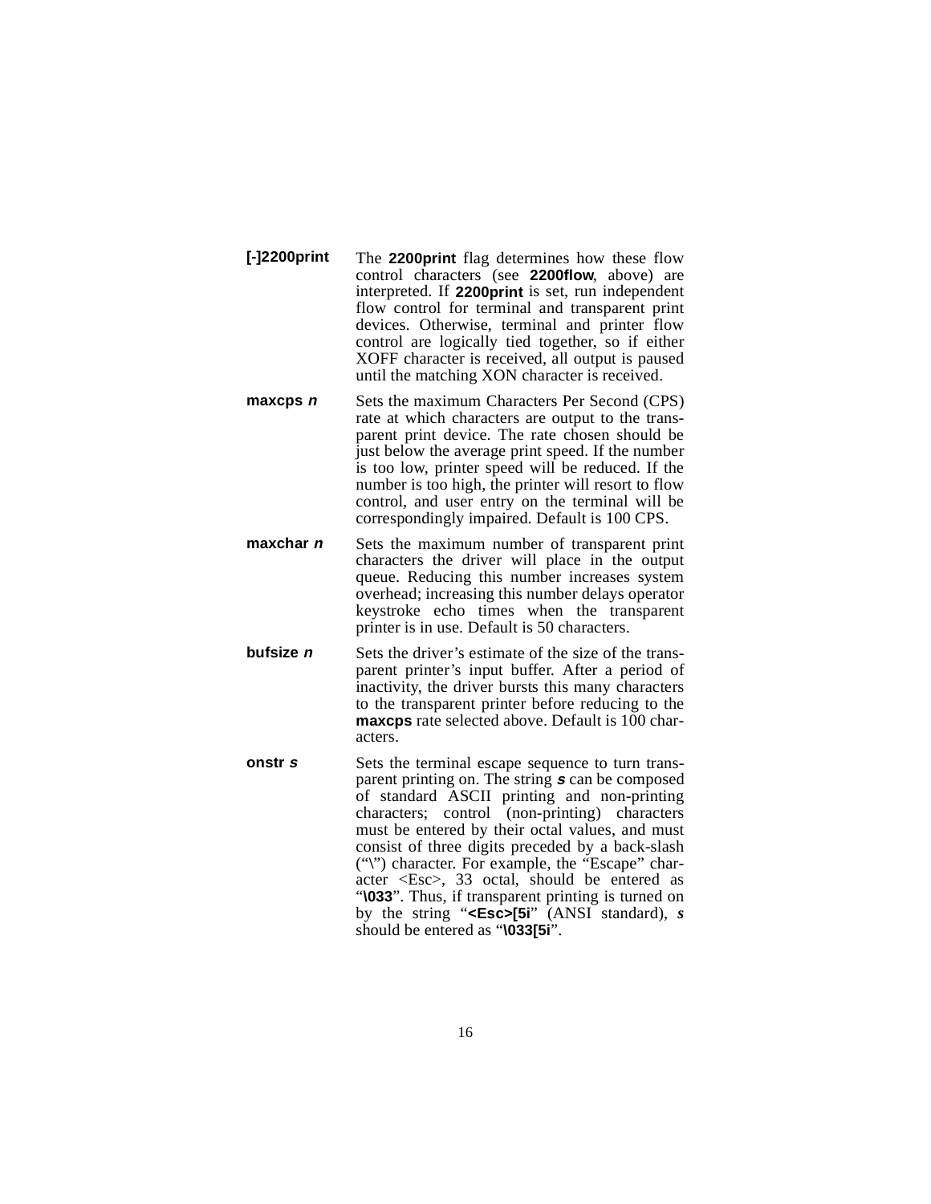**[-]2200print** The **2200print** flag determines how these flow control characters (see **2200flow**, above) are interpreted. If **2200print** is set, run independent flow control for terminal and transparent print devices. Otherwise, terminal and printer flow control are logically tied together, so if either XOFF character is received, all output is paused until the matching XON character is received.

**maxcps *n*** Sets the maximum Characters Per Second (CPS) rate at which characters are output to the transparent print device. The rate chosen should be just below the average print speed. If the number is too low, printer speed will be reduced. If the number is too high, the printer will resort to flow control, and user entry on the terminal will be correspondingly impaired. Default is 100 CPS.

**maxchar *n*** Sets the maximum number of transparent print characters the driver will place in the output queue. Reducing this number increases system overhead; increasing this number delays operator keystroke echo times when the transparent printer is in use. Default is 50 characters.

**bufsize *n*** Sets the driver's estimate of the size of the transparent printer's input buffer. After a period of inactivity, the driver bursts this many characters to the transparent printer before reducing to the **maxcps** rate selected above. Default is 100 characters.

**onstr *s*** Sets the terminal escape sequence to turn transparent printing on. The string ***s*** can be composed of standard ASCII printing and non-printing characters; control (non-printing) characters must be entered by their octal values, and must consist of three digits preceded by a back-slash ("\") character. For example, the "Escape" character <Esc>, 33 octal, should be entered as "**\033**". Thus, if transparent printing is turned on by the string "**<Esc>[5i**" (ANSI standard), ***s*** should be entered as "**\033[5i**".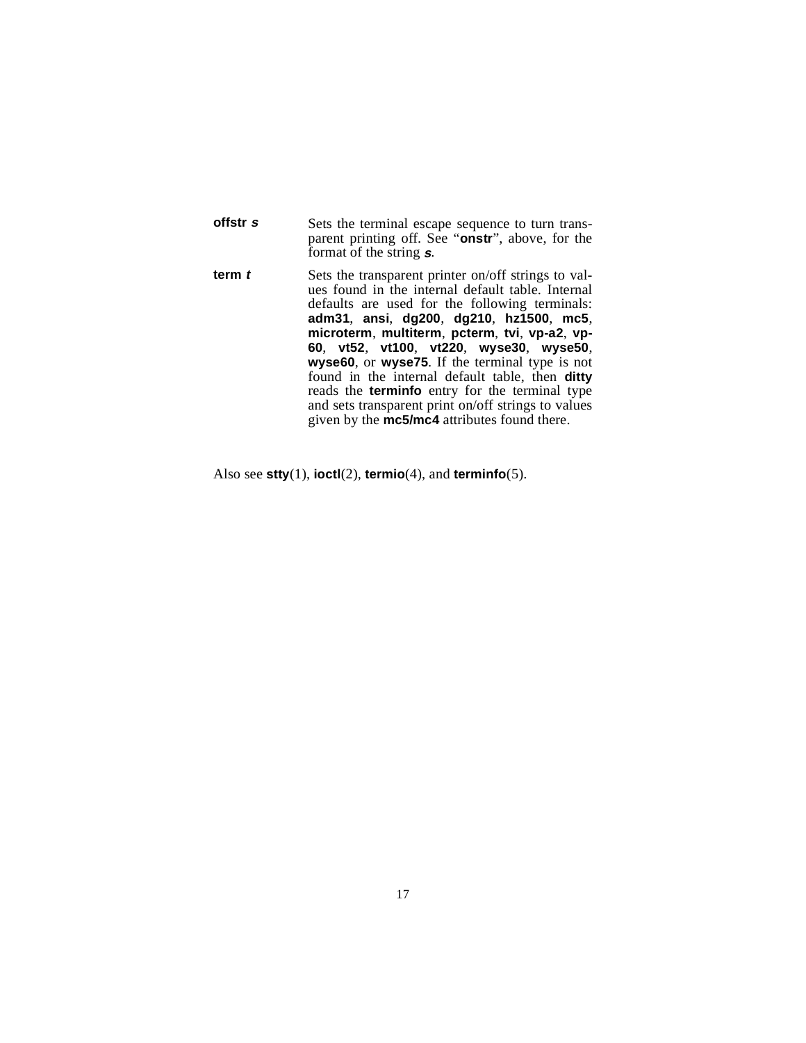**offstr** ***s***
: Sets the terminal escape sequence to turn transparent printing off. See "**onstr**", above, for the format of the string ***s***.

**term** ***t***
: Sets the transparent printer on/off strings to values found in the internal default table. Internal defaults are used for the following terminals: **adm31**, **ansi**, **dg200**, **dg210**, **hz1500**, **mc5**, **microterm**, **multiterm**, **pcterm**, **tvi**, **vp-a2**, **vp-60**, **vt52**, **vt100**, **vt220**, **wyse30**, **wyse50**, **wyse60**, or **wyse75**. If the terminal type is not found in the internal default table, then **ditty** reads the **terminfo** entry for the terminal type and sets transparent print on/off strings to values given by the **mc5/mc4** attributes found there.

Also see **stty**(1), **ioctl**(2), **termio**(4), and **terminfo**(5).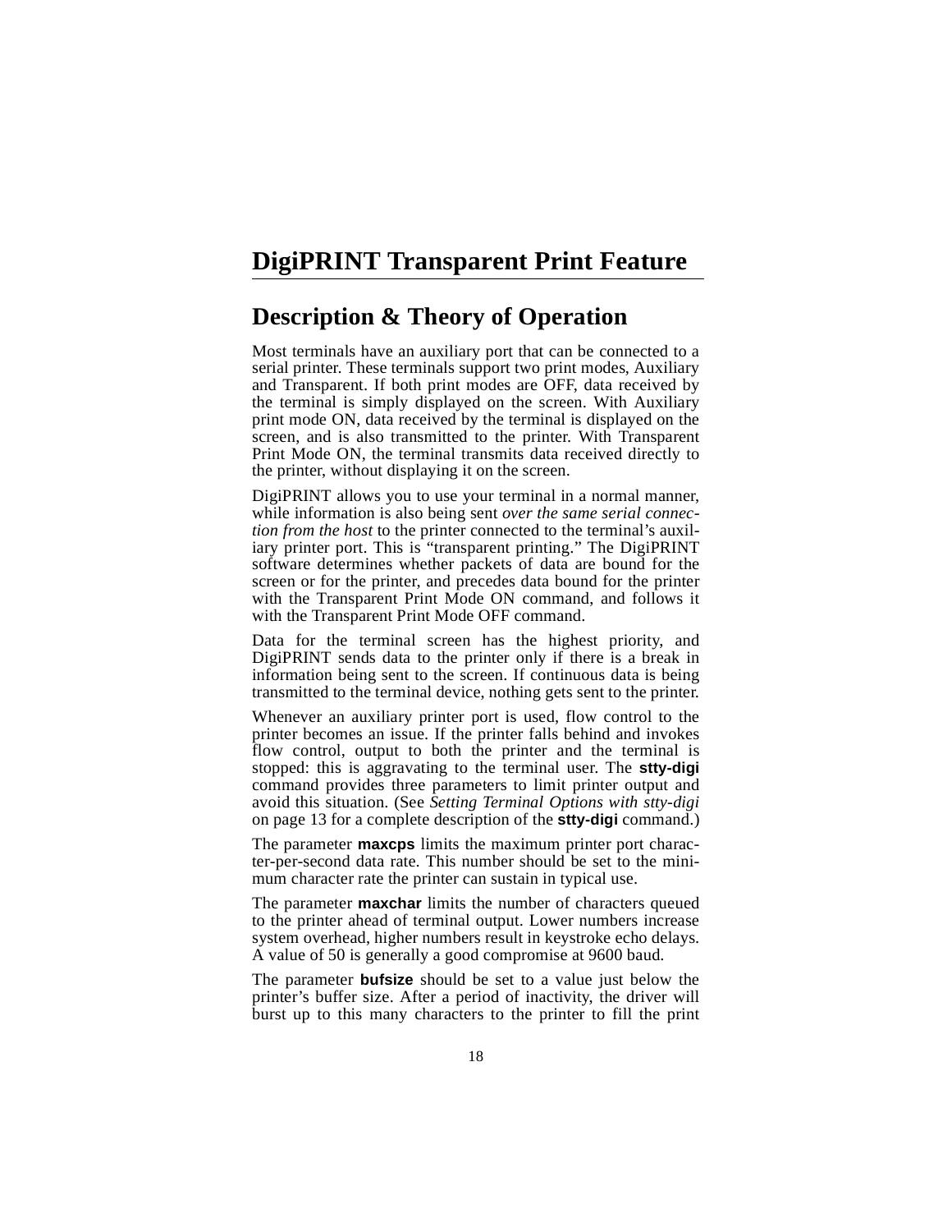# DigiPRINT Transparent Print Feature

## Description & Theory of Operation

Most terminals have an auxiliary port that can be connected to a serial printer. These terminals support two print modes, Auxiliary and Transparent. If both print modes are OFF, data received by the terminal is simply displayed on the screen. With Auxiliary print mode ON, data received by the terminal is displayed on the screen, and is also transmitted to the printer. With Transparent Print Mode ON, the terminal transmits data received directly to the printer, without displaying it on the screen.

DigiPRINT allows you to use your terminal in a normal manner, while information is also being sent *over the same serial connection from the host* to the printer connected to the terminal's auxiliary printer port. This is "transparent printing." The DigiPRINT software determines whether packets of data are bound for the screen or for the printer, and precedes data bound for the printer with the Transparent Print Mode ON command, and follows it with the Transparent Print Mode OFF command.

Data for the terminal screen has the highest priority, and DigiPRINT sends data to the printer only if there is a break in information being sent to the screen. If continuous data is being transmitted to the terminal device, nothing gets sent to the printer.

Whenever an auxiliary printer port is used, flow control to the printer becomes an issue. If the printer falls behind and invokes flow control, output to both the printer and the terminal is stopped: this is aggravating to the terminal user. The **stty-digi** command provides three parameters to limit printer output and avoid this situation. (See *Setting Terminal Options with stty-digi* on page 13 for a complete description of the **stty-digi** command.)

The parameter **maxcps** limits the maximum printer port character-per-second data rate. This number should be set to the minimum character rate the printer can sustain in typical use.

The parameter **maxchar** limits the number of characters queued to the printer ahead of terminal output. Lower numbers increase system overhead, higher numbers result in keystroke echo delays. A value of 50 is generally a good compromise at 9600 baud.

The parameter **bufsize** should be set to a value just below the printer's buffer size. After a period of inactivity, the driver will burst up to this many characters to the printer to fill the print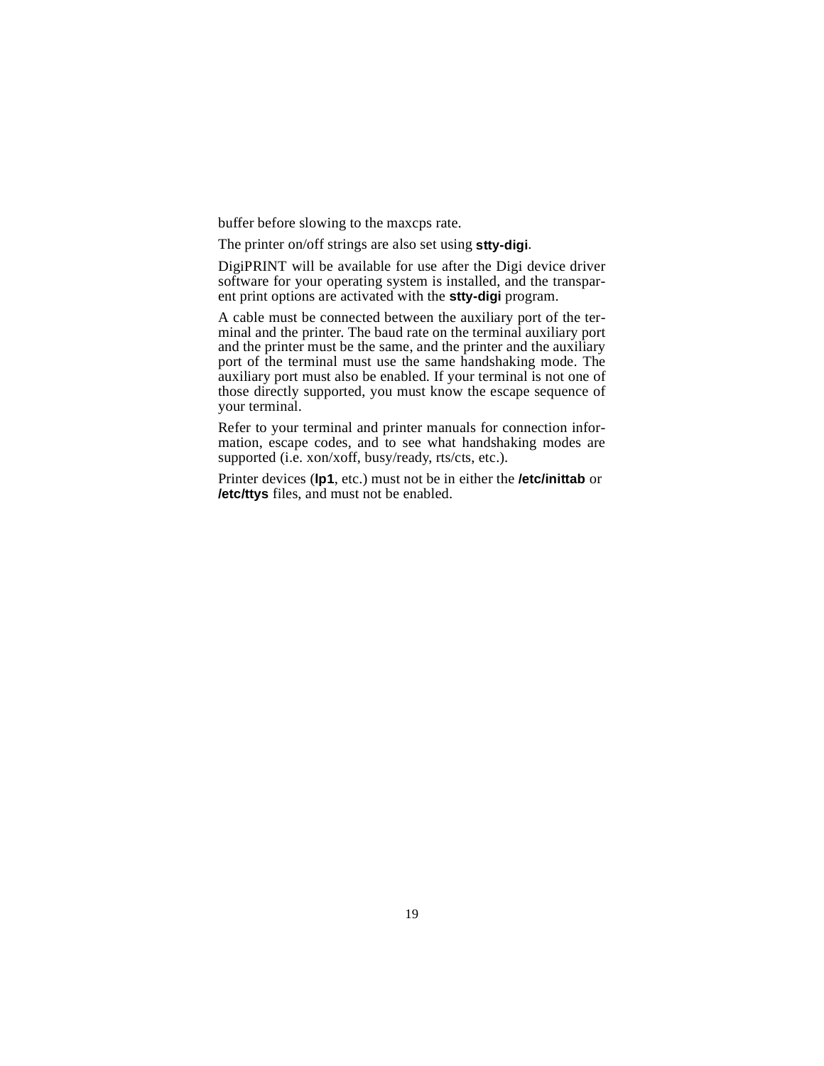buffer before slowing to the maxcps rate.

The printer on/off strings are also set using **stty-digi**.

DigiPRINT will be available for use after the Digi device driver software for your operating system is installed, and the transparent print options are activated with the **stty-digi** program.

A cable must be connected between the auxiliary port of the terminal and the printer. The baud rate on the terminal auxiliary port and the printer must be the same, and the printer and the auxiliary port of the terminal must use the same handshaking mode. The auxiliary port must also be enabled. If your terminal is not one of those directly supported, you must know the escape sequence of your terminal.

Refer to your terminal and printer manuals for connection information, escape codes, and to see what handshaking modes are supported (i.e. xon/xoff, busy/ready, rts/cts, etc.).

Printer devices (**lp1**, etc.) must not be in either the **/etc/inittab** or **/etc/ttys** files, and must not be enabled.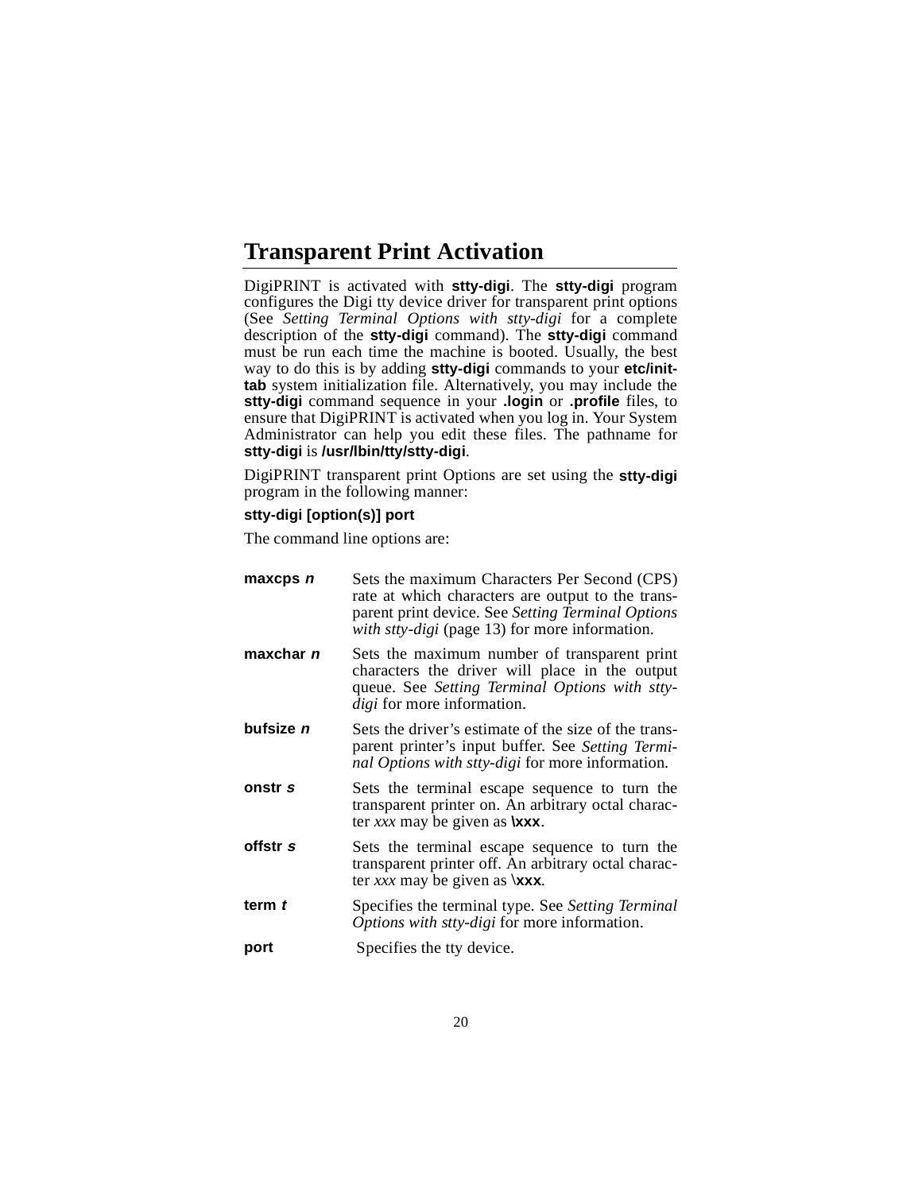# Transparent Print Activation

DigiPRINT is activated with **stty-digi**. The **stty-digi** program configures the Digi tty device driver for transparent print options (See *Setting Terminal Options with stty-digi* for a complete description of the **stty-digi** command). The **stty-digi** command must be run each time the machine is booted. Usually, the best way to do this is by adding **stty-digi** commands to your **etc/inittab** system initialization file. Alternatively, you may include the **stty-digi** command sequence in your **.login** or **.profile** files, to ensure that DigiPRINT is activated when you log in. Your System Administrator can help you edit these files. The pathname for **stty-digi** is **/usr/lbin/tty/stty-digi**.

DigiPRINT transparent print Options are set using the **stty-digi** program in the following manner:

**stty-digi [option(s)] port**

The command line options are:

**maxcps *n*** Sets the maximum Characters Per Second (CPS) rate at which characters are output to the transparent print device. See *Setting Terminal Options with stty-digi* (page 13) for more information.

**maxchar *n*** Sets the maximum number of transparent print characters the driver will place in the output queue. See *Setting Terminal Options with stty-digi* for more information.

**bufsize *n*** Sets the driver's estimate of the size of the transparent printer's input buffer. See *Setting Terminal Options with stty-digi* for more information.

**onstr *s*** Sets the terminal escape sequence to turn the transparent printer on. An arbitrary octal character *xxx* may be given as **\xxx**.

**offstr *s*** Sets the terminal escape sequence to turn the transparent printer off. An arbitrary octal character *xxx* may be given as **\xxx**.

**term *t*** Specifies the terminal type. See *Setting Terminal Options with stty-digi* for more information.

**port** Specifies the tty device.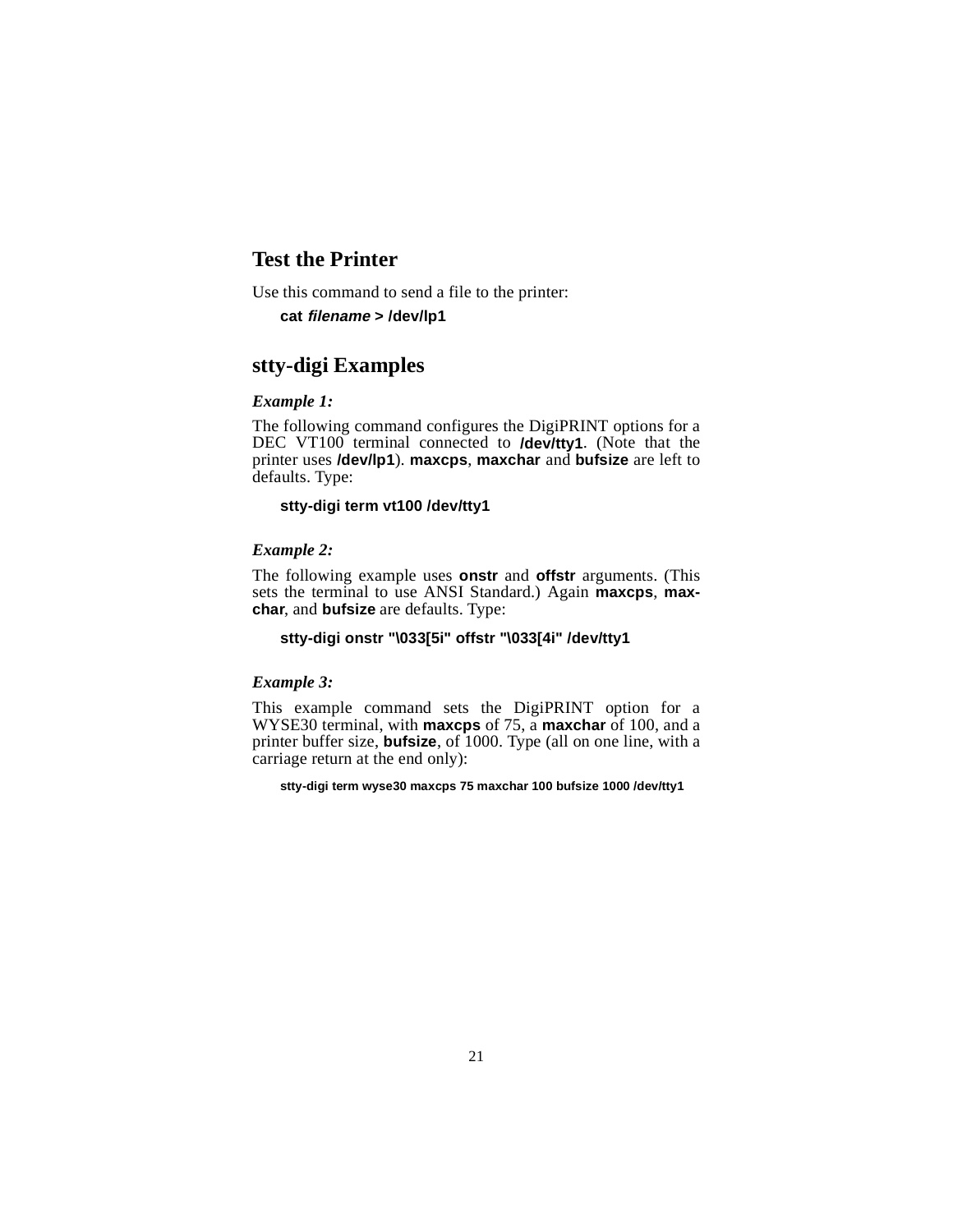## Test the Printer

Use this command to send a file to the printer:

**cat *filename* > /dev/lp1**

## stty-digi Examples

***Example 1:***

The following command configures the DigiPRINT options for a DEC VT100 terminal connected to **/dev/tty1**. (Note that the printer uses **/dev/lp1**). **maxcps**, **maxchar** and **bufsize** are left to defaults. Type:

```
stty-digi term vt100 /dev/tty1
```

***Example 2:***

The following example uses **onstr** and **offstr** arguments. (This sets the terminal to use ANSI Standard.) Again **maxcps**, **maxchar**, and **bufsize** are defaults. Type:

```
stty-digi onstr "\033[5i" offstr "\033[4i" /dev/tty1
```

***Example 3:***

This example command sets the DigiPRINT option for a WYSE30 terminal, with **maxcps** of 75, a **maxchar** of 100, and a printer buffer size, **bufsize**, of 1000. Type (all on one line, with a carriage return at the end only):

```
stty-digi term wyse30 maxcps 75 maxchar 100 bufsize 1000 /dev/tty1
```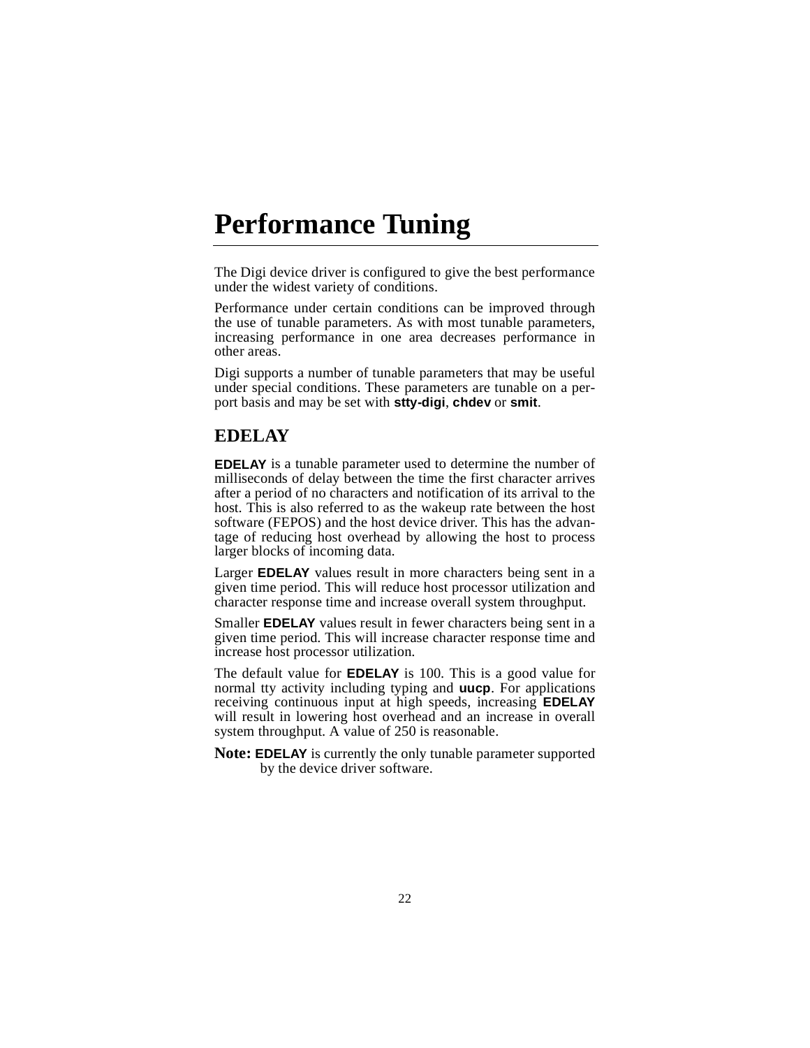# Performance Tuning

The Digi device driver is configured to give the best performance under the widest variety of conditions.

Performance under certain conditions can be improved through the use of tunable parameters. As with most tunable parameters, increasing performance in one area decreases performance in other areas.

Digi supports a number of tunable parameters that may be useful under special conditions. These parameters are tunable on a per-port basis and may be set with **stty-digi**, **chdev** or **smit**.

## EDELAY

**EDELAY** is a tunable parameter used to determine the number of milliseconds of delay between the time the first character arrives after a period of no characters and notification of its arrival to the host. This is also referred to as the wakeup rate between the host software (FEPOS) and the host device driver. This has the advantage of reducing host overhead by allowing the host to process larger blocks of incoming data.

Larger **EDELAY** values result in more characters being sent in a given time period. This will reduce host processor utilization and character response time and increase overall system throughput.

Smaller **EDELAY** values result in fewer characters being sent in a given time period. This will increase character response time and increase host processor utilization.

The default value for **EDELAY** is 100. This is a good value for normal tty activity including typing and **uucp**. For applications receiving continuous input at high speeds, increasing **EDELAY** will result in lowering host overhead and an increase in overall system throughput. A value of 250 is reasonable.

**Note:** **EDELAY** is currently the only tunable parameter supported by the device driver software.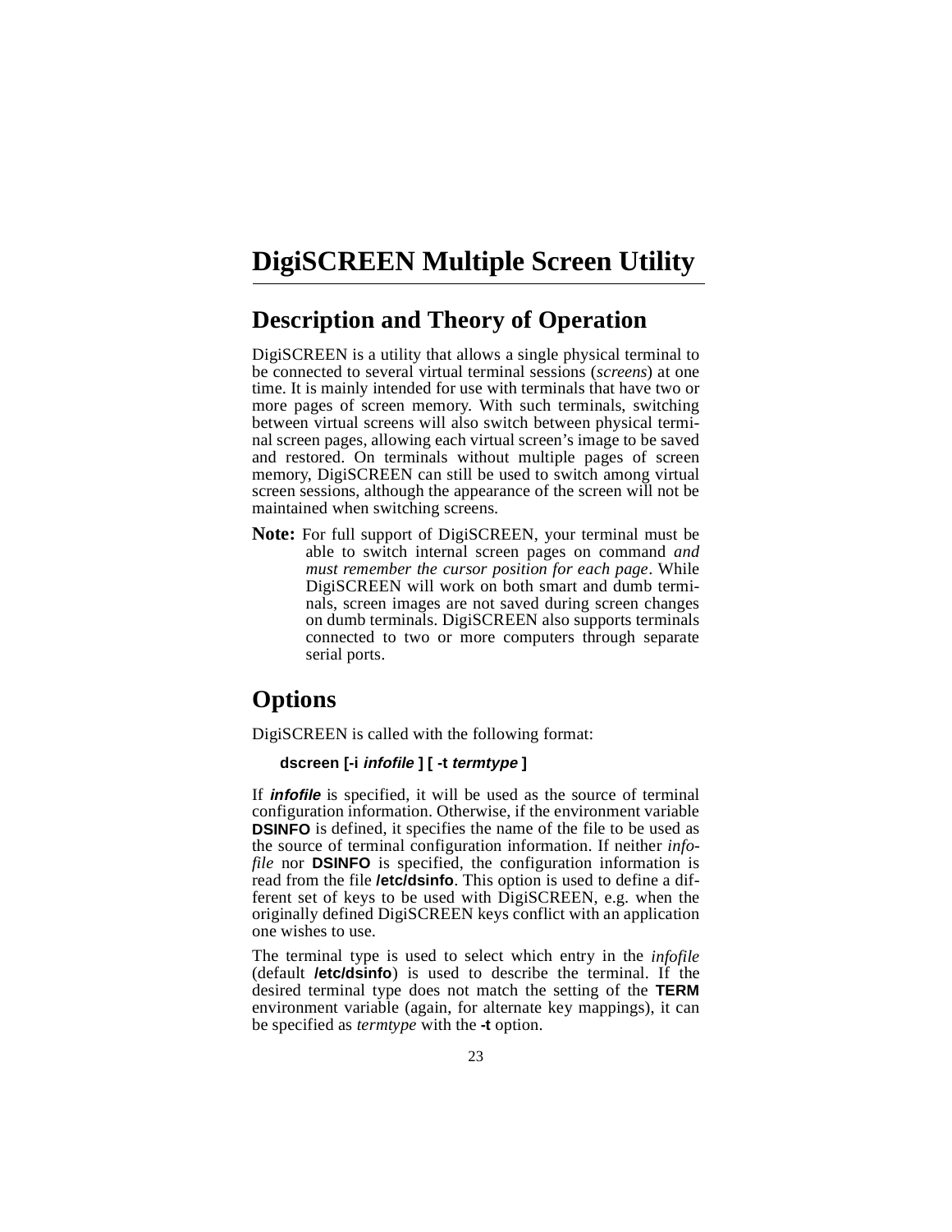# DigiSCREEN Multiple Screen Utility

## Description and Theory of Operation

DigiSCREEN is a utility that allows a single physical terminal to be connected to several virtual terminal sessions (*screens*) at one time. It is mainly intended for use with terminals that have two or more pages of screen memory. With such terminals, switching between virtual screens will also switch between physical terminal screen pages, allowing each virtual screen's image to be saved and restored. On terminals without multiple pages of screen memory, DigiSCREEN can still be used to switch among virtual screen sessions, although the appearance of the screen will not be maintained when switching screens.

**Note:** For full support of DigiSCREEN, your terminal must be able to switch internal screen pages on command *and must remember the cursor position for each page*. While DigiSCREEN will work on both smart and dumb terminals, screen images are not saved during screen changes on dumb terminals. DigiSCREEN also supports terminals connected to two or more computers through separate serial ports.

## Options

DigiSCREEN is called with the following format:

**dscreen [-i *infofile* ] [ -t *termtype* ]**

If ***infofile*** is specified, it will be used as the source of terminal configuration information. Otherwise, if the environment variable **DSINFO** is defined, it specifies the name of the file to be used as the source of terminal configuration information. If neither *infofile* nor **DSINFO** is specified, the configuration information is read from the file **/etc/dsinfo**. This option is used to define a different set of keys to be used with DigiSCREEN, e.g. when the originally defined DigiSCREEN keys conflict with an application one wishes to use.

The terminal type is used to select which entry in the *infofile* (default **/etc/dsinfo**) is used to describe the terminal. If the desired terminal type does not match the setting of the **TERM** environment variable (again, for alternate key mappings), it can be specified as *termtype* with the **-t** option.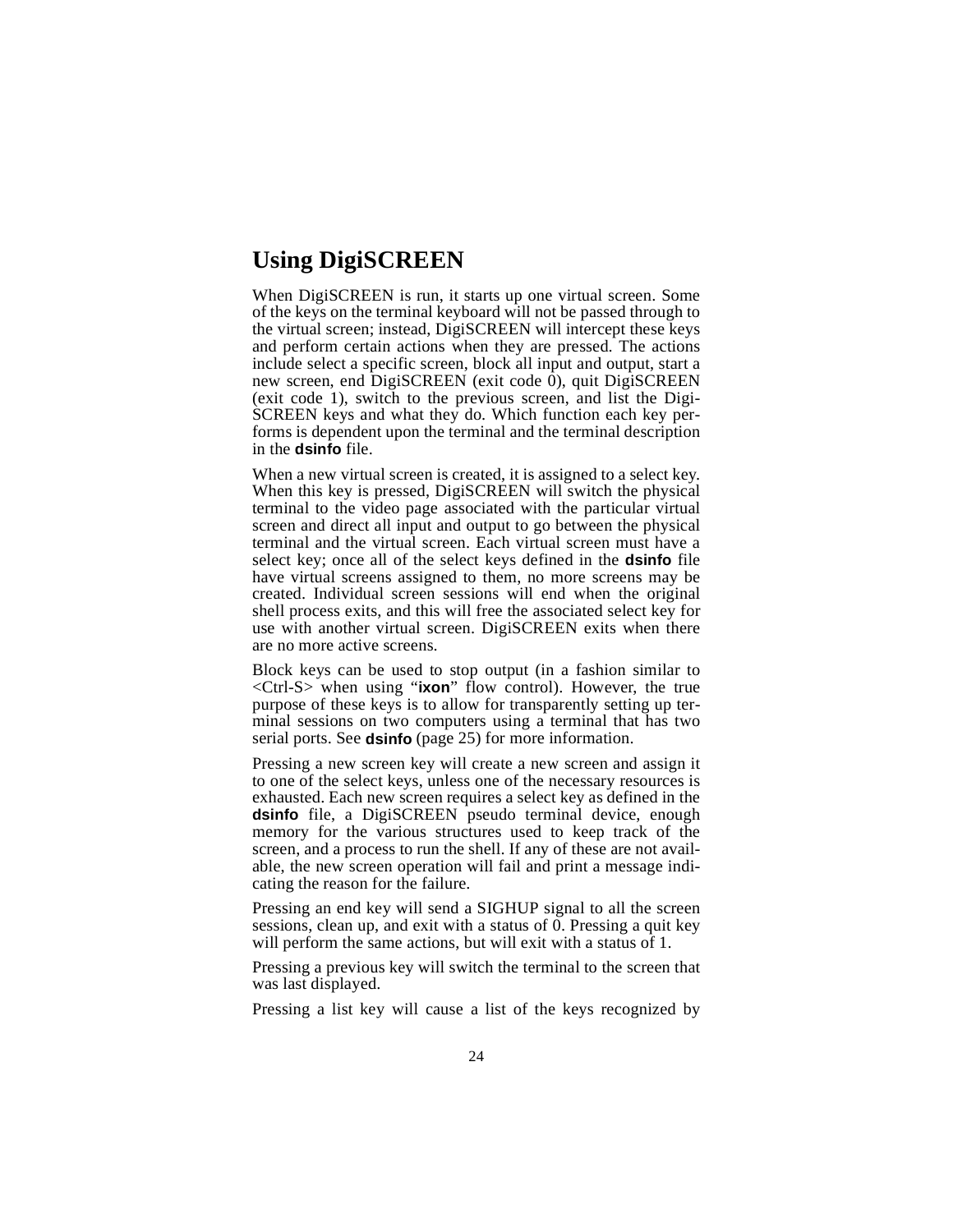# Using DigiSCREEN

When DigiSCREEN is run, it starts up one virtual screen. Some of the keys on the terminal keyboard will not be passed through to the virtual screen; instead, DigiSCREEN will intercept these keys and perform certain actions when they are pressed. The actions include select a specific screen, block all input and output, start a new screen, end DigiSCREEN (exit code 0), quit DigiSCREEN (exit code 1), switch to the previous screen, and list the DigiSCREEN keys and what they do. Which function each key performs is dependent upon the terminal and the terminal description in the **dsinfo** file.

When a new virtual screen is created, it is assigned to a select key. When this key is pressed, DigiSCREEN will switch the physical terminal to the video page associated with the particular virtual screen and direct all input and output to go between the physical terminal and the virtual screen. Each virtual screen must have a select key; once all of the select keys defined in the **dsinfo** file have virtual screens assigned to them, no more screens may be created. Individual screen sessions will end when the original shell process exits, and this will free the associated select key for use with another virtual screen. DigiSCREEN exits when there are no more active screens.

Block keys can be used to stop output (in a fashion similar to <Ctrl-S> when using "**ixon**" flow control). However, the true purpose of these keys is to allow for transparently setting up terminal sessions on two computers using a terminal that has two serial ports. See **dsinfo** (page 25) for more information.

Pressing a new screen key will create a new screen and assign it to one of the select keys, unless one of the necessary resources is exhausted. Each new screen requires a select key as defined in the **dsinfo** file, a DigiSCREEN pseudo terminal device, enough memory for the various structures used to keep track of the screen, and a process to run the shell. If any of these are not available, the new screen operation will fail and print a message indicating the reason for the failure.

Pressing an end key will send a SIGHUP signal to all the screen sessions, clean up, and exit with a status of 0. Pressing a quit key will perform the same actions, but will exit with a status of 1.

Pressing a previous key will switch the terminal to the screen that was last displayed.

Pressing a list key will cause a list of the keys recognized by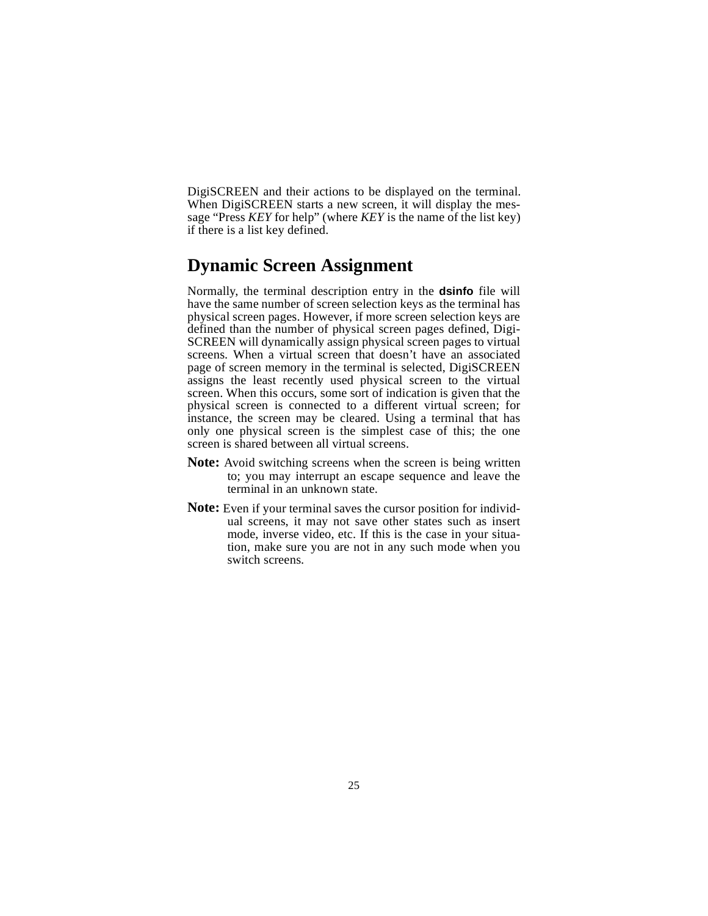DigiSCREEN and their actions to be displayed on the terminal. When DigiSCREEN starts a new screen, it will display the message "Press *KEY* for help" (where *KEY* is the name of the list key) if there is a list key defined.

## Dynamic Screen Assignment

Normally, the terminal description entry in the **dsinfo** file will have the same number of screen selection keys as the terminal has physical screen pages. However, if more screen selection keys are defined than the number of physical screen pages defined, DigiSCREEN will dynamically assign physical screen pages to virtual screens. When a virtual screen that doesn't have an associated page of screen memory in the terminal is selected, DigiSCREEN assigns the least recently used physical screen to the virtual screen. When this occurs, some sort of indication is given that the physical screen is connected to a different virtual screen; for instance, the screen may be cleared. Using a terminal that has only one physical screen is the simplest case of this; the one screen is shared between all virtual screens.

**Note:** Avoid switching screens when the screen is being written to; you may interrupt an escape sequence and leave the terminal in an unknown state.

**Note:** Even if your terminal saves the cursor position for individual screens, it may not save other states such as insert mode, inverse video, etc. If this is the case in your situation, make sure you are not in any such mode when you switch screens.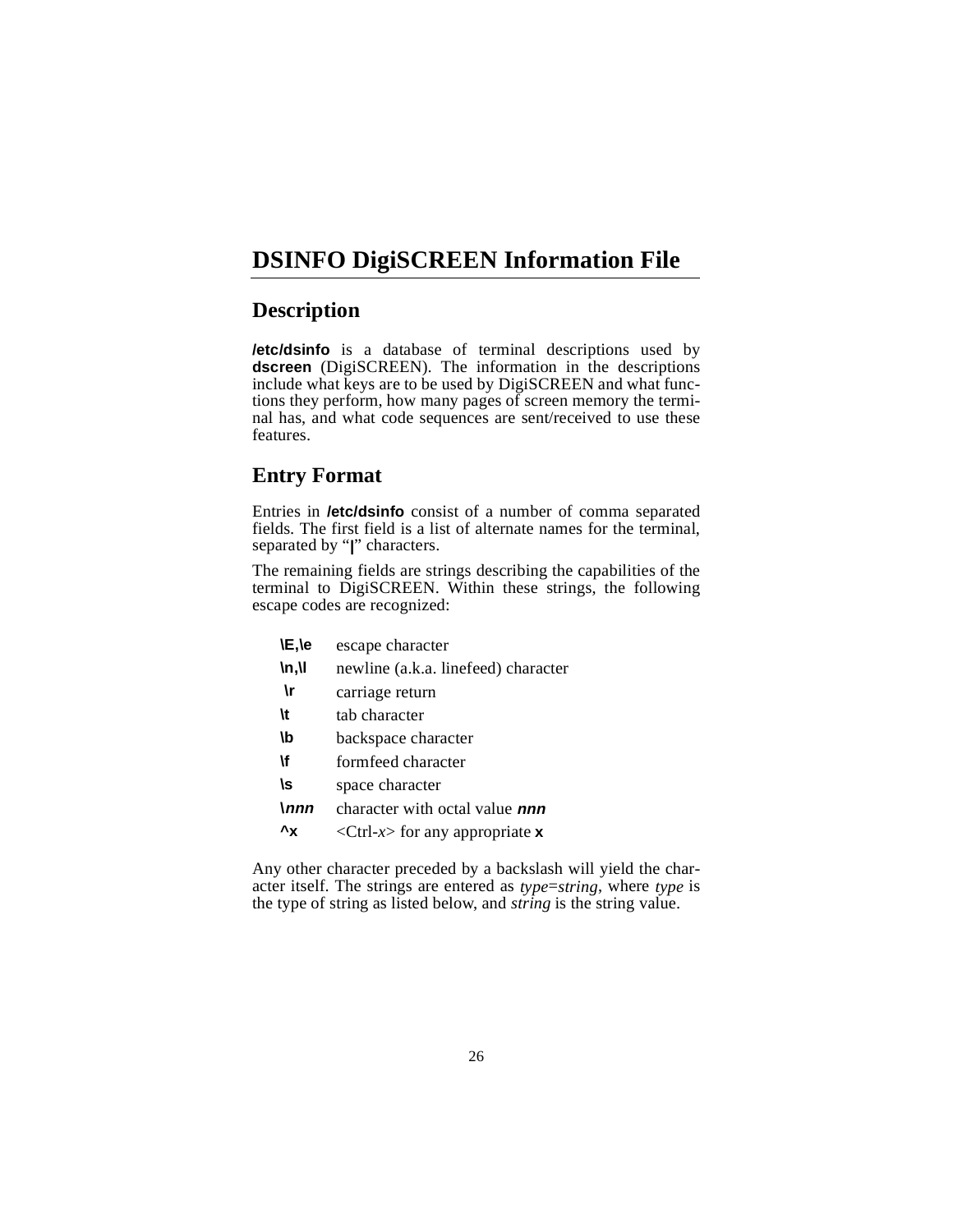# DSINFO DigiSCREEN Information File

## Description

**/etc/dsinfo** is a database of terminal descriptions used by **dscreen** (DigiSCREEN). The information in the descriptions include what keys are to be used by DigiSCREEN and what functions they perform, how many pages of screen memory the terminal has, and what code sequences are sent/received to use these features.

## Entry Format

Entries in **/etc/dsinfo** consist of a number of comma separated fields. The first field is a list of alternate names for the terminal, separated by "**|**" characters.

The remaining fields are strings describing the capabilities of the terminal to DigiSCREEN. Within these strings, the following escape codes are recognized:

| | |
|---|---|
| **\E,\e** | escape character |
| **\n,\l** | newline (a.k.a. linefeed) character |
| **\r** | carriage return |
| **\t** | tab character |
| **\b** | backspace character |
| **\f** | formfeed character |
| **\s** | space character |
| **\*nnn*** | character with octal value ***nnn*** |
| **^x** | <Ctrl-*x*> for any appropriate **x** |

Any other character preceded by a backslash will yield the character itself. The strings are entered as *type*=*string*, where *type* is the type of string as listed below, and *string* is the string value.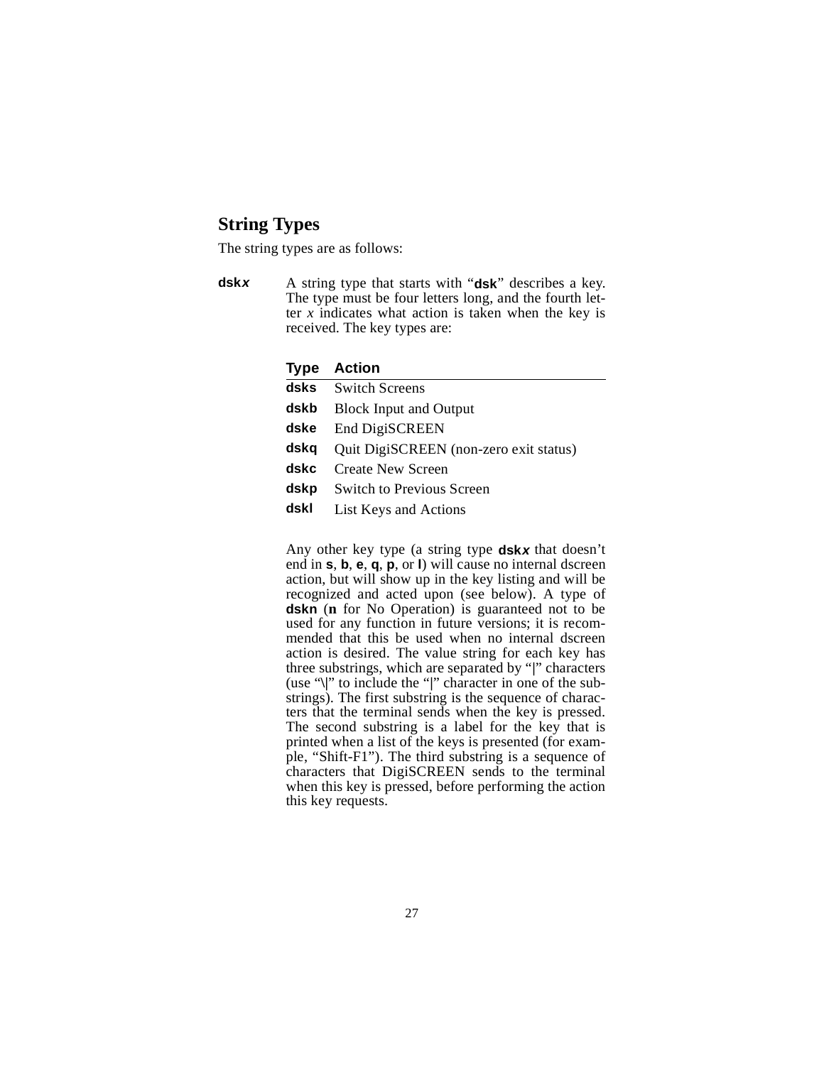## String Types

The string types are as follows:

**dsk*x*** A string type that starts with "**dsk**" describes a key. The type must be four letters long, and the fourth letter *x* indicates what action is taken when the key is received. The key types are:

| Type | Action |
|---|---|
| **dsks** | Switch Screens |
| **dskb** | Block Input and Output |
| **dske** | End DigiSCREEN |
| **dskq** | Quit DigiSCREEN (non-zero exit status) |
| **dskc** | Create New Screen |
| **dskp** | Switch to Previous Screen |
| **dskl** | List Keys and Actions |

Any other key type (a string type **dsk*x*** that doesn't end in **s**, **b**, **e**, **q**, **p**, or **l**) will cause no internal dscreen action, but will show up in the key listing and will be recognized and acted upon (see below). A type of **dskn** (**n** for No Operation) is guaranteed not to be used for any function in future versions; it is recommended that this be used when no internal dscreen action is desired. The value string for each key has three substrings, which are separated by "|" characters (use "\|" to include the "|" character in one of the substrings). The first substring is the sequence of characters that the terminal sends when the key is pressed. The second substring is a label for the key that is printed when a list of the keys is presented (for example, "Shift-F1"). The third substring is a sequence of characters that DigiSCREEN sends to the terminal when this key is pressed, before performing the action this key requests.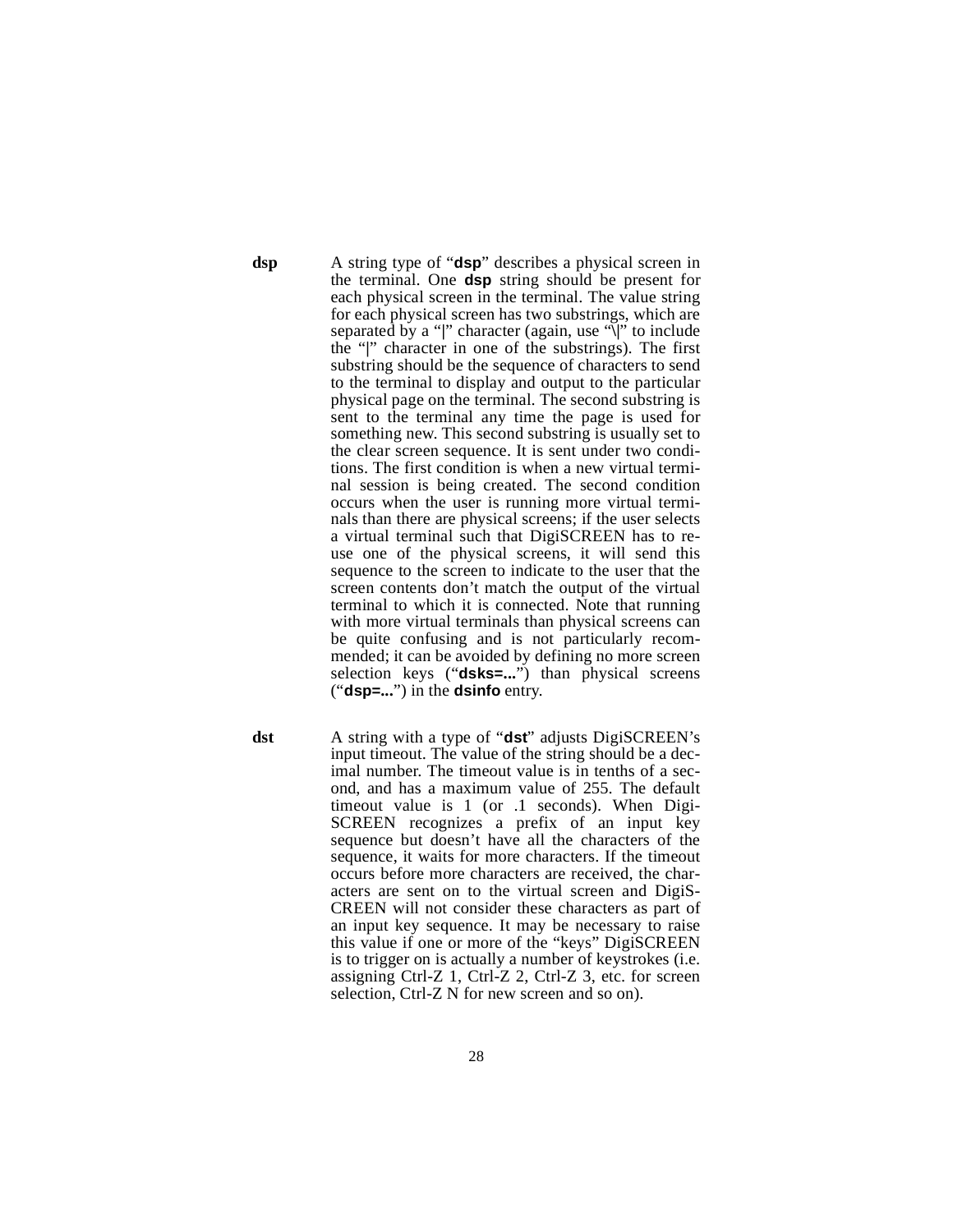**dsp** A string type of "**dsp**" describes a physical screen in the terminal. One **dsp** string should be present for each physical screen in the terminal. The value string for each physical screen has two substrings, which are separated by a "|" character (again, use "\|" to include the "|" character in one of the substrings). The first substring should be the sequence of characters to send to the terminal to display and output to the particular physical page on the terminal. The second substring is sent to the terminal any time the page is used for something new. This second substring is usually set to the clear screen sequence. It is sent under two conditions. The first condition is when a new virtual terminal session is being created. The second condition occurs when the user is running more virtual terminals than there are physical screens; if the user selects a virtual terminal such that DigiSCREEN has to reuse one of the physical screens, it will send this sequence to the screen to indicate to the user that the screen contents don't match the output of the virtual terminal to which it is connected. Note that running with more virtual terminals than physical screens can be quite confusing and is not particularly recommended; it can be avoided by defining no more screen selection keys ("**dsks=...**") than physical screens ("**dsp=...**") in the **dsinfo** entry.

**dst** A string with a type of "**dst**" adjusts DigiSCREEN's input timeout. The value of the string should be a decimal number. The timeout value is in tenths of a second, and has a maximum value of 255. The default timeout value is 1 (or .1 seconds). When DigiSCREEN recognizes a prefix of an input key sequence but doesn't have all the characters of the sequence, it waits for more characters. If the timeout occurs before more characters are received, the characters are sent on to the virtual screen and DigiSCREEN will not consider these characters as part of an input key sequence. It may be necessary to raise this value if one or more of the "keys" DigiSCREEN is to trigger on is actually a number of keystrokes (i.e. assigning Ctrl-Z 1, Ctrl-Z 2, Ctrl-Z 3, etc. for screen selection, Ctrl-Z N for new screen and so on).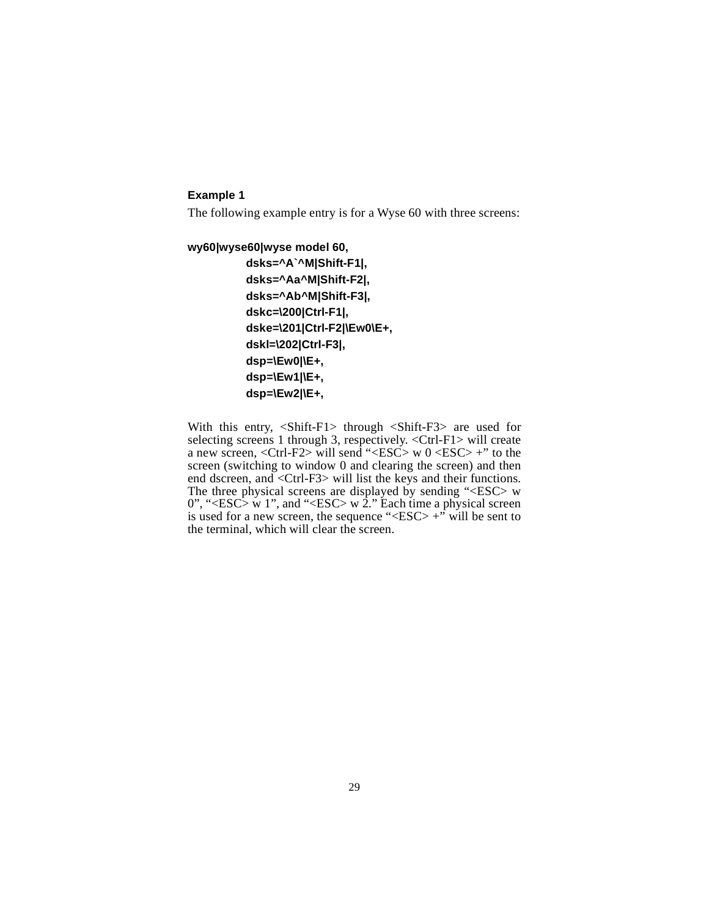**Example 1**

The following example entry is for a Wyse 60 with three screens:

```
wy60|wyse60|wyse model 60,
        dsks=^A`^M|Shift-F1|,
        dsks=^Aa^M|Shift-F2|,
        dsks=^Ab^M|Shift-F3|,
        dskc=\200|Ctrl-F1|,
        dske=\201|Ctrl-F2|\Ew0\E+,
        dskl=\202|Ctrl-F3|,
        dsp=\Ew0|\E+,
        dsp=\Ew1|\E+,
        dsp=\Ew2|\E+,
```

With this entry, <Shift-F1> through <Shift-F3> are used for selecting screens 1 through 3, respectively. <Ctrl-F1> will create a new screen, <Ctrl-F2> will send "<ESC> w 0 <ESC> +" to the screen (switching to window 0 and clearing the screen) and then end dscreen, and <Ctrl-F3> will list the keys and their functions. The three physical screens are displayed by sending "<ESC> w 0", "<ESC> w 1", and "<ESC> w 2." Each time a physical screen is used for a new screen, the sequence "<ESC> +" will be sent to the terminal, which will clear the screen.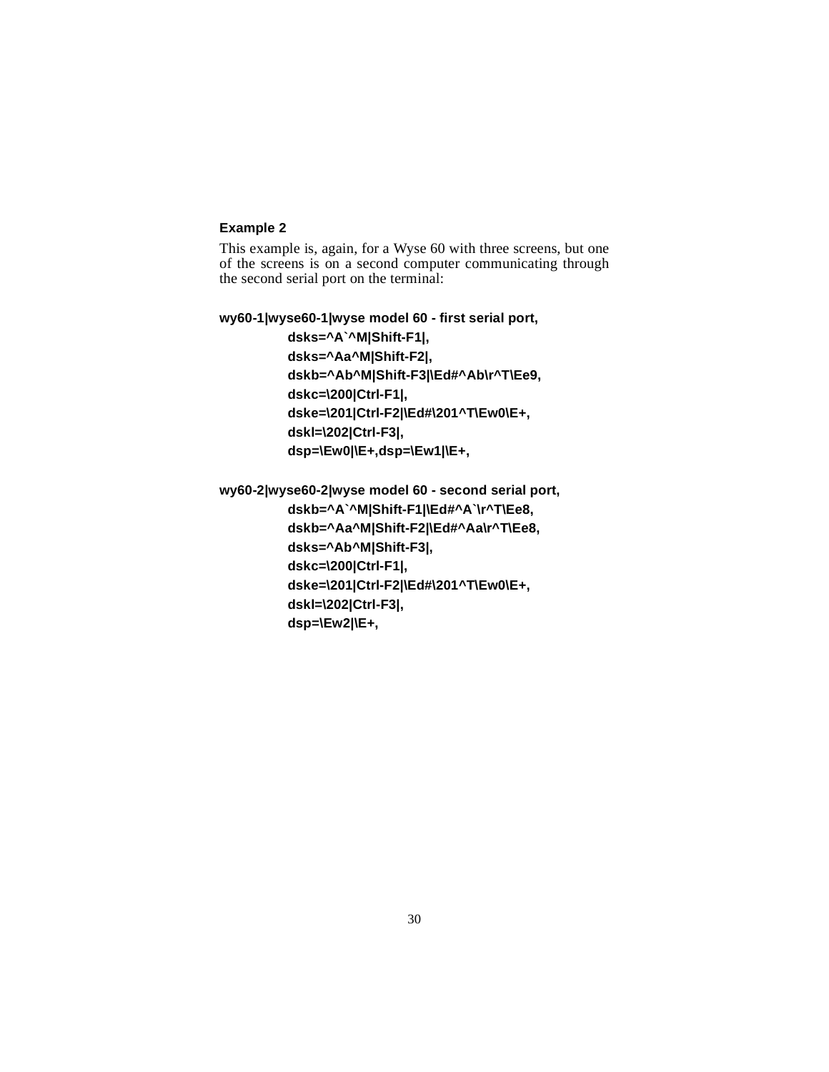**Example 2**

This example is, again, for a Wyse 60 with three screens, but one of the screens is on a second computer communicating through the second serial port on the terminal:

```
wy60-1|wyse60-1|wyse model 60 - first serial port,
        dsks=^A`^M|Shift-F1|,
        dsks=^Aa^M|Shift-F2|,
        dskb=^Ab^M|Shift-F3|\Ed#^Ab\r^T\Ee9,
        dskc=\200|Ctrl-F1|,
        dske=\201|Ctrl-F2|\Ed#\201^T\Ew0\E+,
        dskl=\202|Ctrl-F3|,
        dsp=\Ew0|\E+,dsp=\Ew1|\E+,

wy60-2|wyse60-2|wyse model 60 - second serial port,
        dskb=^A`^M|Shift-F1|\Ed#^A`\r^T\Ee8,
        dskb=^Aa^M|Shift-F2|\Ed#^Aa\r^T\Ee8,
        dsks=^Ab^M|Shift-F3|,
        dskc=\200|Ctrl-F1|,
        dske=\201|Ctrl-F2|\Ed#\201^T\Ew0\E+,
        dskl=\202|Ctrl-F3|,
        dsp=\Ew2|\E+,
```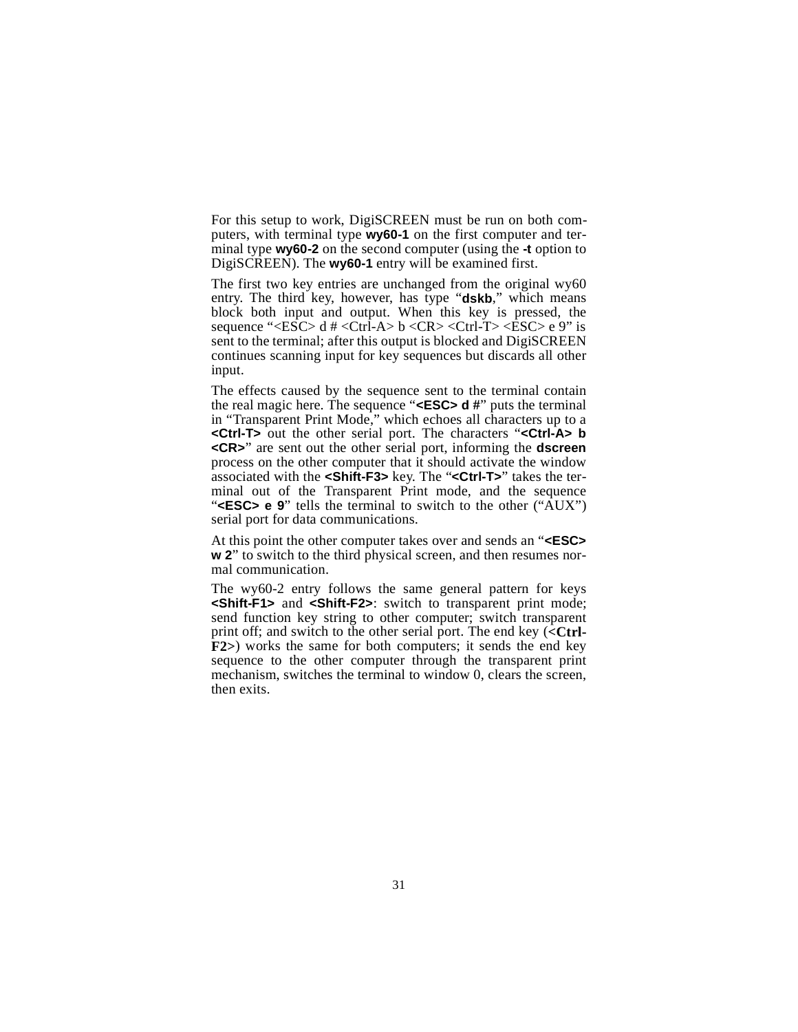For this setup to work, DigiSCREEN must be run on both computers, with terminal type **wy60-1** on the first computer and terminal type **wy60-2** on the second computer (using the **-t** option to DigiSCREEN). The **wy60-1** entry will be examined first.

The first two key entries are unchanged from the original wy60 entry. The third key, however, has type "**dskb**," which means block both input and output. When this key is pressed, the sequence "<ESC> d # <Ctrl-A> b <CR> <Ctrl-T> <ESC> e 9" is sent to the terminal; after this output is blocked and DigiSCREEN continues scanning input for key sequences but discards all other input.

The effects caused by the sequence sent to the terminal contain the real magic here. The sequence "**<ESC> d #**" puts the terminal in "Transparent Print Mode," which echoes all characters up to a **<Ctrl-T>** out the other serial port. The characters "**<Ctrl-A> b <CR>**" are sent out the other serial port, informing the **dscreen** process on the other computer that it should activate the window associated with the **<Shift-F3>** key. The "**<Ctrl-T>**" takes the terminal out of the Transparent Print mode, and the sequence "**<ESC> e 9**" tells the terminal to switch to the other ("AUX") serial port for data communications.

At this point the other computer takes over and sends an "**<ESC> w 2**" to switch to the third physical screen, and then resumes normal communication.

The wy60-2 entry follows the same general pattern for keys **<Shift-F1>** and **<Shift-F2>**: switch to transparent print mode; send function key string to other computer; switch transparent print off; and switch to the other serial port. The end key (<**Ctrl-F2**>) works the same for both computers; it sends the end key sequence to the other computer through the transparent print mechanism, switches the terminal to window 0, clears the screen, then exits.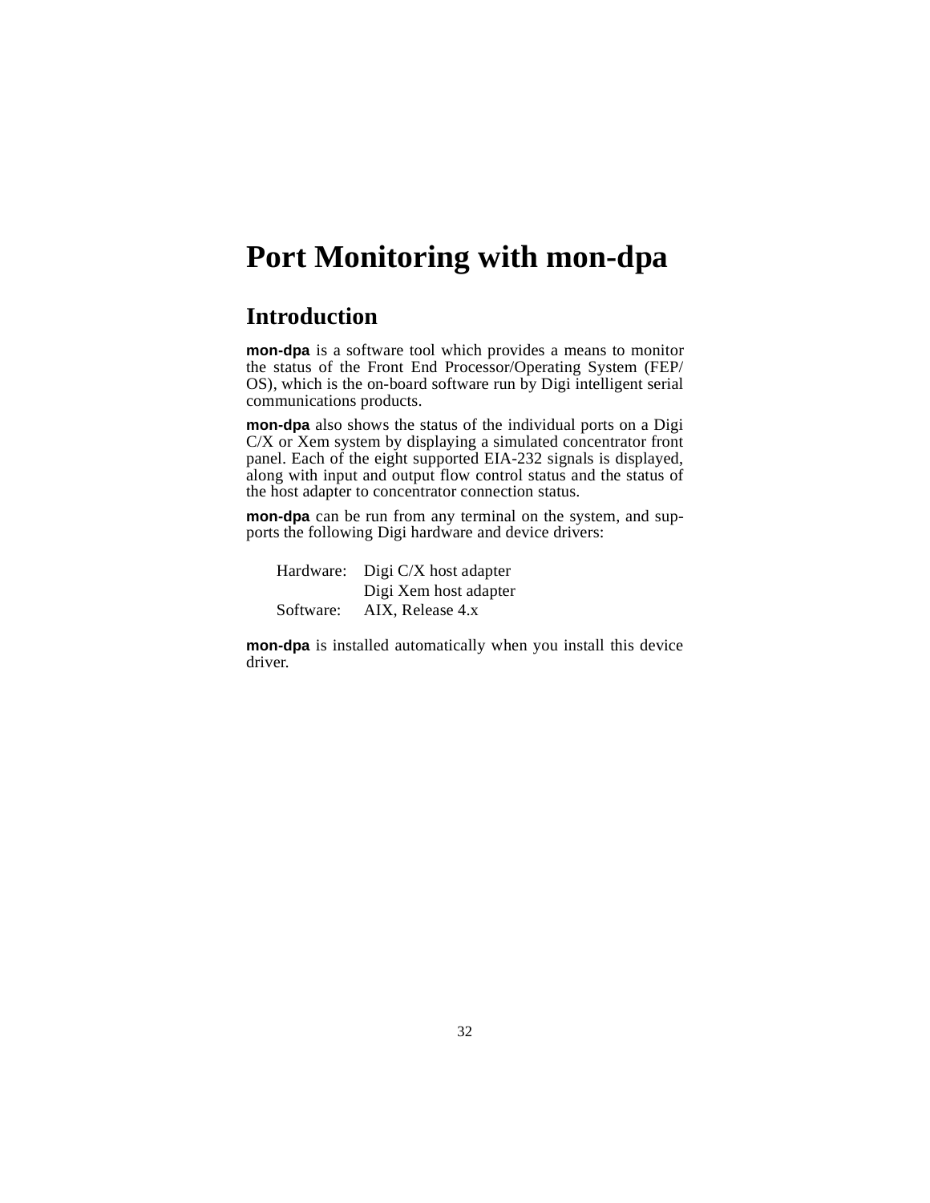# Port Monitoring with mon-dpa

## Introduction

**mon-dpa** is a software tool which provides a means to monitor the status of the Front End Processor/Operating System (FEP/OS), which is the on-board software run by Digi intelligent serial communications products.

**mon-dpa** also shows the status of the individual ports on a Digi C/X or Xem system by displaying a simulated concentrator front panel. Each of the eight supported EIA-232 signals is displayed, along with input and output flow control status and the status of the host adapter to concentrator connection status.

**mon-dpa** can be run from any terminal on the system, and supports the following Digi hardware and device drivers:

| | |
|---|---|
| Hardware: | Digi C/X host adapter |
| | Digi Xem host adapter |
| Software: | AIX, Release 4.x |

**mon-dpa** is installed automatically when you install this device driver.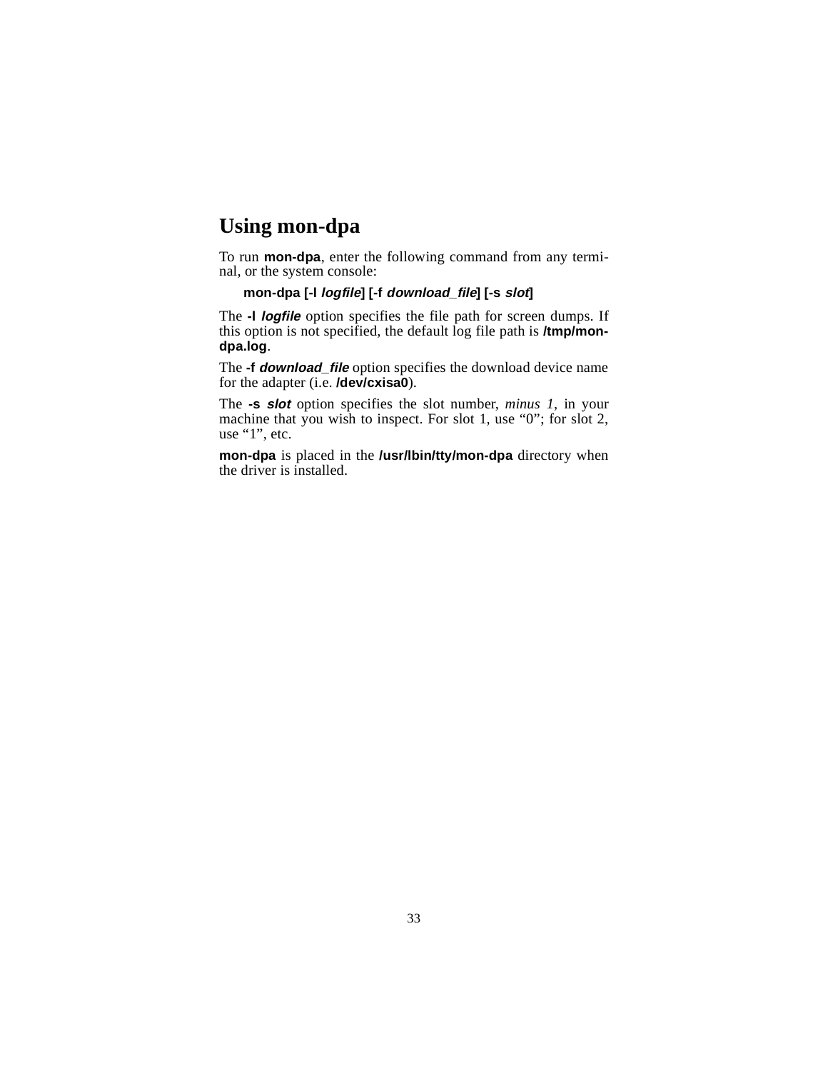# Using mon-dpa

To run **mon-dpa**, enter the following command from any terminal, or the system console:

**mon-dpa [-l *logfile*] [-f *download_file*] [-s *slot*]**

The **-l *logfile*** option specifies the file path for screen dumps. If this option is not specified, the default log file path is **/tmp/mon-dpa.log**.

The **-f *download_file*** option specifies the download device name for the adapter (i.e. **/dev/cxisa0**).

The **-s *slot*** option specifies the slot number, *minus 1*, in your machine that you wish to inspect. For slot 1, use “0”; for slot 2, use “1”, etc.

**mon-dpa** is placed in the **/usr/lbin/tty/mon-dpa** directory when the driver is installed.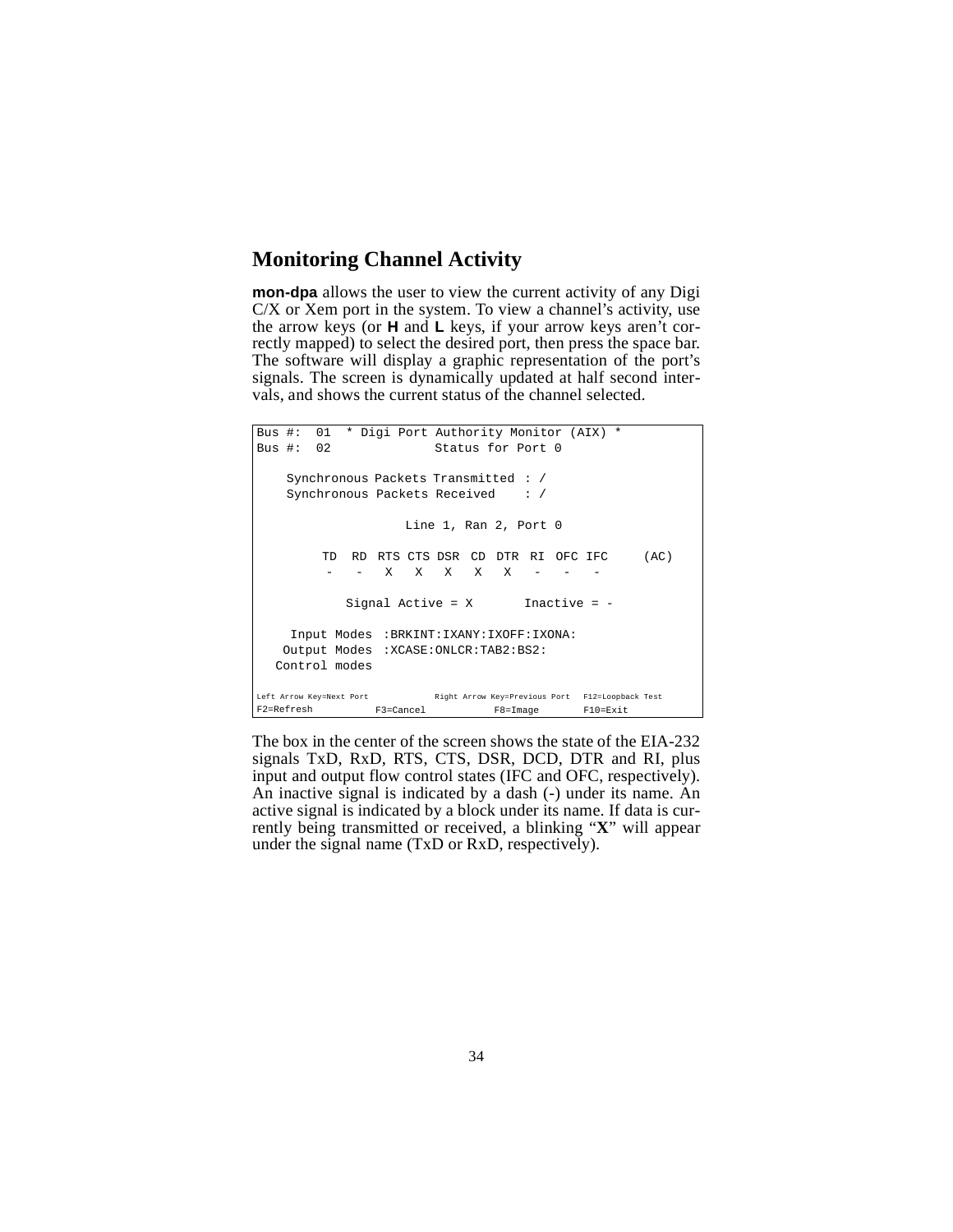## Monitoring Channel Activity

**mon-dpa** allows the user to view the current activity of any Digi C/X or Xem port in the system. To view a channel's activity, use the arrow keys (or **H** and **L** keys, if your arrow keys aren't correctly mapped) to select the desired port, then press the space bar. The software will display a graphic representation of the port's signals. The screen is dynamically updated at half second intervals, and shows the current status of the channel selected.

```
Bus #:  01  * Digi Port Authority Monitor (AIX) *
Bus #:  02              Status for Port 0

    Synchronous Packets Transmitted : /
    Synchronous Packets Received    : /

                    Line 1, Ran 2, Port 0

         TD  RD  RTS CTS DSR  CD  DTR  RI  OFC IFC     (AC)
          -   -   X   X   X   X   X   -   -   -

            Signal Active = X       Inactive = -

     Input Modes  :BRKINT:IXANY:IXOFF:IXONA:
    Output Modes  :XCASE:ONLCR:TAB2:BS2:
   Control modes

Left Arrow Key=Next Port          Right Arrow Key=Previous Port   F12=Loopback Test
F2=Refresh          F3=Cancel          F8=Image        F10=Exit
```

The box in the center of the screen shows the state of the EIA-232 signals TxD, RxD, RTS, CTS, DSR, DCD, DTR and RI, plus input and output flow control states (IFC and OFC, respectively). An inactive signal is indicated by a dash (-) under its name. An active signal is indicated by a block under its name. If data is currently being transmitted or received, a blinking "**X**" will appear under the signal name (TxD or RxD, respectively).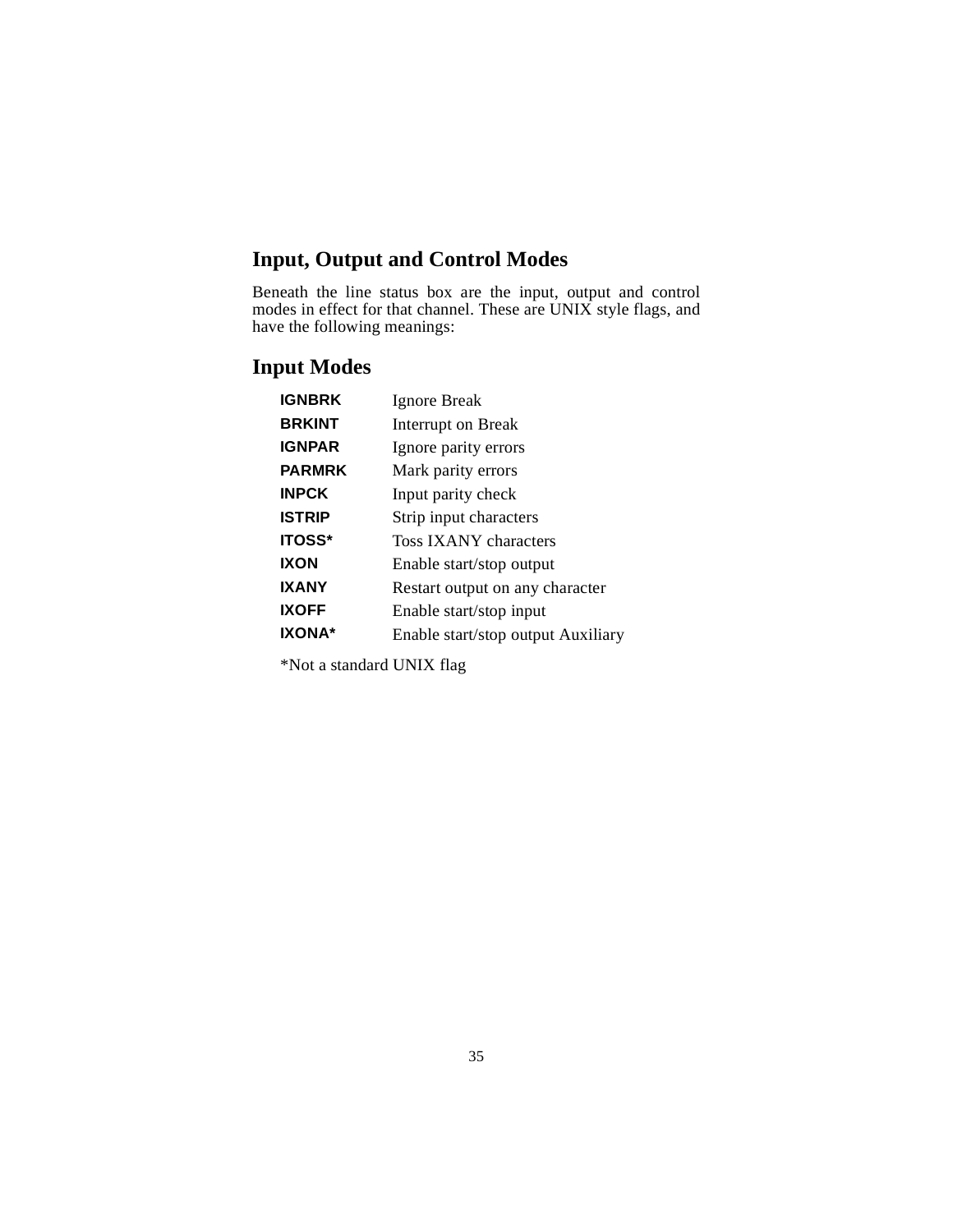## Input, Output and Control Modes

Beneath the line status box are the input, output and control modes in effect for that channel. These are UNIX style flags, and have the following meanings:

## Input Modes

| | |
|---|---|
| **IGNBRK** | Ignore Break |
| **BRKINT** | Interrupt on Break |
| **IGNPAR** | Ignore parity errors |
| **PARMRK** | Mark parity errors |
| **INPCK** | Input parity check |
| **ISTRIP** | Strip input characters |
| **ITOSS*** | Toss IXANY characters |
| **IXON** | Enable start/stop output |
| **IXANY** | Restart output on any character |
| **IXOFF** | Enable start/stop input |
| **IXONA*** | Enable start/stop output Auxiliary |

*Not a standard UNIX flag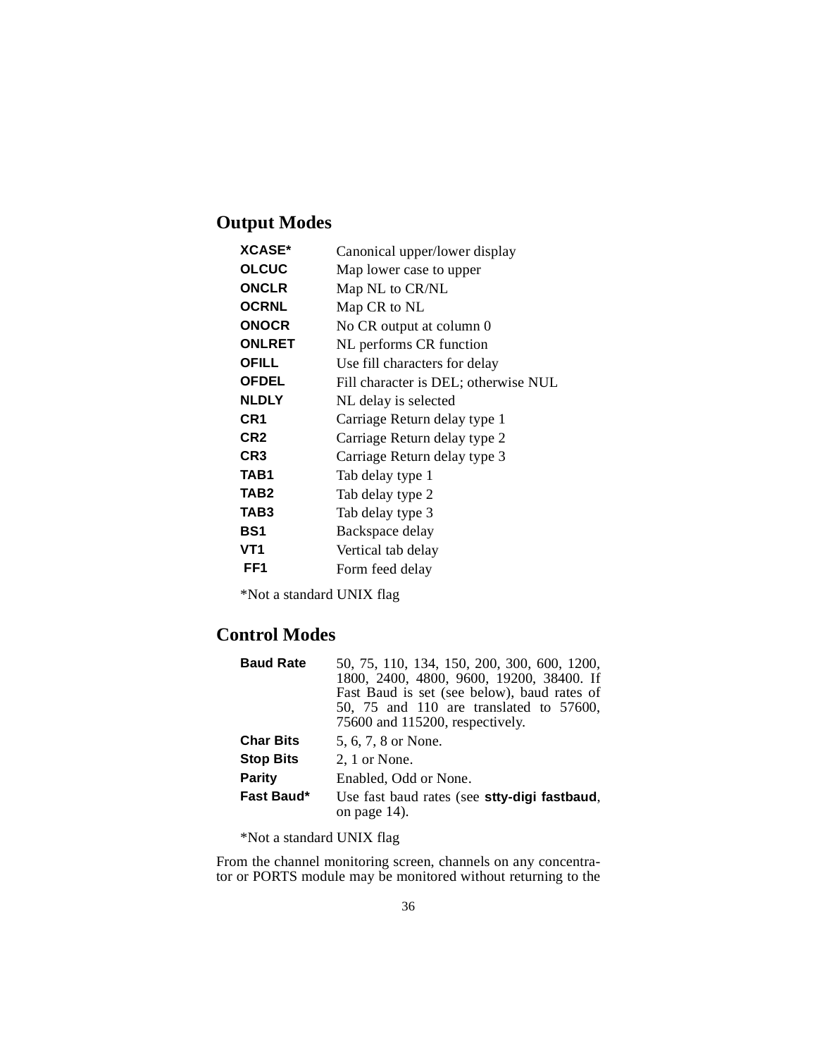## Output Modes

| | |
|---|---|
| **XCASE*** | Canonical upper/lower display |
| **OLCUC** | Map lower case to upper |
| **ONCLR** | Map NL to CR/NL |
| **OCRNL** | Map CR to NL |
| **ONOCR** | No CR output at column 0 |
| **ONLRET** | NL performs CR function |
| **OFILL** | Use fill characters for delay |
| **OFDEL** | Fill character is DEL; otherwise NUL |
| **NLDLY** | NL delay is selected |
| **CR1** | Carriage Return delay type 1 |
| **CR2** | Carriage Return delay type 2 |
| **CR3** | Carriage Return delay type 3 |
| **TAB1** | Tab delay type 1 |
| **TAB2** | Tab delay type 2 |
| **TAB3** | Tab delay type 3 |
| **BS1** | Backspace delay |
| **VT1** | Vertical tab delay |
| **FF1** | Form feed delay |

*Not a standard UNIX flag

## Control Modes

| | |
|---|---|
| **Baud Rate** | 50, 75, 110, 134, 150, 200, 300, 600, 1200, 1800, 2400, 4800, 9600, 19200, 38400. If Fast Baud is set (see below), baud rates of 50, 75 and 110 are translated to 57600, 75600 and 115200, respectively. |
| **Char Bits** | 5, 6, 7, 8 or None. |
| **Stop Bits** | 2, 1 or None. |
| **Parity** | Enabled, Odd or None. |
| **Fast Baud*** | Use fast baud rates (see **stty-digi fastbaud**, on page 14). |

*Not a standard UNIX flag

From the channel monitoring screen, channels on any concentrator or PORTS module may be monitored without returning to the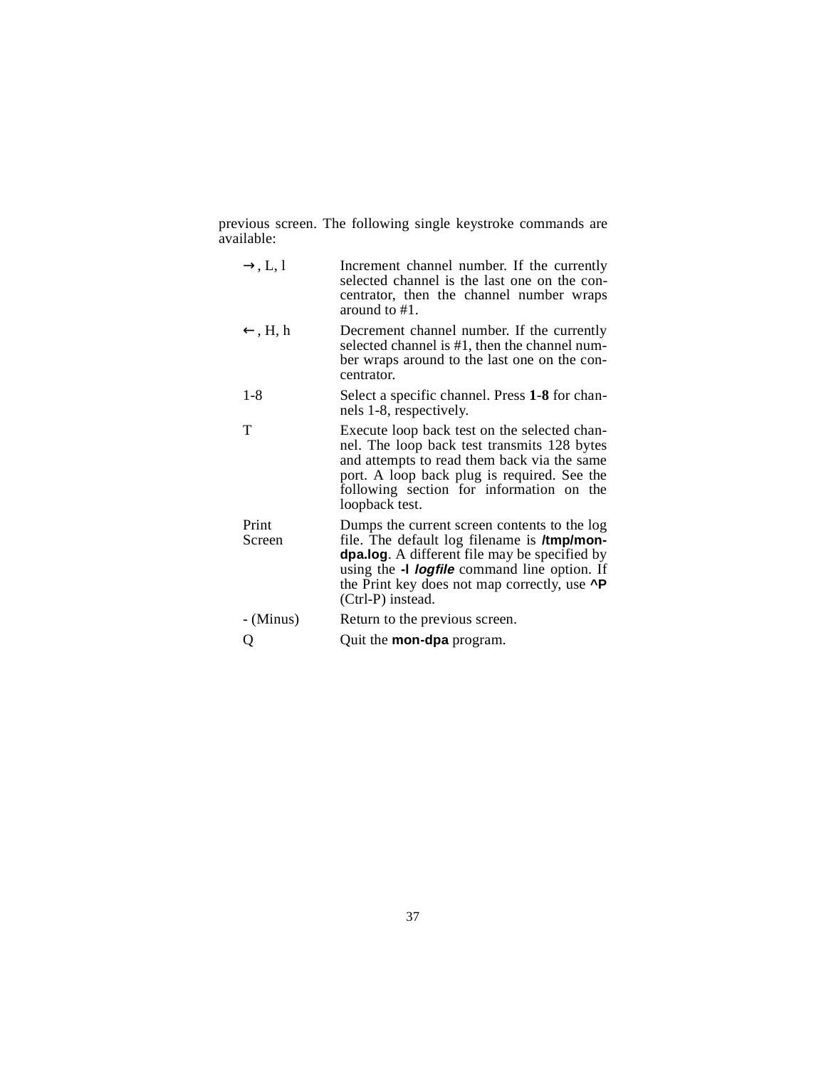previous screen. The following single keystroke commands are available:

| | |
|---|---|
| →, L, l | Increment channel number. If the currently selected channel is the last one on the concentrator, then the channel number wraps around to #1. |
| ←, H, h | Decrement channel number. If the currently selected channel is #1, then the channel number wraps around to the last one on the concentrator. |
| 1-8 | Select a specific channel. Press **1**-**8** for channels 1-8, respectively. |
| T | Execute loop back test on the selected channel. The loop back test transmits 128 bytes and attempts to read them back via the same port. A loop back plug is required. See the following section for information on the loopback test. |
| Print Screen | Dumps the current screen contents to the log file. The default log filename is **/tmp/mon-dpa.log**. A different file may be specified by using the **-l *logfile*** command line option. If the Print key does not map correctly, use **^P** (Ctrl-P) instead. |
| - (Minus) | Return to the previous screen. |
| Q | Quit the **mon-dpa** program. |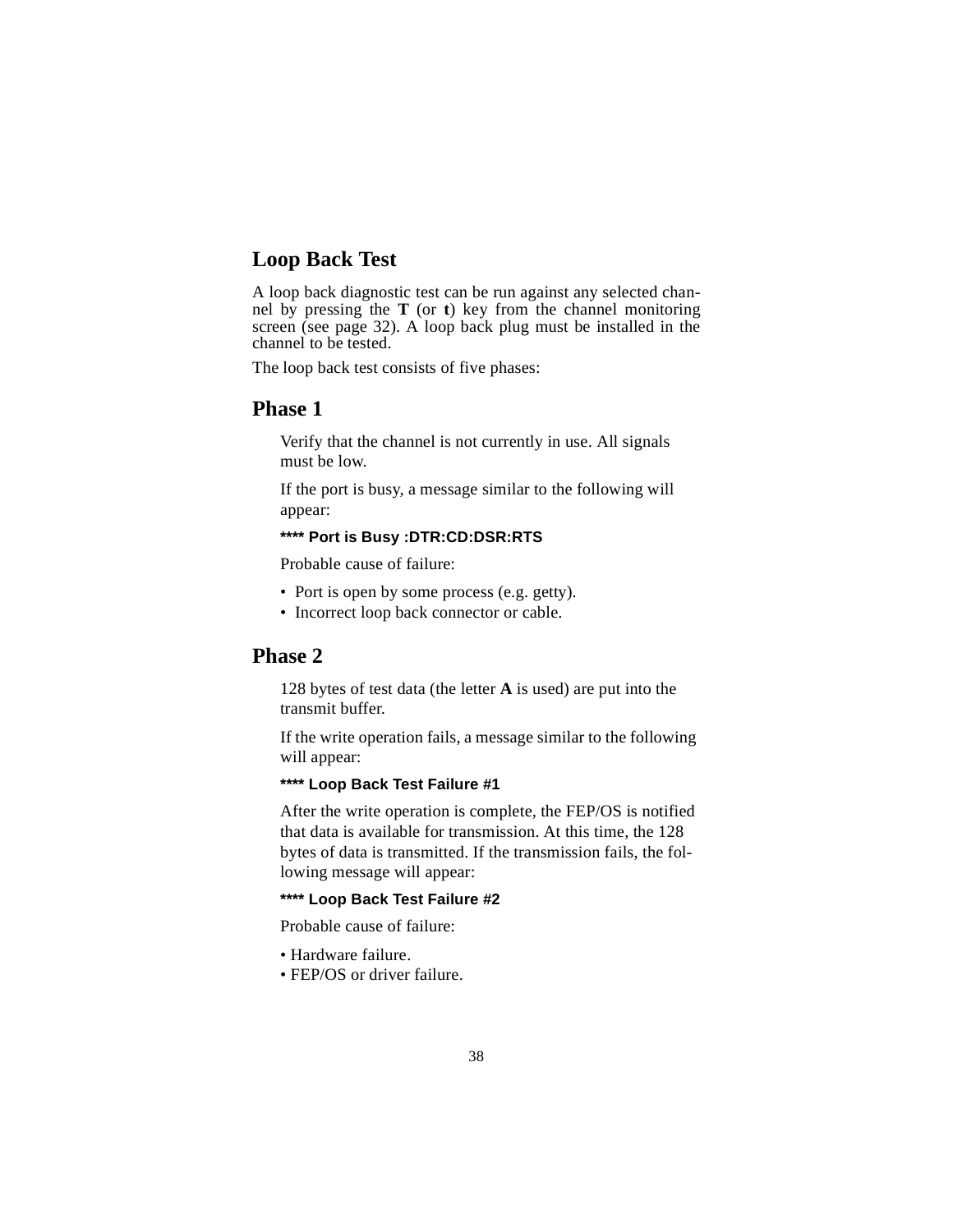## Loop Back Test

A loop back diagnostic test can be run against any selected channel by pressing the **T** (or **t**) key from the channel monitoring screen (see page 32). A loop back plug must be installed in the channel to be tested.

The loop back test consists of five phases:

## Phase 1

Verify that the channel is not currently in use. All signals must be low.

If the port is busy, a message similar to the following will appear:

**\*\*\*\* Port is Busy :DTR:CD:DSR:RTS**

Probable cause of failure:

- Port is open by some process (e.g. getty).
- Incorrect loop back connector or cable.

## Phase 2

128 bytes of test data (the letter **A** is used) are put into the transmit buffer.

If the write operation fails, a message similar to the following will appear:

**\*\*\*\* Loop Back Test Failure #1**

After the write operation is complete, the FEP/OS is notified that data is available for transmission. At this time, the 128 bytes of data is transmitted. If the transmission fails, the following message will appear:

**\*\*\*\* Loop Back Test Failure #2**

Probable cause of failure:

- Hardware failure.
- FEP/OS or driver failure.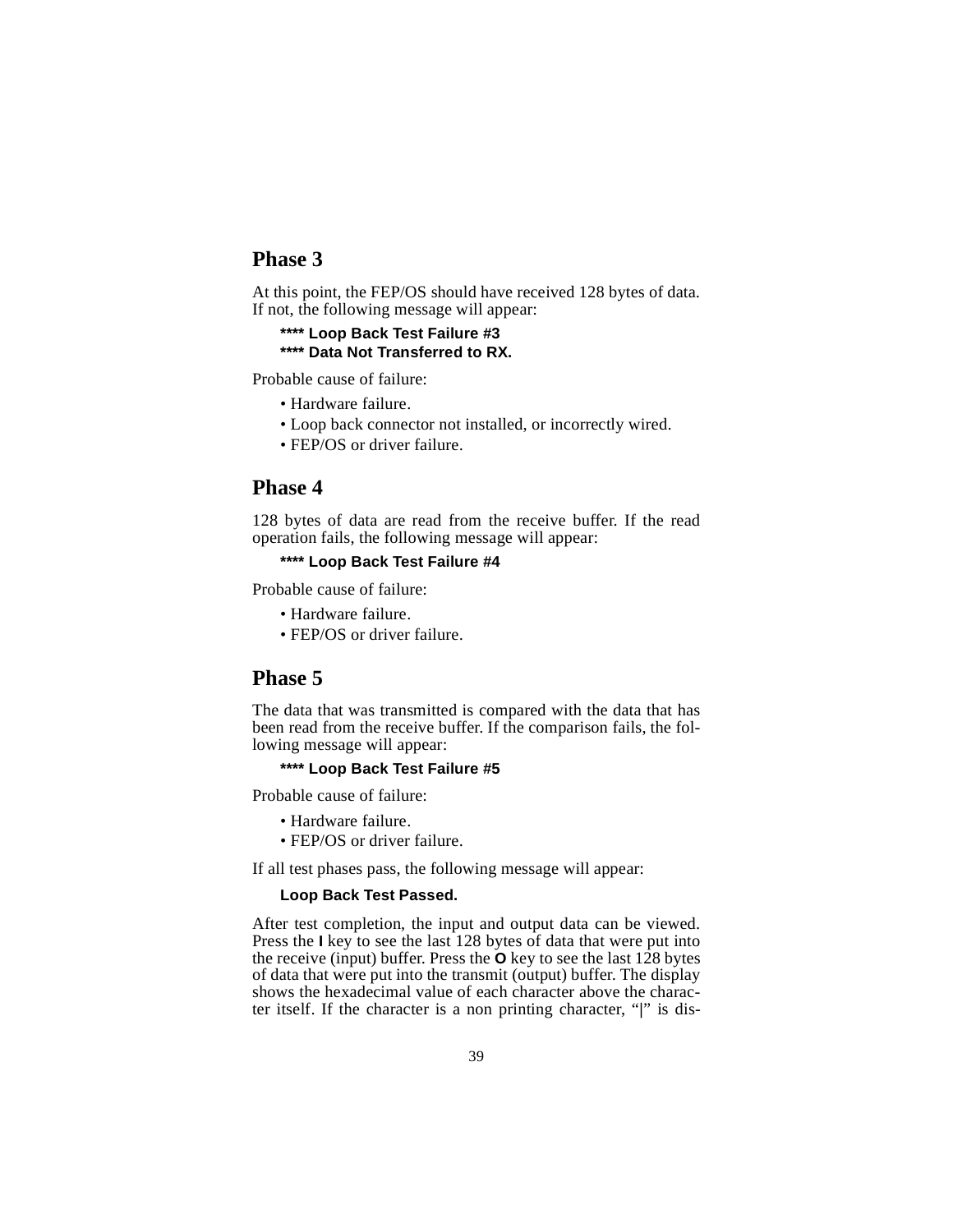## Phase 3

At this point, the FEP/OS should have received 128 bytes of data. If not, the following message will appear:

**\*\*\*\* Loop Back Test Failure #3**
**\*\*\*\* Data Not Transferred to RX.**

Probable cause of failure:

- Hardware failure.
- Loop back connector not installed, or incorrectly wired.
- FEP/OS or driver failure.

## Phase 4

128 bytes of data are read from the receive buffer. If the read operation fails, the following message will appear:

**\*\*\*\* Loop Back Test Failure #4**

Probable cause of failure:

- Hardware failure.
- FEP/OS or driver failure.

## Phase 5

The data that was transmitted is compared with the data that has been read from the receive buffer. If the comparison fails, the following message will appear:

**\*\*\*\* Loop Back Test Failure #5**

Probable cause of failure:

- Hardware failure.
- FEP/OS or driver failure.

If all test phases pass, the following message will appear:

**Loop Back Test Passed.**

After test completion, the input and output data can be viewed. Press the **I** key to see the last 128 bytes of data that were put into the receive (input) buffer. Press the **O** key to see the last 128 bytes of data that were put into the transmit (output) buffer. The display shows the hexadecimal value of each character above the character itself. If the character is a non printing character, "|" is dis-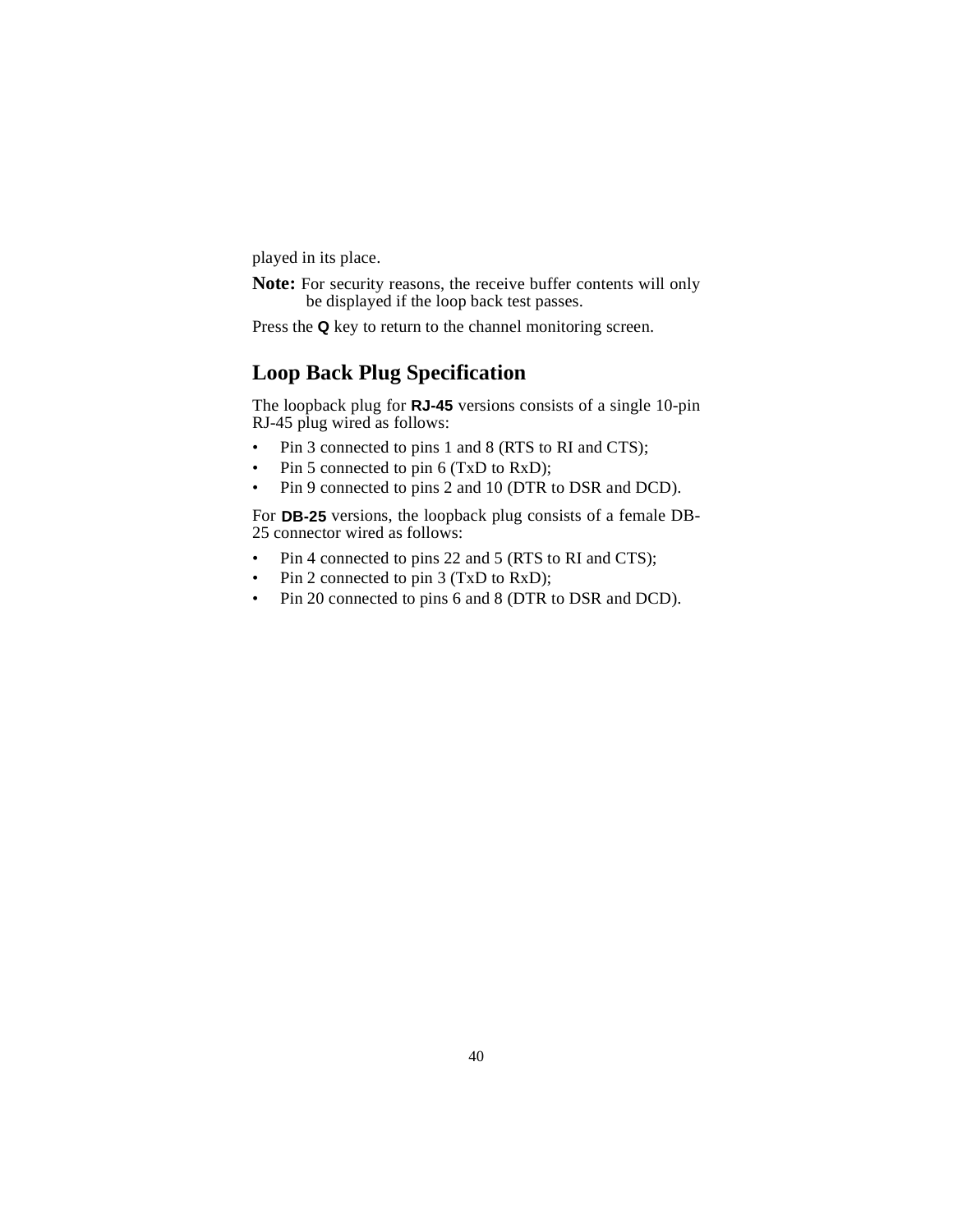played in its place.

**Note:** For security reasons, the receive buffer contents will only be displayed if the loop back test passes.

Press the **Q** key to return to the channel monitoring screen.

## Loop Back Plug Specification

The loopback plug for **RJ-45** versions consists of a single 10-pin RJ-45 plug wired as follows:

- Pin 3 connected to pins 1 and 8 (RTS to RI and CTS);
- Pin 5 connected to pin 6 (TxD to RxD);
- Pin 9 connected to pins 2 and 10 (DTR to DSR and DCD).

For **DB-25** versions, the loopback plug consists of a female DB-25 connector wired as follows:

- Pin 4 connected to pins 22 and 5 (RTS to RI and CTS);
- Pin 2 connected to pin 3 (TxD to RxD);
- Pin 20 connected to pins 6 and 8 (DTR to DSR and DCD).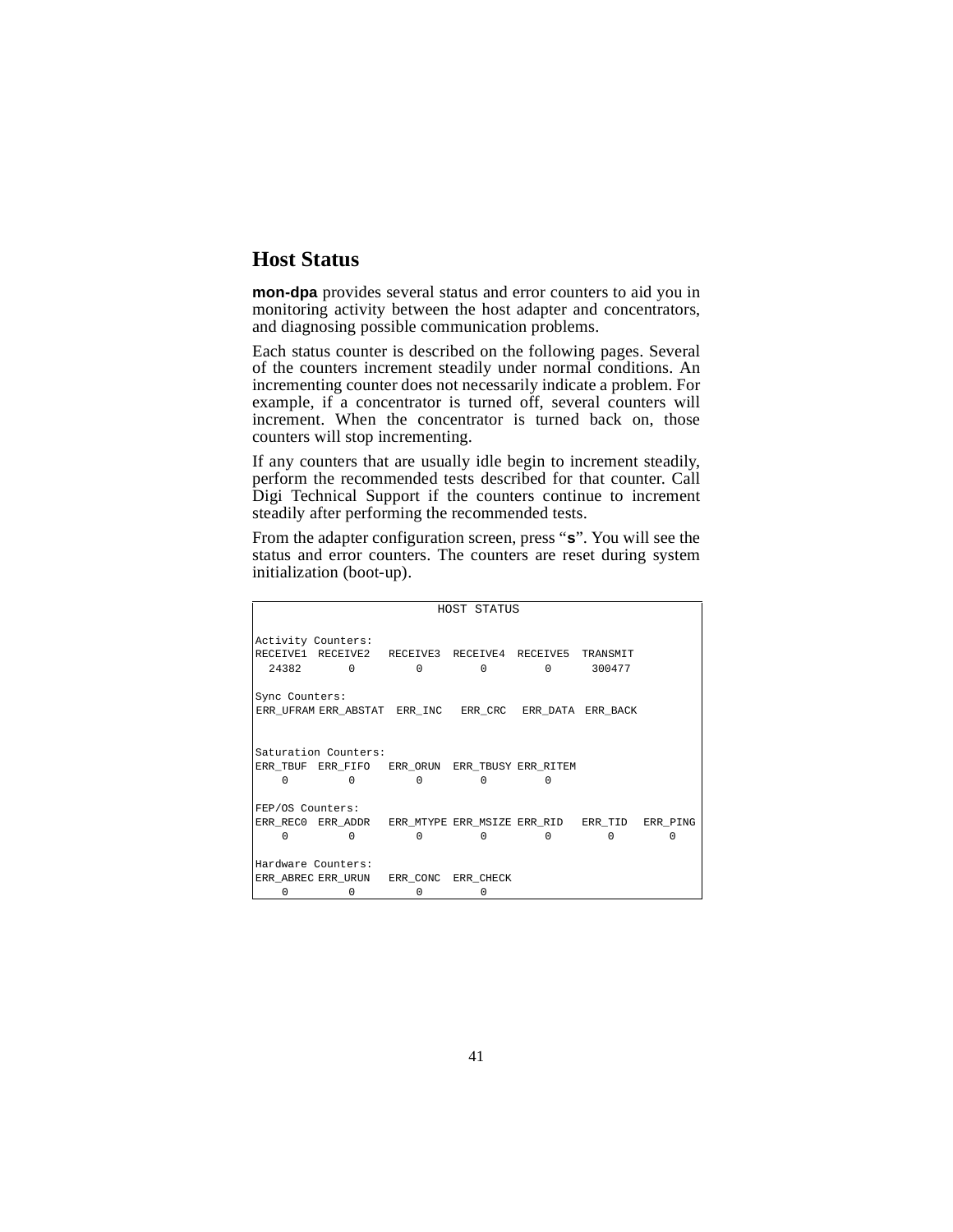## Host Status

**mon-dpa** provides several status and error counters to aid you in monitoring activity between the host adapter and concentrators, and diagnosing possible communication problems.

Each status counter is described on the following pages. Several of the counters increment steadily under normal conditions. An incrementing counter does not necessarily indicate a problem. For example, if a concentrator is turned off, several counters will increment. When the concentrator is turned back on, those counters will stop incrementing.

If any counters that are usually idle begin to increment steadily, perform the recommended tests described for that counter. Call Digi Technical Support if the counters continue to increment steadily after performing the recommended tests.

From the adapter configuration screen, press "**s**". You will see the status and error counters. The counters are reset during system initialization (boot-up).

```
                         HOST STATUS


Activity Counters:
RECEIVE1  RECEIVE2   RECEIVE3  RECEIVE4  RECEIVE5  TRANSMIT
  24382       0         0         0         0      300477

Sync Counters:
ERR_UFRAM ERR_ABSTAT  ERR_INC   ERR_CRC   ERR_DATA  ERR_BACK



Saturation Counters:
ERR_TBUF  ERR_FIFO   ERR_ORUN  ERR_TBUSY ERR_RITEM
    0         0         0         0         0

FEP/OS Counters:
ERR_REC0  ERR_ADDR   ERR_MTYPE ERR_MSIZE ERR_RID   ERR_TID   ERR_PING
    0         0         0         0         0        0        0

Hardware Counters:
ERR_ABREC ERR_URUN   ERR_CONC  ERR_CHECK
    0         0         0         0
```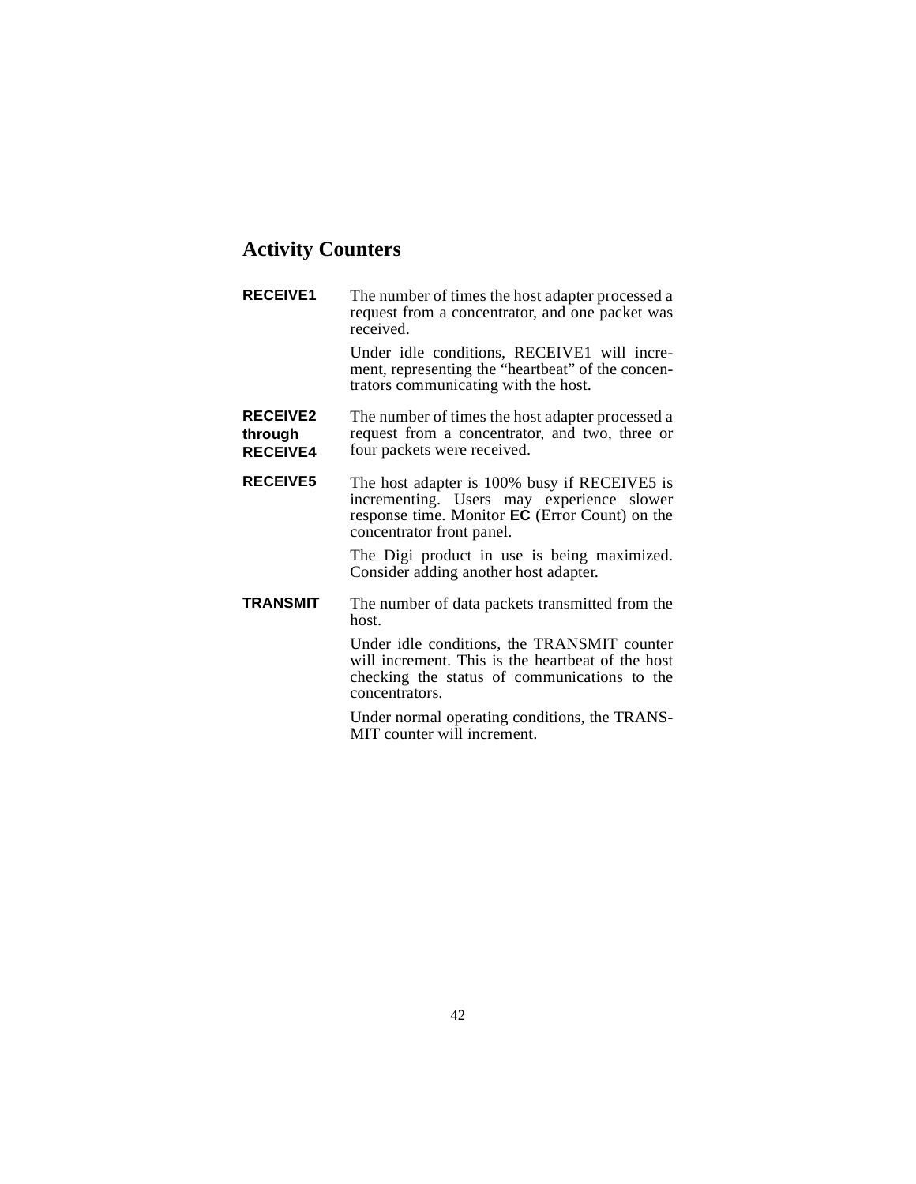## Activity Counters

**RECEIVE1**

The number of times the host adapter processed a request from a concentrator, and one packet was received.

Under idle conditions, RECEIVE1 will increment, representing the "heartbeat" of the concentrators communicating with the host.

**RECEIVE2 through RECEIVE4**

The number of times the host adapter processed a request from a concentrator, and two, three or four packets were received.

**RECEIVE5**

The host adapter is 100% busy if RECEIVE5 is incrementing. Users may experience slower response time. Monitor **EC** (Error Count) on the concentrator front panel.

The Digi product in use is being maximized. Consider adding another host adapter.

**TRANSMIT**

The number of data packets transmitted from the host.

Under idle conditions, the TRANSMIT counter will increment. This is the heartbeat of the host checking the status of communications to the concentrators.

Under normal operating conditions, the TRANSMIT counter will increment.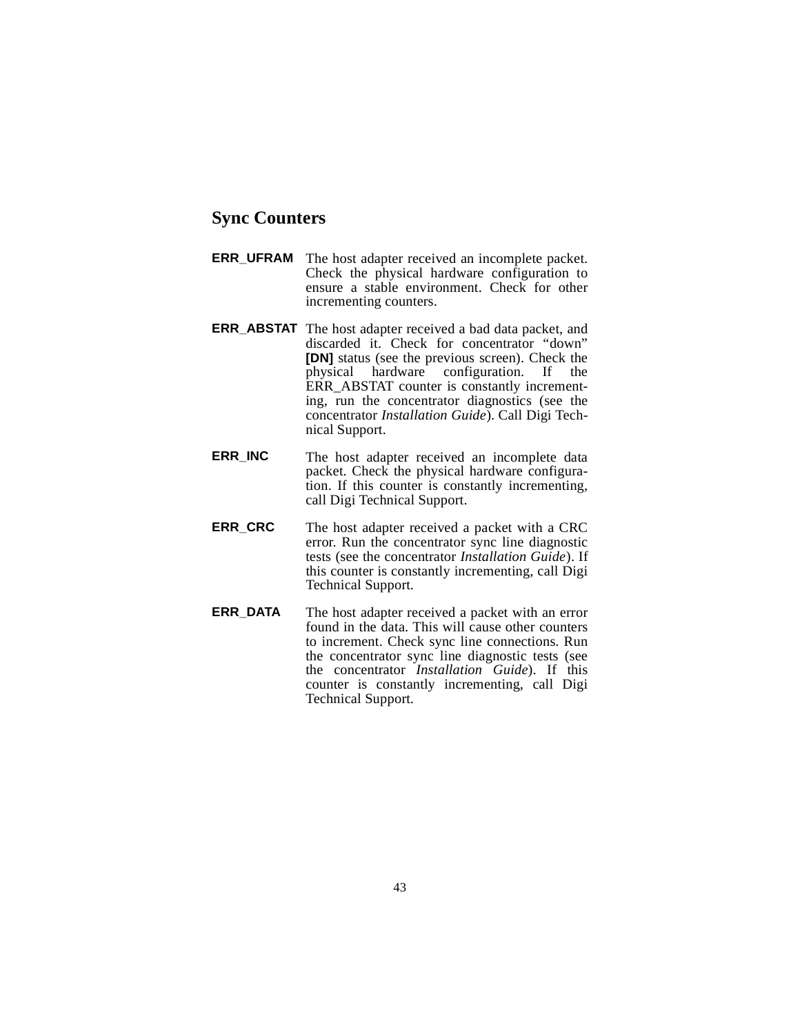## Sync Counters

**ERR_UFRAM** The host adapter received an incomplete packet. Check the physical hardware configuration to ensure a stable environment. Check for other incrementing counters.

**ERR_ABSTAT** The host adapter received a bad data packet, and discarded it. Check for concentrator "down" **[DN]** status (see the previous screen). Check the physical hardware configuration. If the ERR_ABSTAT counter is constantly incrementing, run the concentrator diagnostics (see the concentrator *Installation Guide*). Call Digi Technical Support.

**ERR_INC** The host adapter received an incomplete data packet. Check the physical hardware configuration. If this counter is constantly incrementing, call Digi Technical Support.

**ERR_CRC** The host adapter received a packet with a CRC error. Run the concentrator sync line diagnostic tests (see the concentrator *Installation Guide*). If this counter is constantly incrementing, call Digi Technical Support.

**ERR_DATA** The host adapter received a packet with an error found in the data. This will cause other counters to increment. Check sync line connections. Run the concentrator sync line diagnostic tests (see the concentrator *Installation Guide*). If this counter is constantly incrementing, call Digi Technical Support.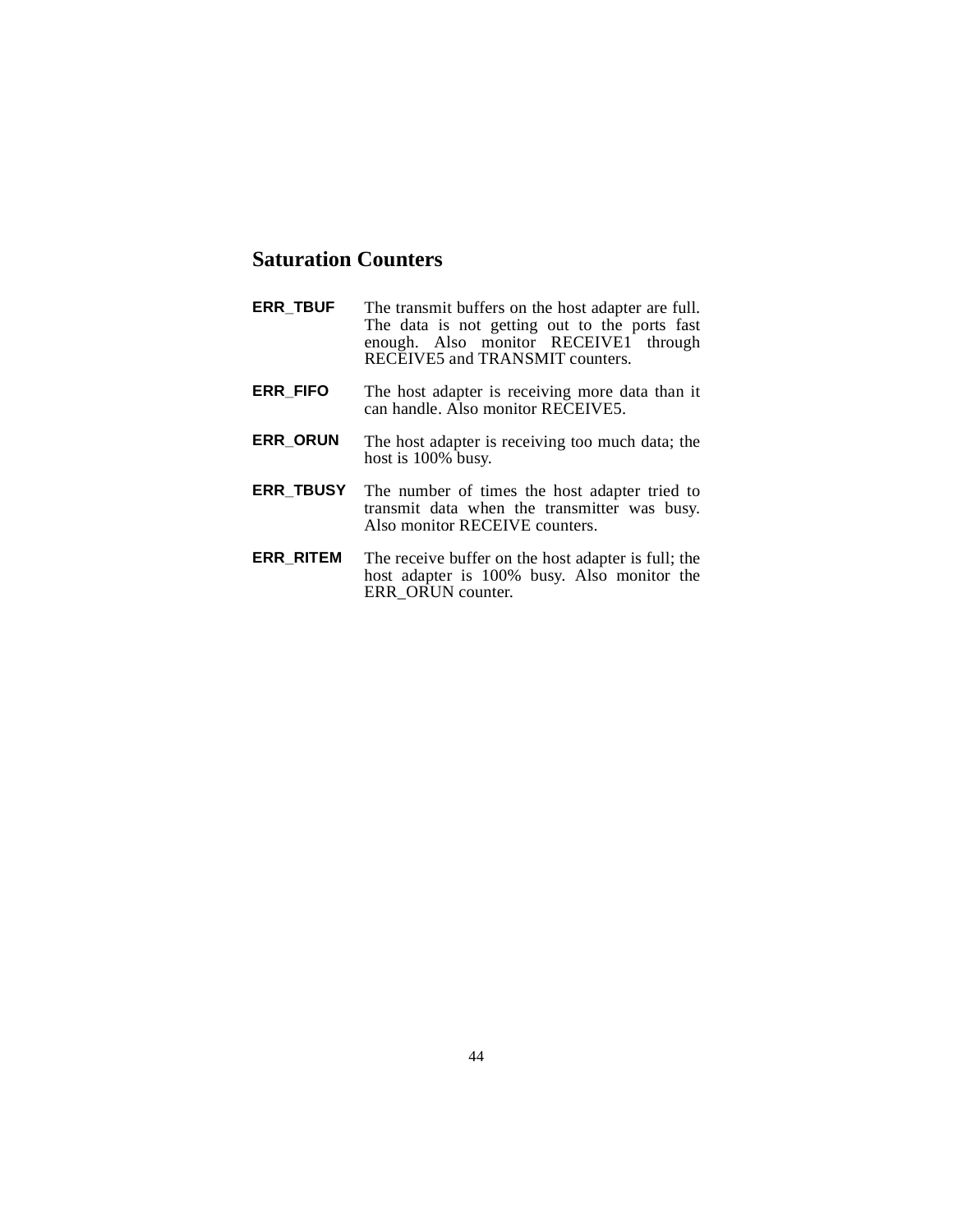## Saturation Counters

**ERR_TBUF** The transmit buffers on the host adapter are full. The data is not getting out to the ports fast enough. Also monitor RECEIVE1 through RECEIVE5 and TRANSMIT counters.

**ERR_FIFO** The host adapter is receiving more data than it can handle. Also monitor RECEIVE5.

**ERR_ORUN** The host adapter is receiving too much data; the host is 100% busy.

**ERR_TBUSY** The number of times the host adapter tried to transmit data when the transmitter was busy. Also monitor RECEIVE counters.

**ERR_RITEM** The receive buffer on the host adapter is full; the host adapter is 100% busy. Also monitor the ERR_ORUN counter.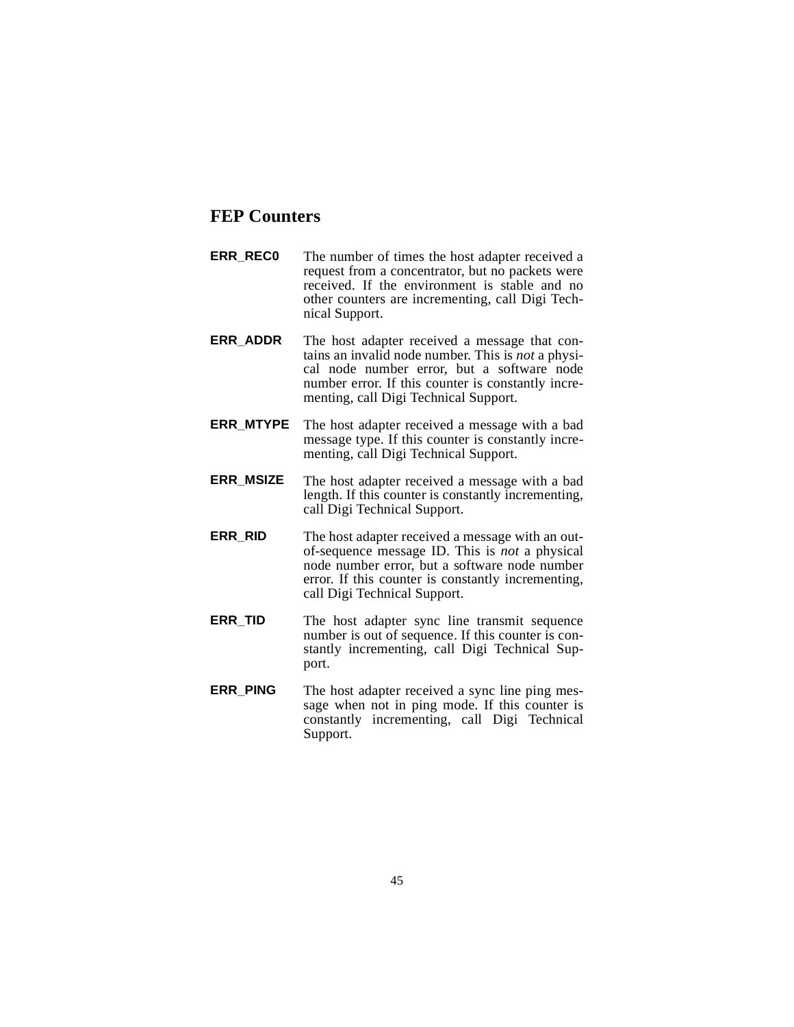## FEP Counters

**ERR_REC0** The number of times the host adapter received a request from a concentrator, but no packets were received. If the environment is stable and no other counters are incrementing, call Digi Technical Support.

**ERR_ADDR** The host adapter received a message that contains an invalid node number. This is *not* a physical node number error, but a software node number error. If this counter is constantly incrementing, call Digi Technical Support.

**ERR_MTYPE** The host adapter received a message with a bad message type. If this counter is constantly incrementing, call Digi Technical Support.

**ERR_MSIZE** The host adapter received a message with a bad length. If this counter is constantly incrementing, call Digi Technical Support.

**ERR_RID** The host adapter received a message with an out-of-sequence message ID. This is *not* a physical node number error, but a software node number error. If this counter is constantly incrementing, call Digi Technical Support.

**ERR_TID** The host adapter sync line transmit sequence number is out of sequence. If this counter is constantly incrementing, call Digi Technical Support.

**ERR_PING** The host adapter received a sync line ping message when not in ping mode. If this counter is constantly incrementing, call Digi Technical Support.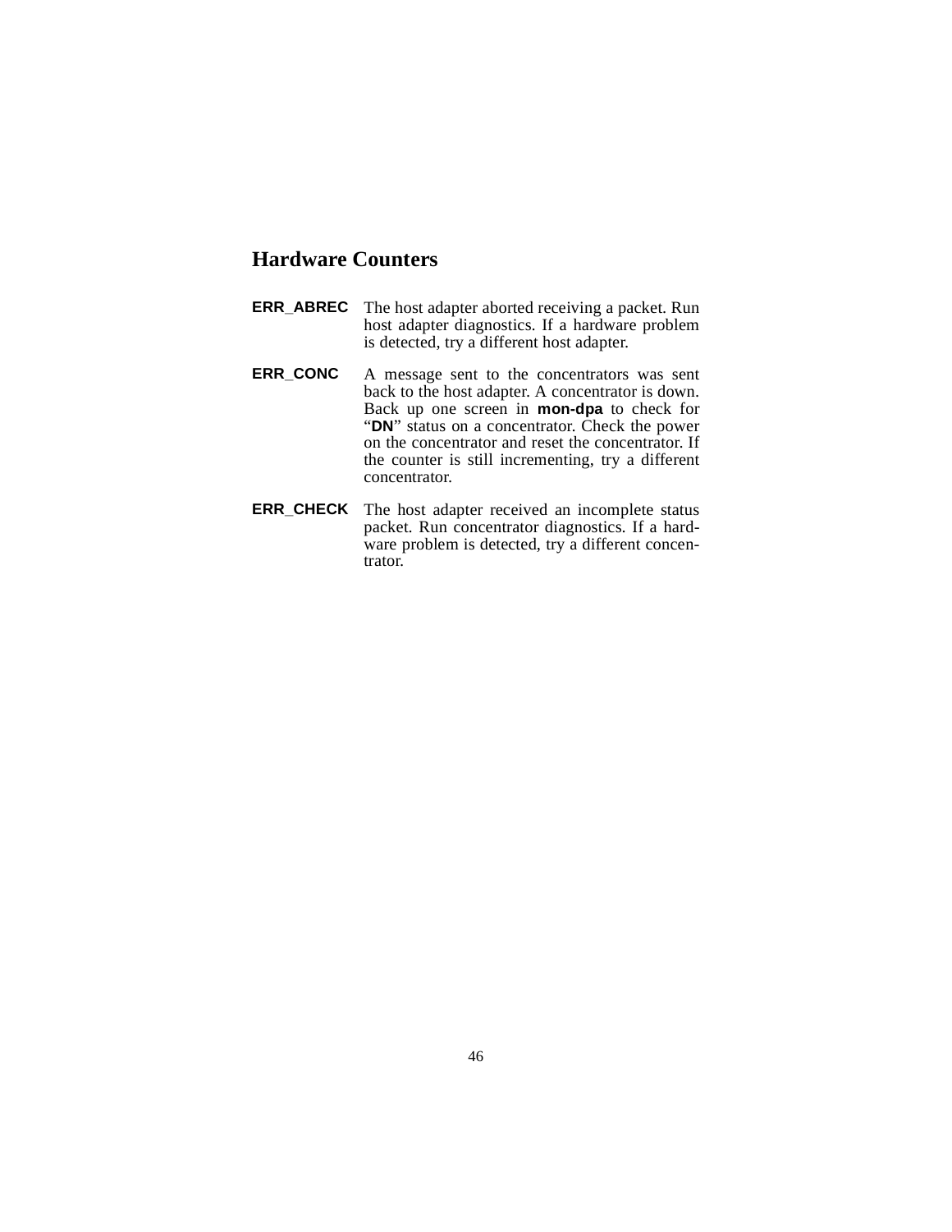## Hardware Counters

**ERR_ABREC** The host adapter aborted receiving a packet. Run host adapter diagnostics. If a hardware problem is detected, try a different host adapter.

**ERR_CONC** A message sent to the concentrators was sent back to the host adapter. A concentrator is down. Back up one screen in **mon-dpa** to check for "**DN**" status on a concentrator. Check the power on the concentrator and reset the concentrator. If the counter is still incrementing, try a different concentrator.

**ERR_CHECK** The host adapter received an incomplete status packet. Run concentrator diagnostics. If a hardware problem is detected, try a different concentrator.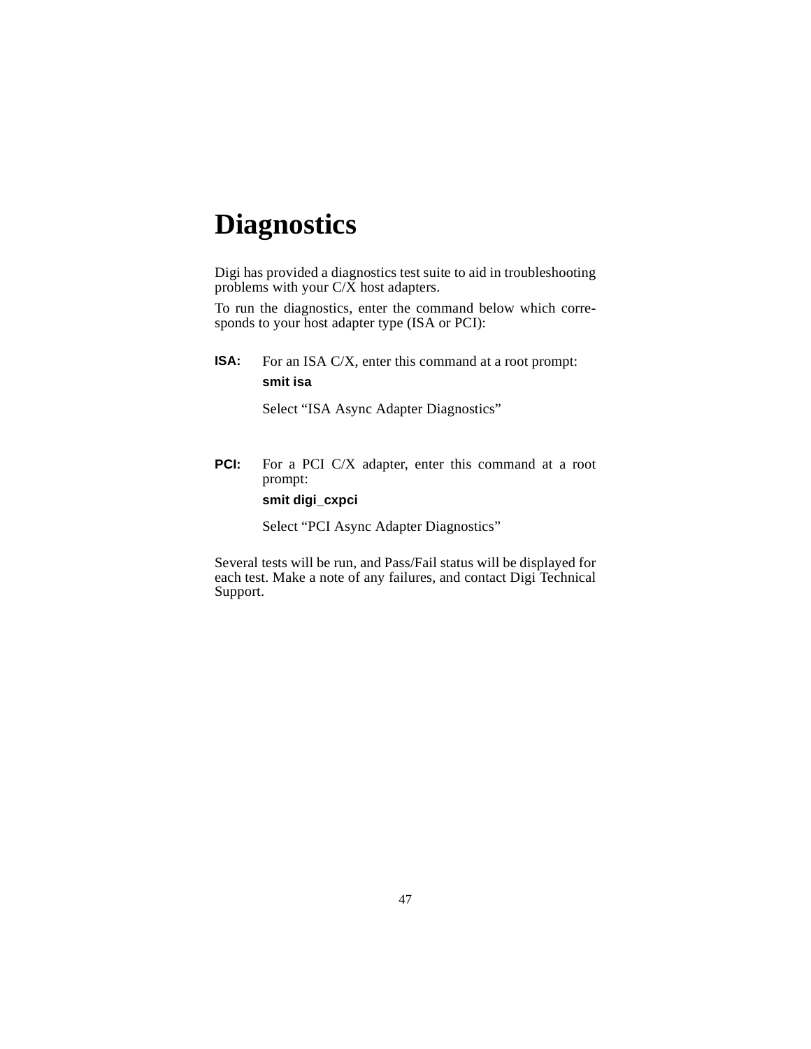# Diagnostics

Digi has provided a diagnostics test suite to aid in troubleshooting problems with your C/X host adapters.

To run the diagnostics, enter the command below which corresponds to your host adapter type (ISA or PCI):

**ISA:** For an ISA C/X, enter this command at a root prompt:

**smit isa**

Select "ISA Async Adapter Diagnostics"

**PCI:** For a PCI C/X adapter, enter this command at a root prompt:

**smit digi_cxpci**

Select "PCI Async Adapter Diagnostics"

Several tests will be run, and Pass/Fail status will be displayed for each test. Make a note of any failures, and contact Digi Technical Support.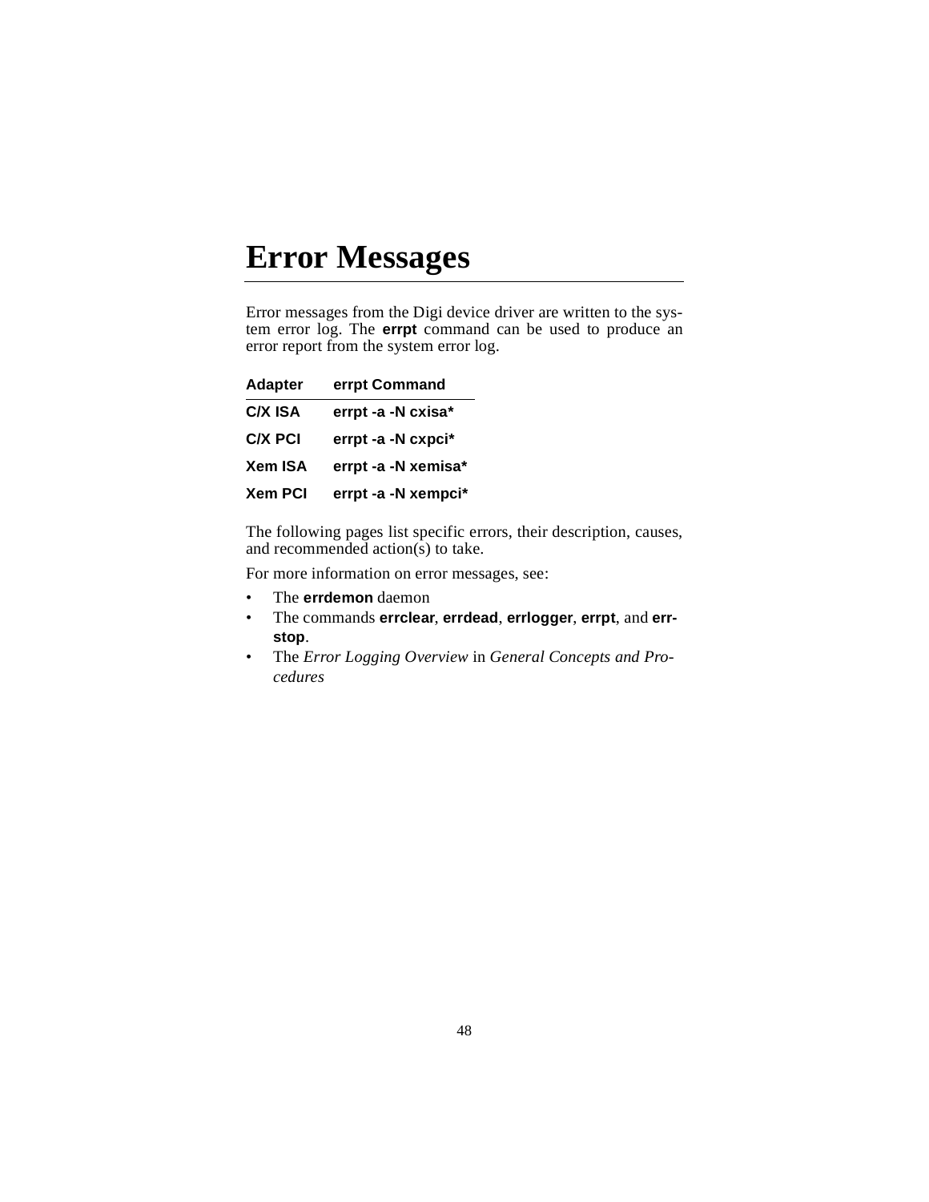# Error Messages

Error messages from the Digi device driver are written to the system error log. The **errpt** command can be used to produce an error report from the system error log.

| Adapter | errpt Command |
|---|---|
| **C/X ISA** | **errpt -a -N cxisa*** |
| **C/X PCI** | **errpt -a -N cxpci*** |
| **Xem ISA** | **errpt -a -N xemisa*** |
| **Xem PCI** | **errpt -a -N xempci*** |

The following pages list specific errors, their description, causes, and recommended action(s) to take.

For more information on error messages, see:

- The **errdemon** daemon
- The commands **errclear**, **errdead**, **errlogger**, **errpt**, and **errstop**.
- The *Error Logging Overview* in *General Concepts and Procedures*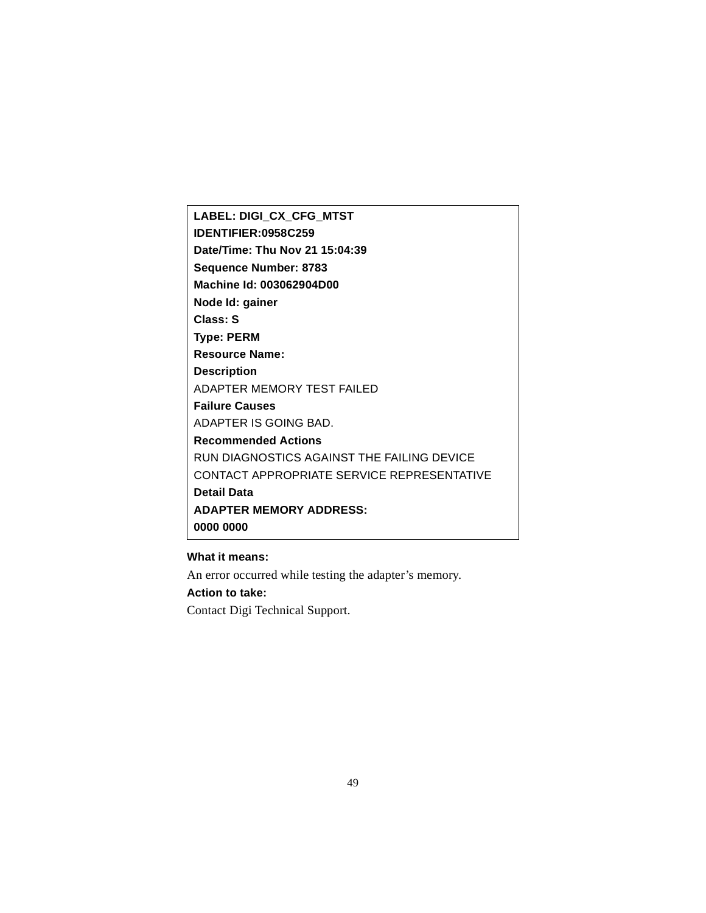**LABEL: DIGI_CX_CFG_MTST**
**IDENTIFIER:0958C259**
**Date/Time: Thu Nov 21 15:04:39**
**Sequence Number: 8783**
**Machine Id: 003062904D00**
**Node Id: gainer**
**Class: S**
**Type: PERM**
**Resource Name:**
**Description**
ADAPTER MEMORY TEST FAILED
**Failure Causes**
ADAPTER IS GOING BAD.
**Recommended Actions**
RUN DIAGNOSTICS AGAINST THE FAILING DEVICE
CONTACT APPROPRIATE SERVICE REPRESENTATIVE
**Detail Data**
**ADAPTER MEMORY ADDRESS:**
**0000 0000**

**What it means:**

An error occurred while testing the adapter's memory.

**Action to take:**

Contact Digi Technical Support.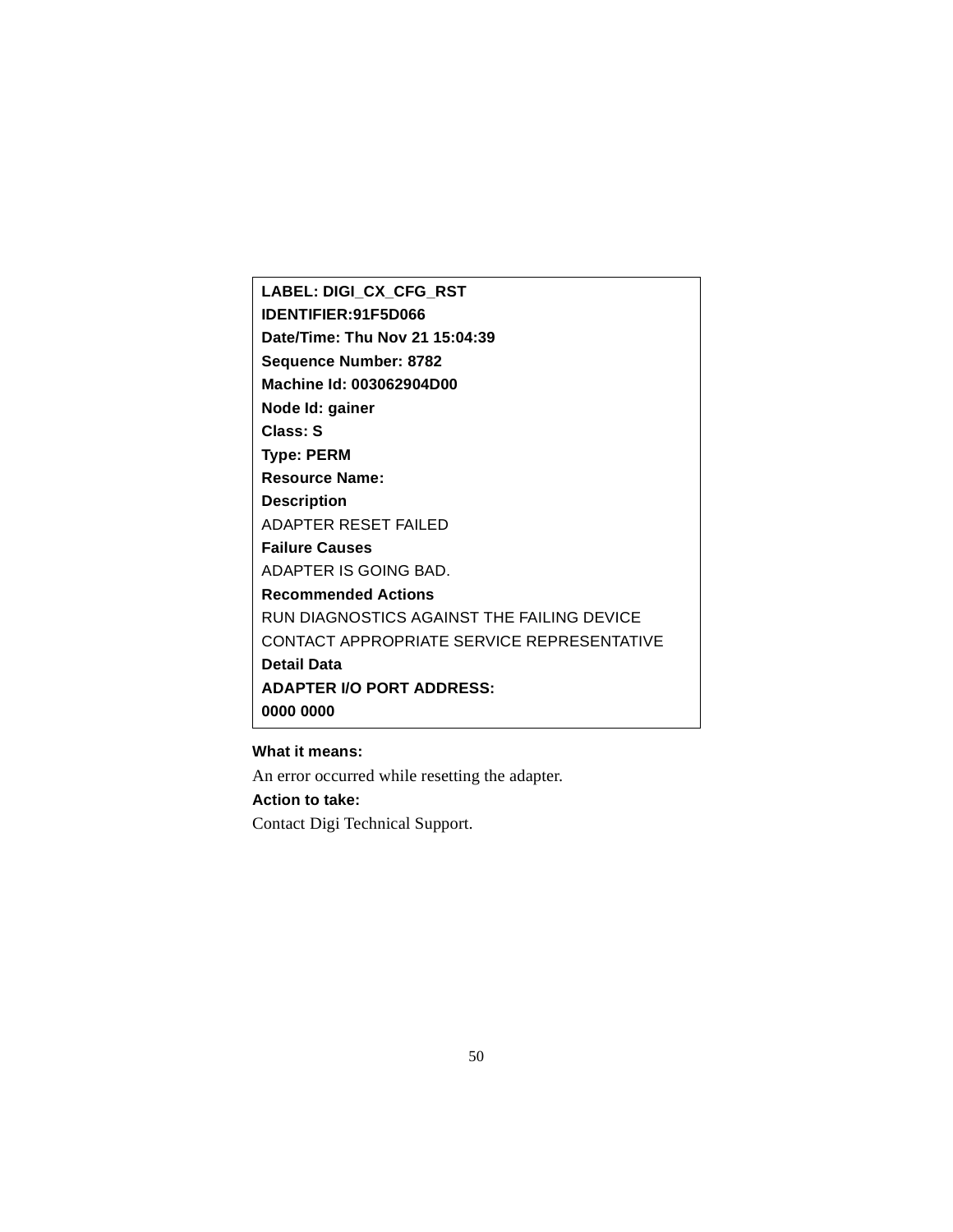**LABEL: DIGI_CX_CFG_RST**
**IDENTIFIER:91F5D066**
**Date/Time: Thu Nov 21 15:04:39**
**Sequence Number: 8782**
**Machine Id: 003062904D00**
**Node Id: gainer**
**Class: S**
**Type: PERM**
**Resource Name:**
**Description**
ADAPTER RESET FAILED
**Failure Causes**
ADAPTER IS GOING BAD.
**Recommended Actions**
RUN DIAGNOSTICS AGAINST THE FAILING DEVICE
CONTACT APPROPRIATE SERVICE REPRESENTATIVE
**Detail Data**
**ADAPTER I/O PORT ADDRESS:**
**0000 0000**

**What it means:**

An error occurred while resetting the adapter.

**Action to take:**

Contact Digi Technical Support.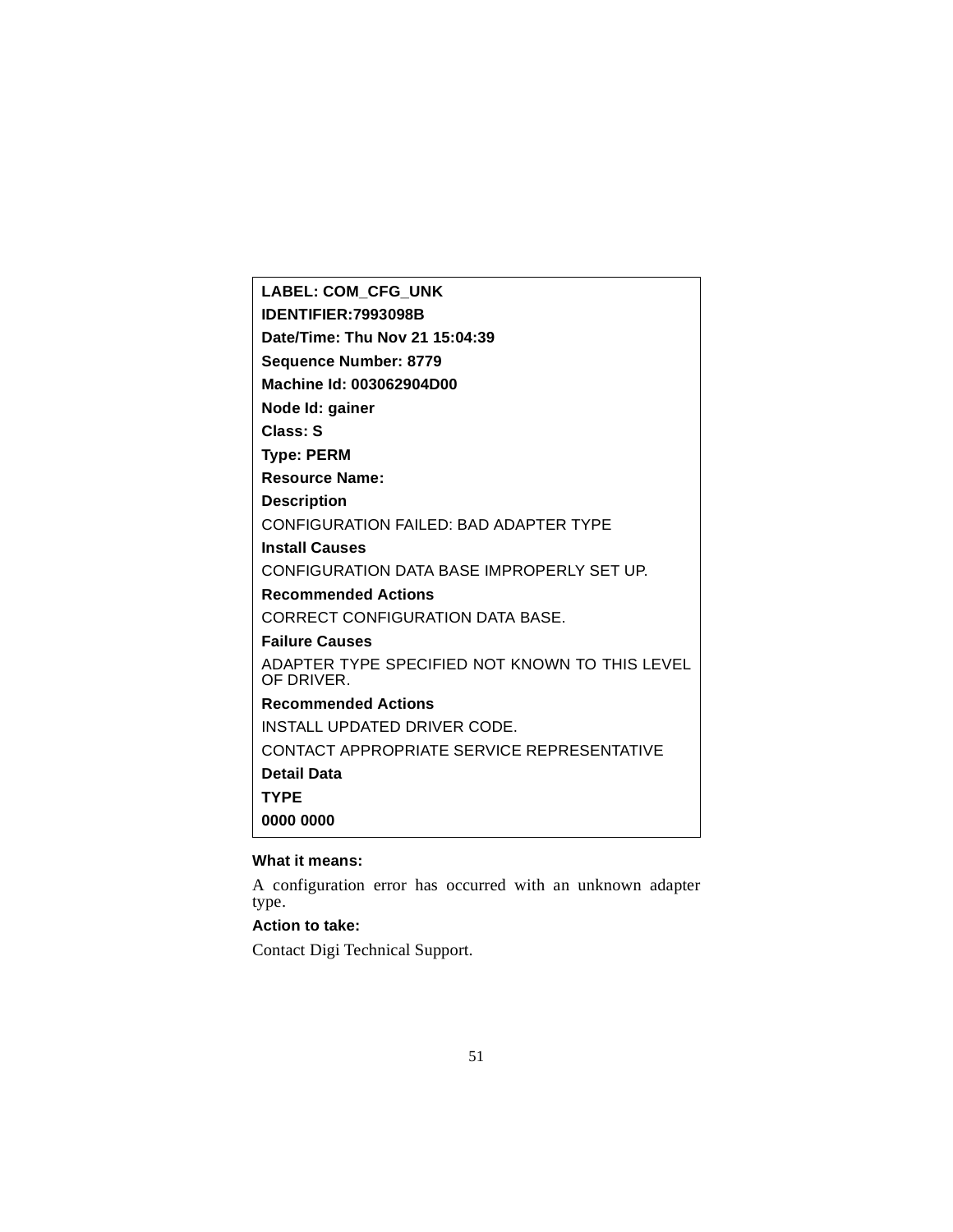**LABEL: COM_CFG_UNK**

**IDENTIFIER:7993098B**

**Date/Time: Thu Nov 21 15:04:39**

**Sequence Number: 8779**

**Machine Id: 003062904D00**

**Node Id: gainer**

**Class: S**

**Type: PERM**

**Resource Name:**

**Description**

CONFIGURATION FAILED: BAD ADAPTER TYPE

**Install Causes**

CONFIGURATION DATA BASE IMPROPERLY SET UP.

**Recommended Actions**

CORRECT CONFIGURATION DATA BASE.

**Failure Causes**

ADAPTER TYPE SPECIFIED NOT KNOWN TO THIS LEVEL OF DRIVER.

**Recommended Actions**

INSTALL UPDATED DRIVER CODE.

CONTACT APPROPRIATE SERVICE REPRESENTATIVE

**Detail Data**

**TYPE**

**0000 0000**

**What it means:**

A configuration error has occurred with an unknown adapter type.

**Action to take:**

Contact Digi Technical Support.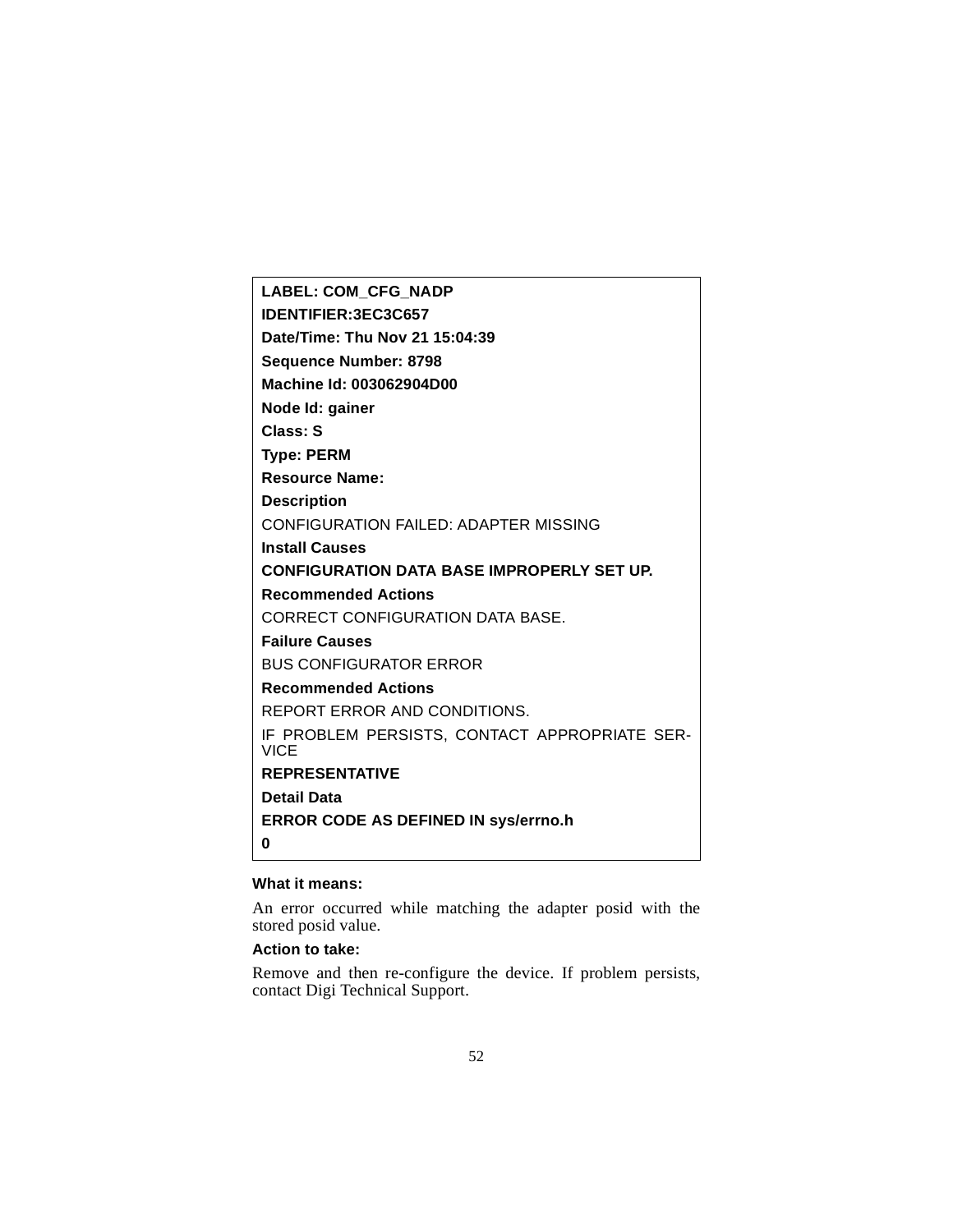**LABEL: COM_CFG_NADP**

**IDENTIFIER:3EC3C657**

**Date/Time: Thu Nov 21 15:04:39**

**Sequence Number: 8798**

**Machine Id: 003062904D00**

**Node Id: gainer**

**Class: S**

**Type: PERM**

**Resource Name:**

**Description**

CONFIGURATION FAILED: ADAPTER MISSING

**Install Causes**

**CONFIGURATION DATA BASE IMPROPERLY SET UP.**

**Recommended Actions**

CORRECT CONFIGURATION DATA BASE.

**Failure Causes**

BUS CONFIGURATOR ERROR

**Recommended Actions**

REPORT ERROR AND CONDITIONS.

IF PROBLEM PERSISTS, CONTACT APPROPRIATE SERVICE

**REPRESENTATIVE**

**Detail Data**

**ERROR CODE AS DEFINED IN sys/errno.h**

**0**

**What it means:**

An error occurred while matching the adapter posid with the stored posid value.

**Action to take:**

Remove and then re-configure the device. If problem persists, contact Digi Technical Support.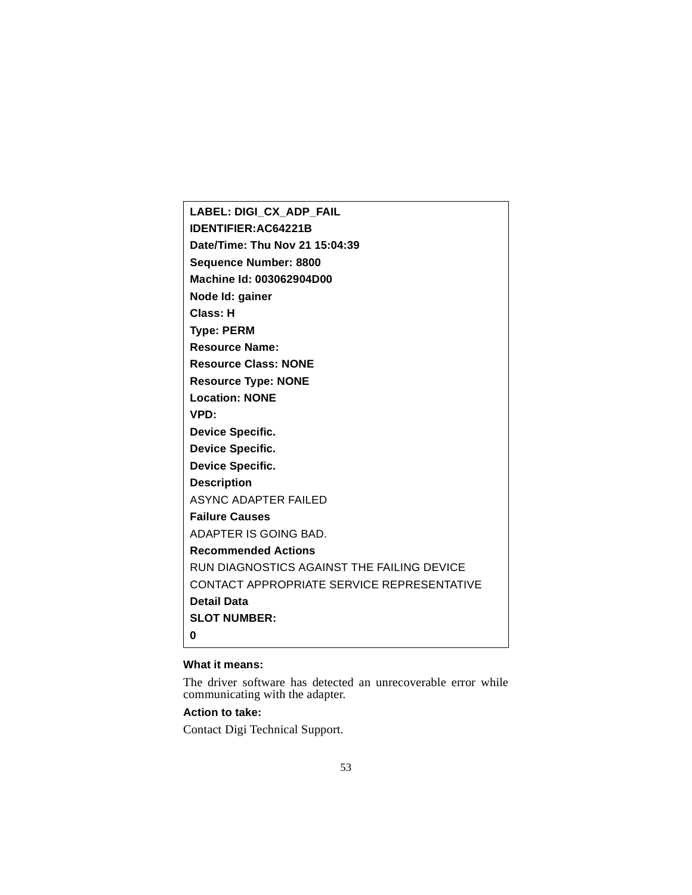```
LABEL: DIGI_CX_ADP_FAIL
IDENTIFIER:AC64221B
Date/Time: Thu Nov 21 15:04:39
Sequence Number: 8800
Machine Id: 003062904D00
Node Id: gainer
Class: H
Type: PERM
Resource Name:
Resource Class: NONE
Resource Type: NONE
Location: NONE
VPD:
Device Specific.
Device Specific.
Device Specific.
Description
ASYNC ADAPTER FAILED
Failure Causes
ADAPTER IS GOING BAD.
Recommended Actions
RUN DIAGNOSTICS AGAINST THE FAILING DEVICE
CONTACT APPROPRIATE SERVICE REPRESENTATIVE
Detail Data
SLOT NUMBER:
0
```

**What it means:**

The driver software has detected an unrecoverable error while communicating with the adapter.

**Action to take:**

Contact Digi Technical Support.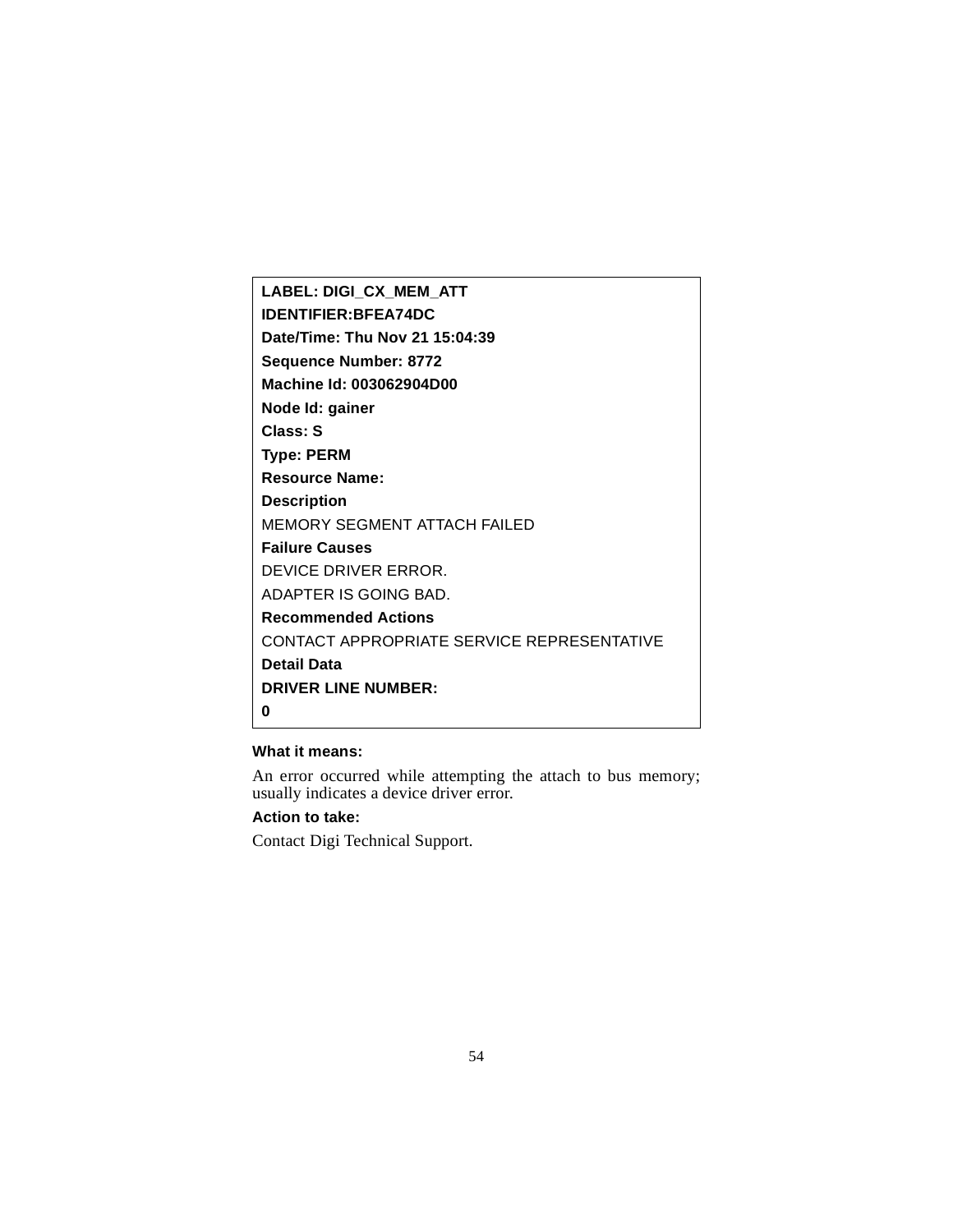```
LABEL: DIGI_CX_MEM_ATT
IDENTIFIER:BFEA74DC
Date/Time: Thu Nov 21 15:04:39
Sequence Number: 8772
Machine Id: 003062904D00
Node Id: gainer
Class: S
Type: PERM
Resource Name:
Description
MEMORY SEGMENT ATTACH FAILED
Failure Causes
DEVICE DRIVER ERROR.
ADAPTER IS GOING BAD.
Recommended Actions
CONTACT APPROPRIATE SERVICE REPRESENTATIVE
Detail Data
DRIVER LINE NUMBER:
0
```

**What it means:**

An error occurred while attempting the attach to bus memory; usually indicates a device driver error.

**Action to take:**

Contact Digi Technical Support.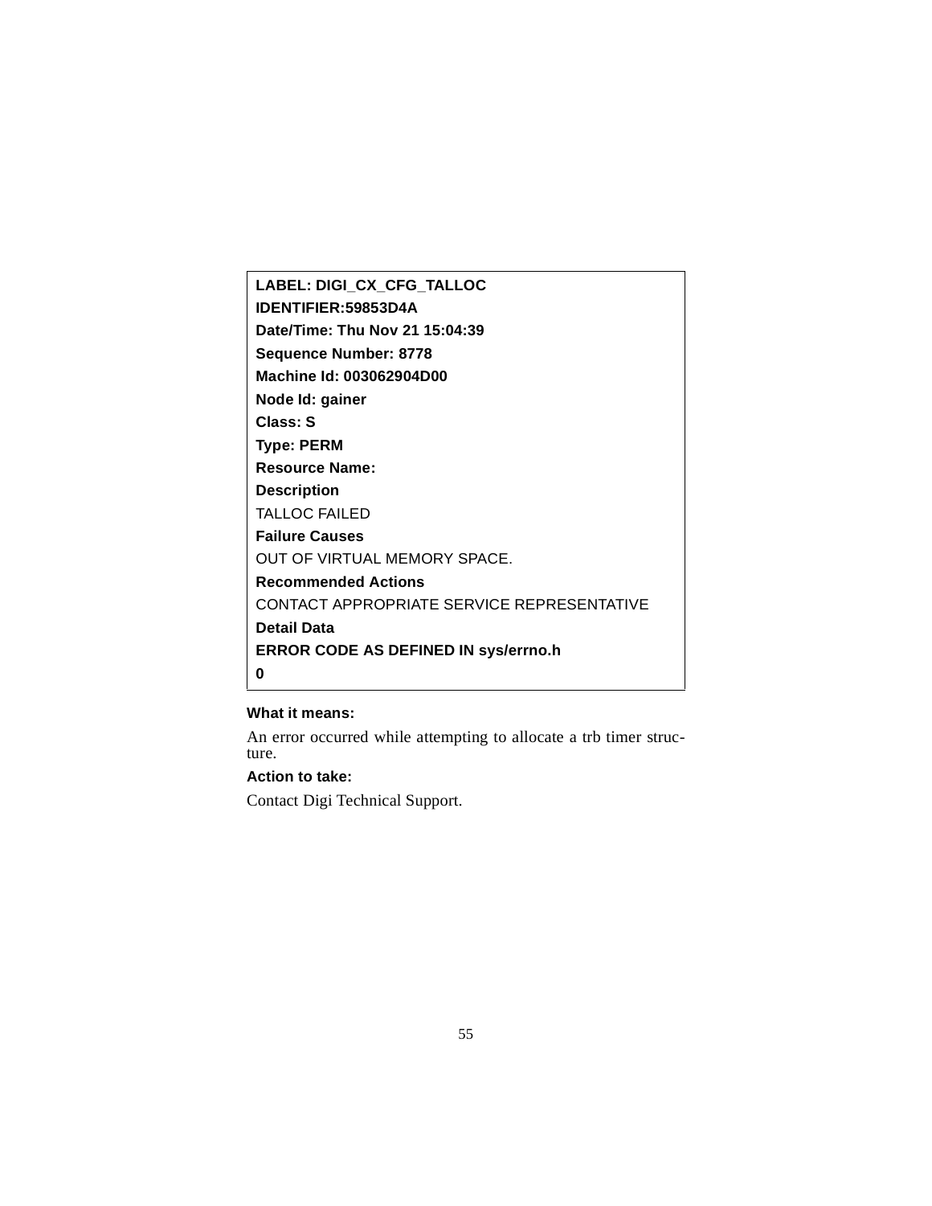```
LABEL: DIGI_CX_CFG_TALLOC
IDENTIFIER:59853D4A
Date/Time: Thu Nov 21 15:04:39
Sequence Number: 8778
Machine Id: 003062904D00
Node Id: gainer
Class: S
Type: PERM
Resource Name:
Description
TALLOC FAILED
Failure Causes
OUT OF VIRTUAL MEMORY SPACE.
Recommended Actions
CONTACT APPROPRIATE SERVICE REPRESENTATIVE
Detail Data
ERROR CODE AS DEFINED IN sys/errno.h
0
```

**What it means:**

An error occurred while attempting to allocate a trb timer structure.

**Action to take:**

Contact Digi Technical Support.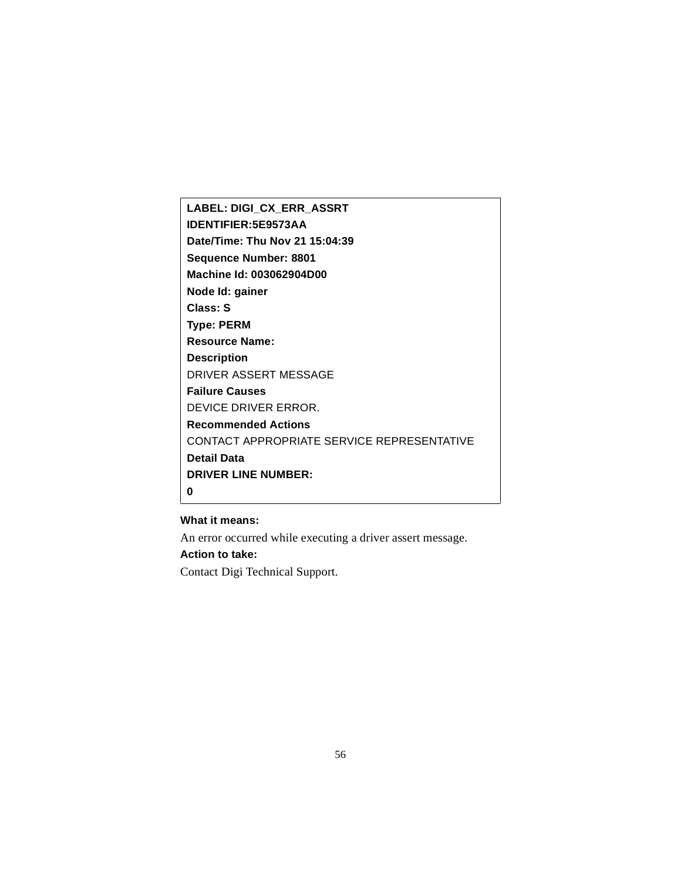```
LABEL: DIGI_CX_ERR_ASSRT
IDENTIFIER:5E9573AA
Date/Time: Thu Nov 21 15:04:39
Sequence Number: 8801
Machine Id: 003062904D00
Node Id: gainer
Class: S
Type: PERM
Resource Name:
Description
DRIVER ASSERT MESSAGE
Failure Causes
DEVICE DRIVER ERROR.
Recommended Actions
CONTACT APPROPRIATE SERVICE REPRESENTATIVE
Detail Data
DRIVER LINE NUMBER:
0
```

**What it means:**

An error occurred while executing a driver assert message.

**Action to take:**

Contact Digi Technical Support.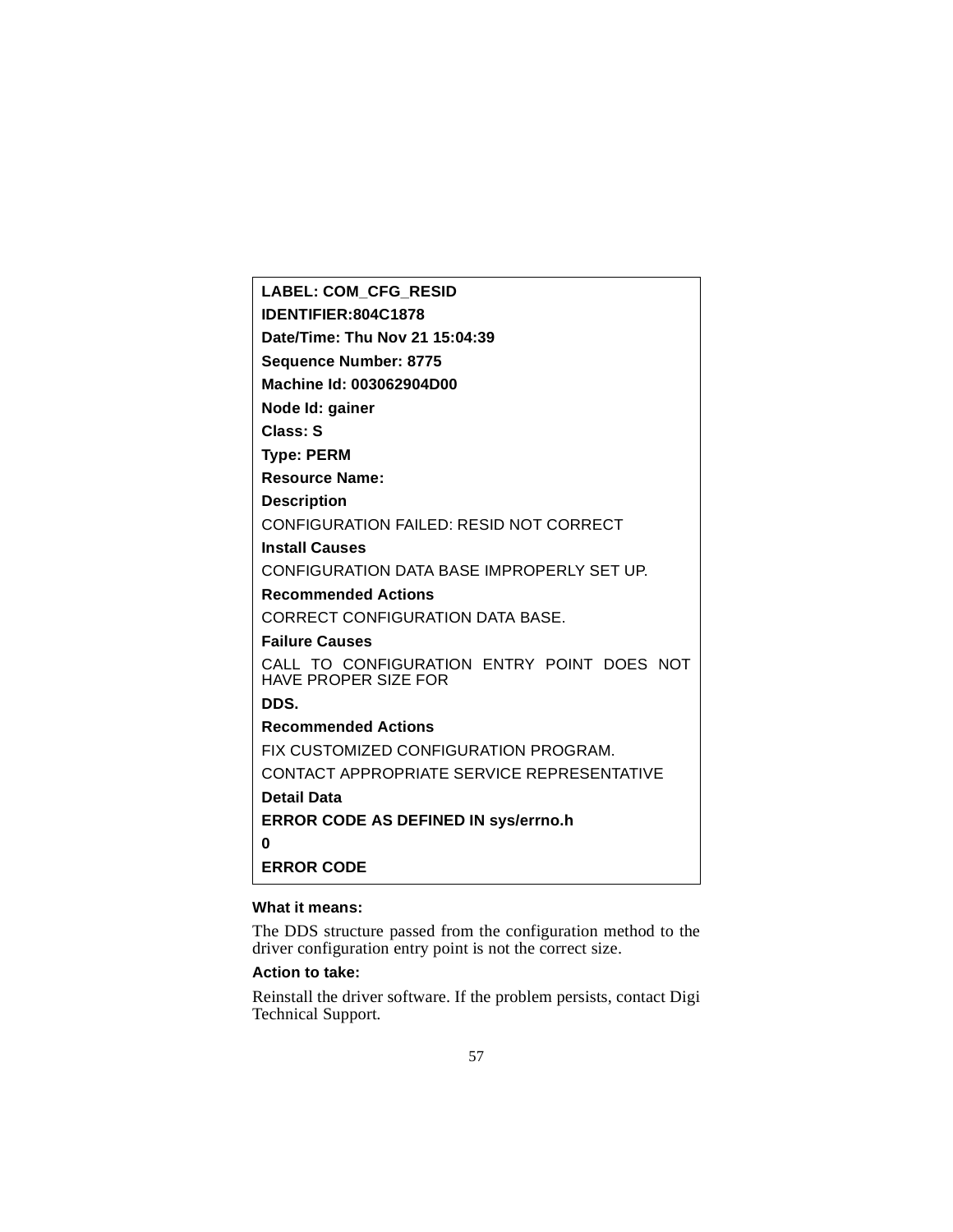**LABEL: COM_CFG_RESID**

**IDENTIFIER:804C1878**

**Date/Time: Thu Nov 21 15:04:39**

**Sequence Number: 8775**

**Machine Id: 003062904D00**

**Node Id: gainer**

**Class: S**

**Type: PERM**

**Resource Name:**

**Description**

CONFIGURATION FAILED: RESID NOT CORRECT

**Install Causes**

CONFIGURATION DATA BASE IMPROPERLY SET UP.

**Recommended Actions**

CORRECT CONFIGURATION DATA BASE.

**Failure Causes**

CALL TO CONFIGURATION ENTRY POINT DOES NOT HAVE PROPER SIZE FOR

**DDS.**

**Recommended Actions**

FIX CUSTOMIZED CONFIGURATION PROGRAM.

CONTACT APPROPRIATE SERVICE REPRESENTATIVE

**Detail Data**

**ERROR CODE AS DEFINED IN sys/errno.h**

**0**

**ERROR CODE**

**What it means:**

The DDS structure passed from the configuration method to the driver configuration entry point is not the correct size.

**Action to take:**

Reinstall the driver software. If the problem persists, contact Digi Technical Support.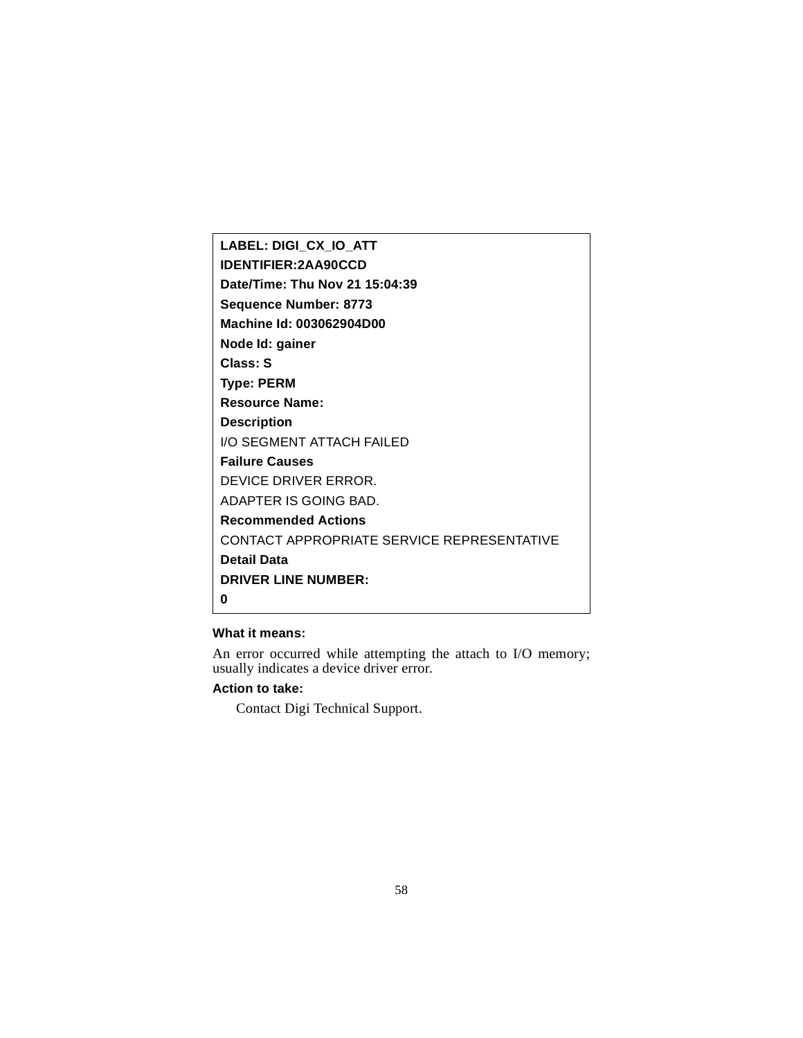```
LABEL: DIGI_CX_IO_ATT
IDENTIFIER:2AA90CCD
Date/Time: Thu Nov 21 15:04:39
Sequence Number: 8773
Machine Id: 003062904D00
Node Id: gainer
Class: S
Type: PERM
Resource Name:
Description
I/O SEGMENT ATTACH FAILED
Failure Causes
DEVICE DRIVER ERROR.
ADAPTER IS GOING BAD.
Recommended Actions
CONTACT APPROPRIATE SERVICE REPRESENTATIVE
Detail Data
DRIVER LINE NUMBER:
0
```

**What it means:**

An error occurred while attempting the attach to I/O memory; usually indicates a device driver error.

**Action to take:**

Contact Digi Technical Support.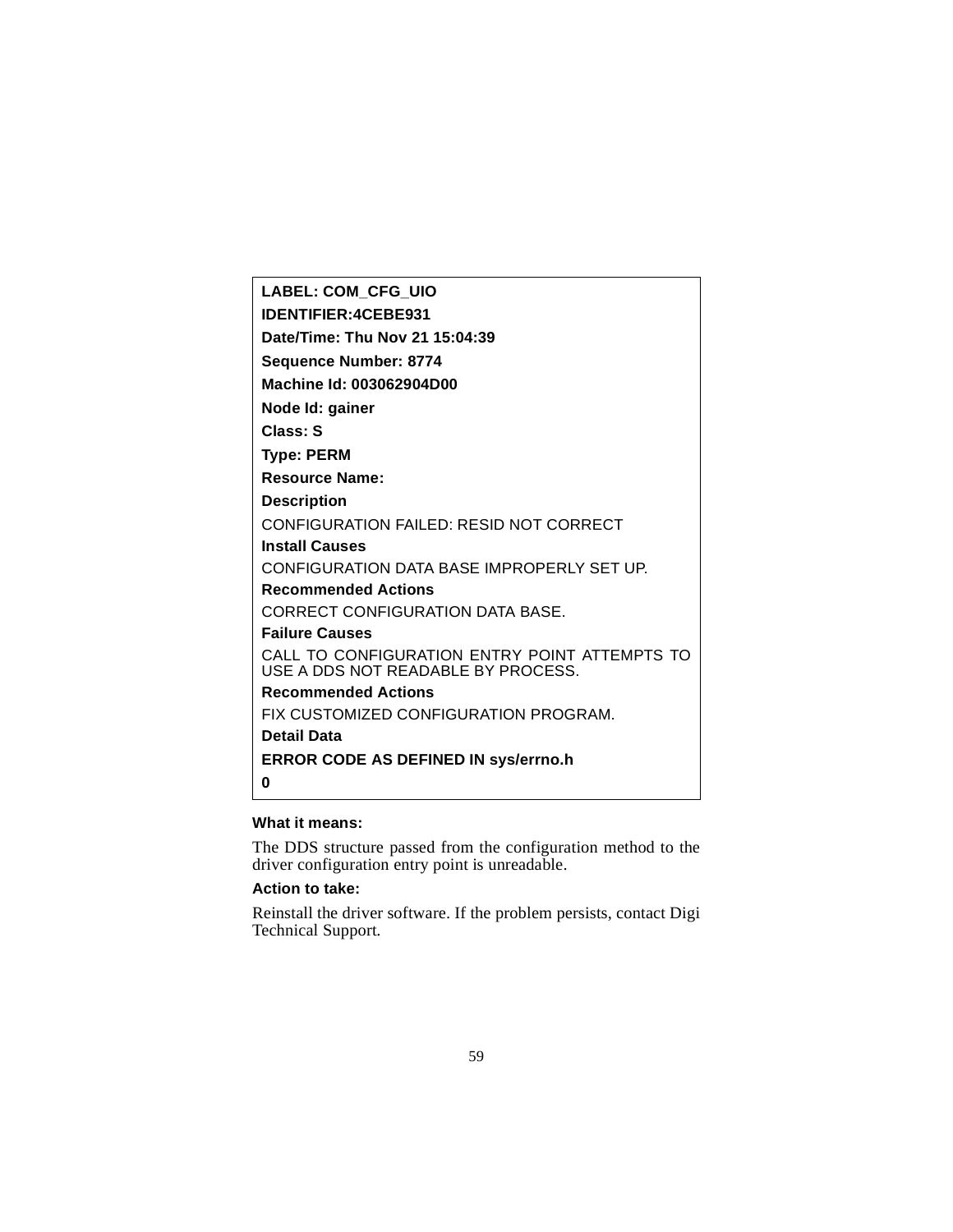```
LABEL: COM_CFG_UIO
IDENTIFIER:4CEBE931
Date/Time: Thu Nov 21 15:04:39
Sequence Number: 8774
Machine Id: 003062904D00
Node Id: gainer
Class: S
Type: PERM
Resource Name:
Description
CONFIGURATION FAILED: RESID NOT CORRECT
Install Causes
CONFIGURATION DATA BASE IMPROPERLY SET UP.
Recommended Actions
CORRECT CONFIGURATION DATA BASE.
Failure Causes
CALL TO CONFIGURATION ENTRY POINT ATTEMPTS TO
USE A DDS NOT READABLE BY PROCESS.
Recommended Actions
FIX CUSTOMIZED CONFIGURATION PROGRAM.
Detail Data
ERROR CODE AS DEFINED IN sys/errno.h
0
```

**What it means:**

The DDS structure passed from the configuration method to the driver configuration entry point is unreadable.

**Action to take:**

Reinstall the driver software. If the problem persists, contact Digi Technical Support.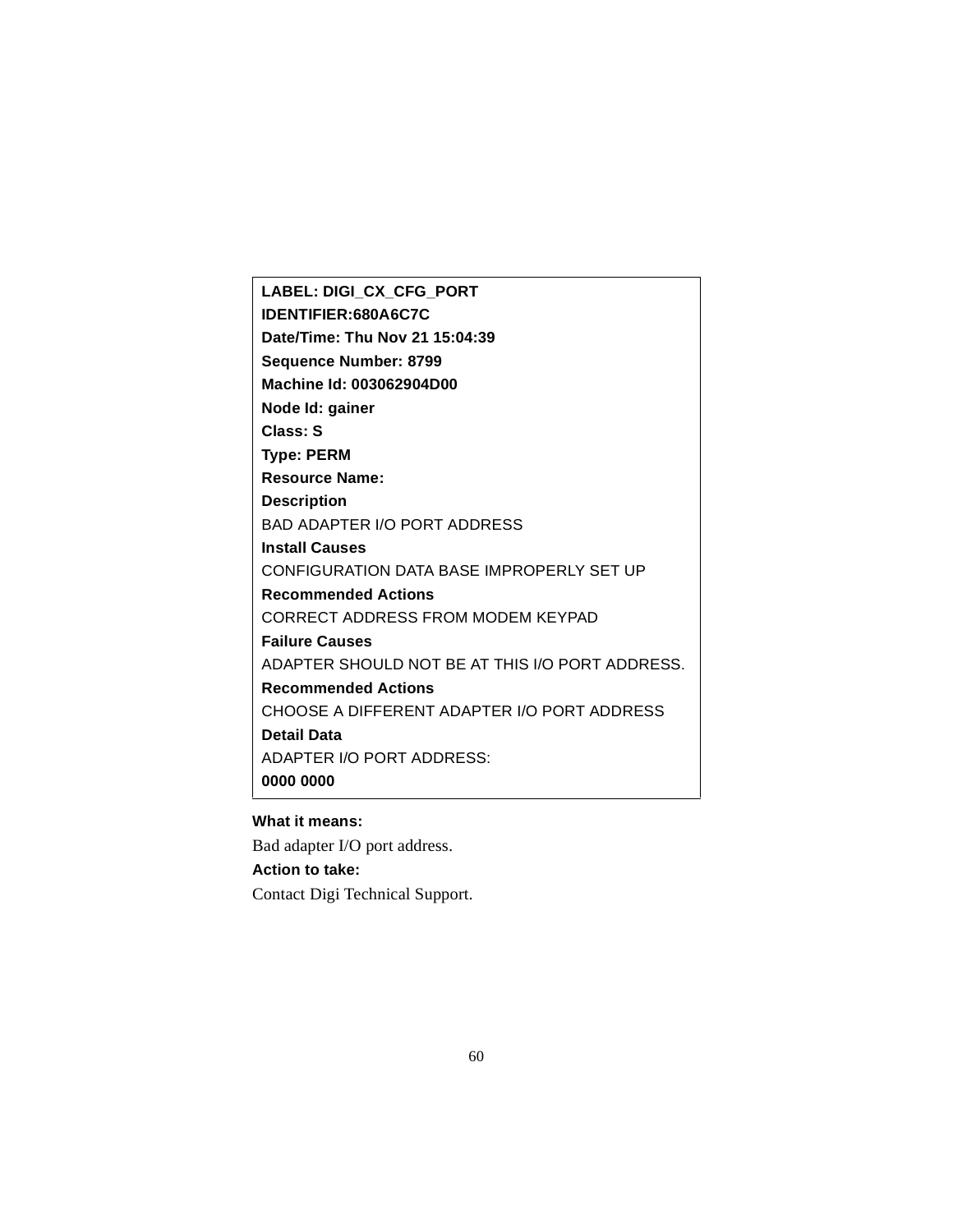```
LABEL: DIGI_CX_CFG_PORT
IDENTIFIER:680A6C7C
Date/Time: Thu Nov 21 15:04:39
Sequence Number: 8799
Machine Id: 003062904D00
Node Id: gainer
Class: S
Type: PERM
Resource Name:
Description
BAD ADAPTER I/O PORT ADDRESS
Install Causes
CONFIGURATION DATA BASE IMPROPERLY SET UP
Recommended Actions
CORRECT ADDRESS FROM MODEM KEYPAD
Failure Causes
ADAPTER SHOULD NOT BE AT THIS I/O PORT ADDRESS.
Recommended Actions
CHOOSE A DIFFERENT ADAPTER I/O PORT ADDRESS
Detail Data
ADAPTER I/O PORT ADDRESS:
0000 0000
```

**What it means:**

Bad adapter I/O port address.

**Action to take:**

Contact Digi Technical Support.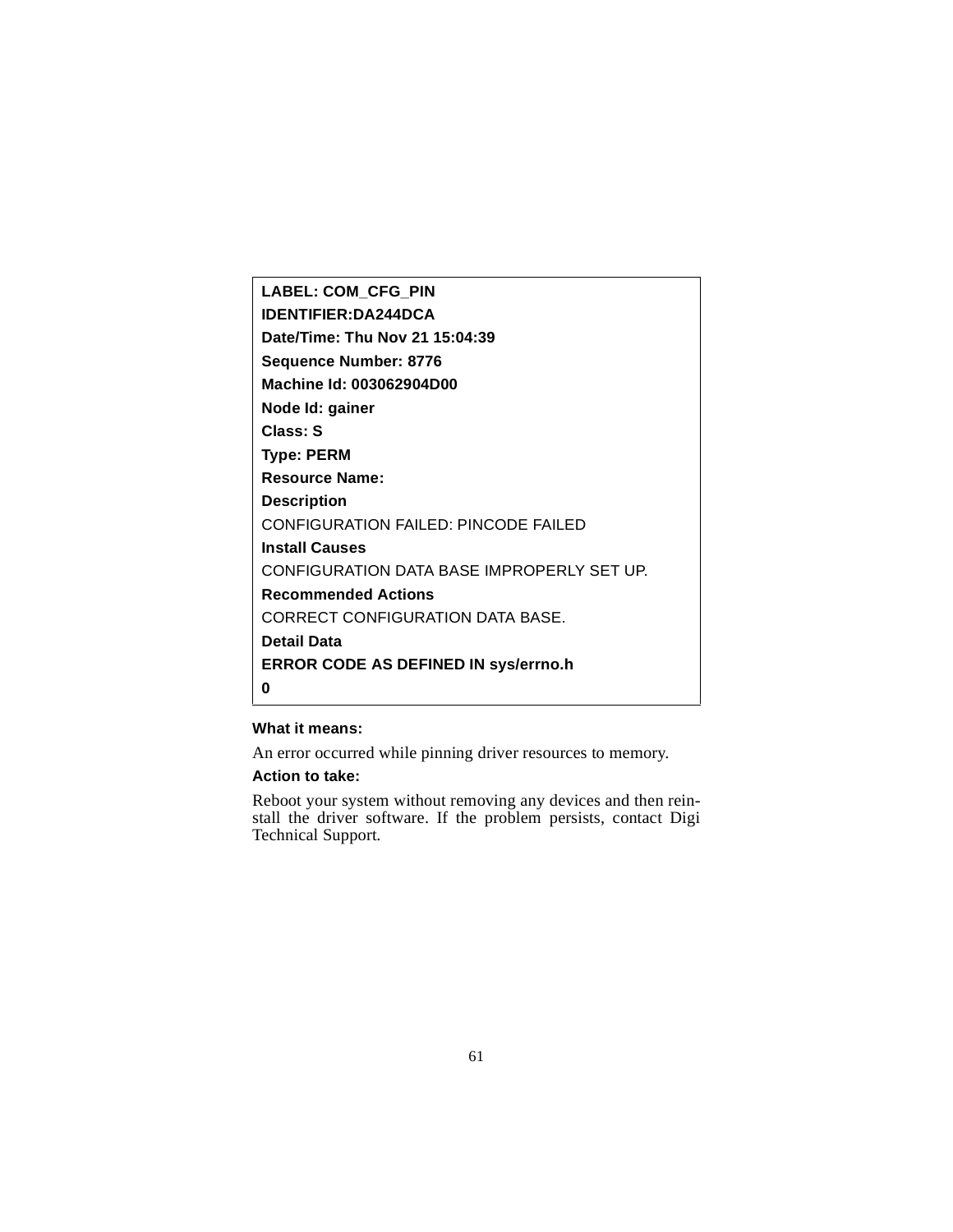```
LABEL: COM_CFG_PIN
IDENTIFIER:DA244DCA
Date/Time: Thu Nov 21 15:04:39
Sequence Number: 8776
Machine Id: 003062904D00
Node Id: gainer
Class: S
Type: PERM
Resource Name:
Description
CONFIGURATION FAILED: PINCODE FAILED
Install Causes
CONFIGURATION DATA BASE IMPROPERLY SET UP.
Recommended Actions
CORRECT CONFIGURATION DATA BASE.
Detail Data
ERROR CODE AS DEFINED IN sys/errno.h
0
```

**What it means:**

An error occurred while pinning driver resources to memory.

**Action to take:**

Reboot your system without removing any devices and then reinstall the driver software. If the problem persists, contact Digi Technical Support.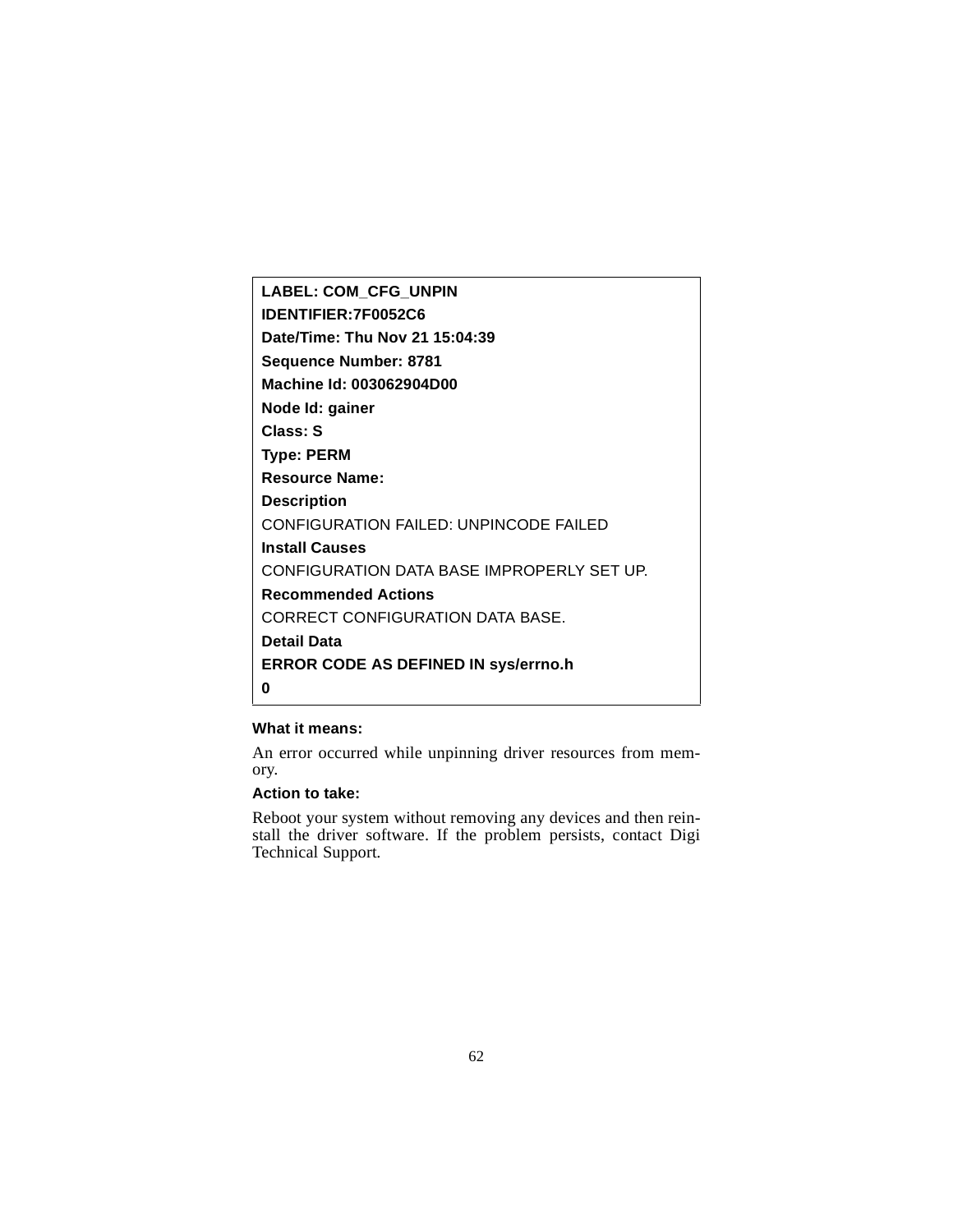```
LABEL: COM_CFG_UNPIN
IDENTIFIER:7F0052C6
Date/Time: Thu Nov 21 15:04:39
Sequence Number: 8781
Machine Id: 003062904D00
Node Id: gainer
Class: S
Type: PERM
Resource Name:
Description
CONFIGURATION FAILED: UNPINCODE FAILED
Install Causes
CONFIGURATION DATA BASE IMPROPERLY SET UP.
Recommended Actions
CORRECT CONFIGURATION DATA BASE.
Detail Data
ERROR CODE AS DEFINED IN sys/errno.h
0
```

**What it means:**

An error occurred while unpinning driver resources from memory.

**Action to take:**

Reboot your system without removing any devices and then reinstall the driver software. If the problem persists, contact Digi Technical Support.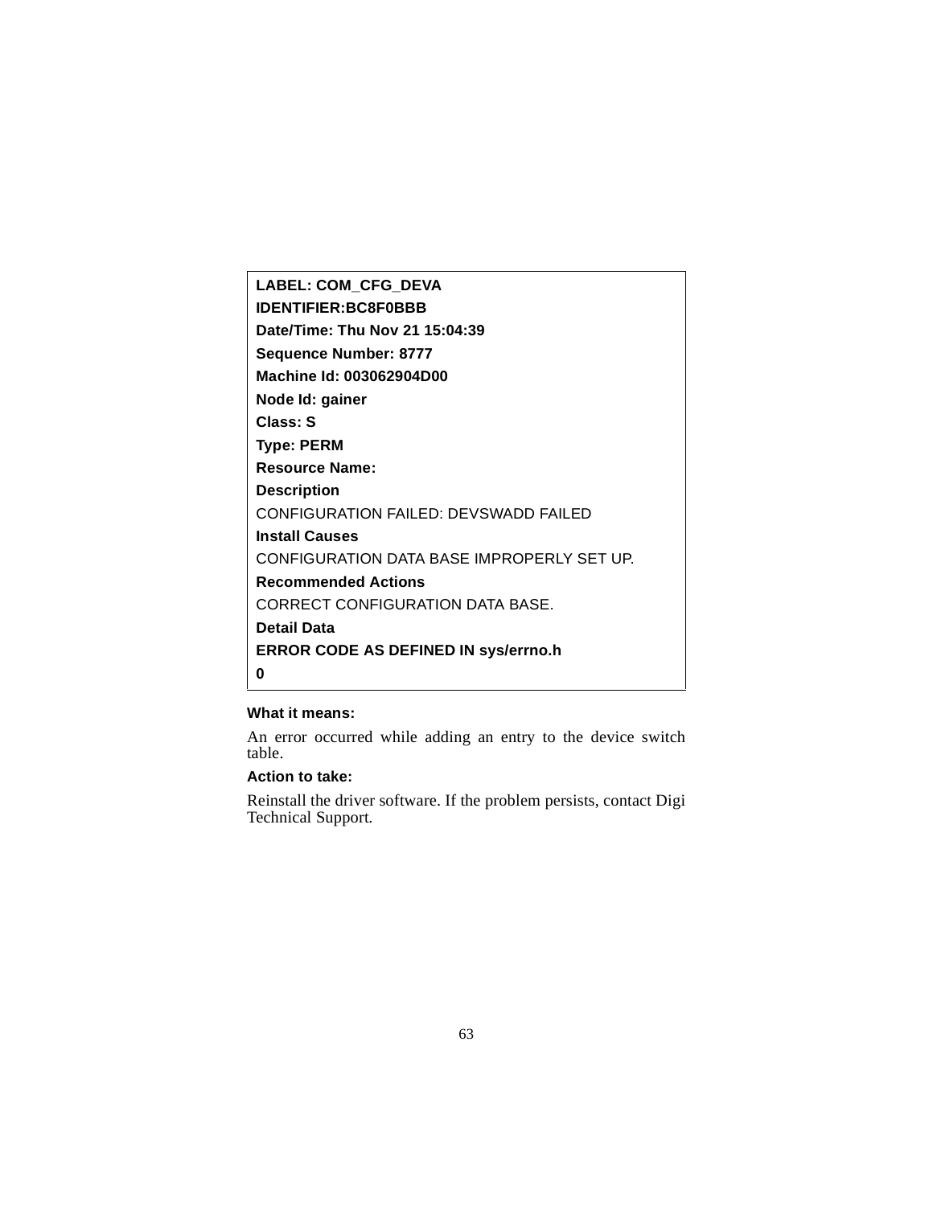```
LABEL: COM_CFG_DEVA
IDENTIFIER:BC8F0BBB
Date/Time: Thu Nov 21 15:04:39
Sequence Number: 8777
Machine Id: 003062904D00
Node Id: gainer
Class: S
Type: PERM
Resource Name:
Description
CONFIGURATION FAILED: DEVSWADD FAILED
Install Causes
CONFIGURATION DATA BASE IMPROPERLY SET UP.
Recommended Actions
CORRECT CONFIGURATION DATA BASE.
Detail Data
ERROR CODE AS DEFINED IN sys/errno.h
0
```

**What it means:**

An error occurred while adding an entry to the device switch table.

**Action to take:**

Reinstall the driver software. If the problem persists, contact Digi Technical Support.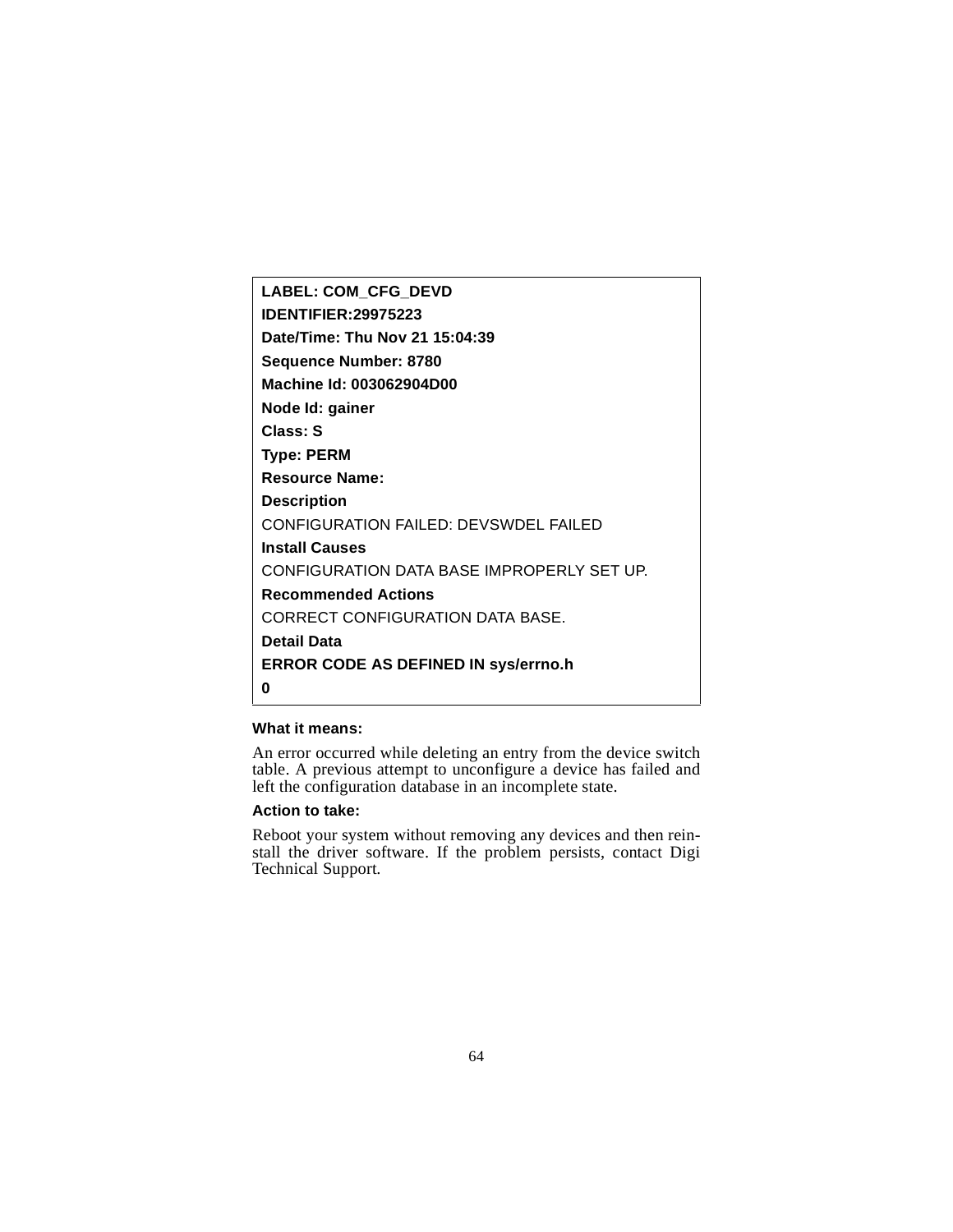```
LABEL: COM_CFG_DEVD
IDENTIFIER:29975223
Date/Time: Thu Nov 21 15:04:39
Sequence Number: 8780
Machine Id: 003062904D00
Node Id: gainer
Class: S
Type: PERM
Resource Name:
Description
CONFIGURATION FAILED: DEVSWDEL FAILED
Install Causes
CONFIGURATION DATA BASE IMPROPERLY SET UP.
Recommended Actions
CORRECT CONFIGURATION DATA BASE.
Detail Data
ERROR CODE AS DEFINED IN sys/errno.h
0
```

**What it means:**

An error occurred while deleting an entry from the device switch table. A previous attempt to unconfigure a device has failed and left the configuration database in an incomplete state.

**Action to take:**

Reboot your system without removing any devices and then reinstall the driver software. If the problem persists, contact Digi Technical Support.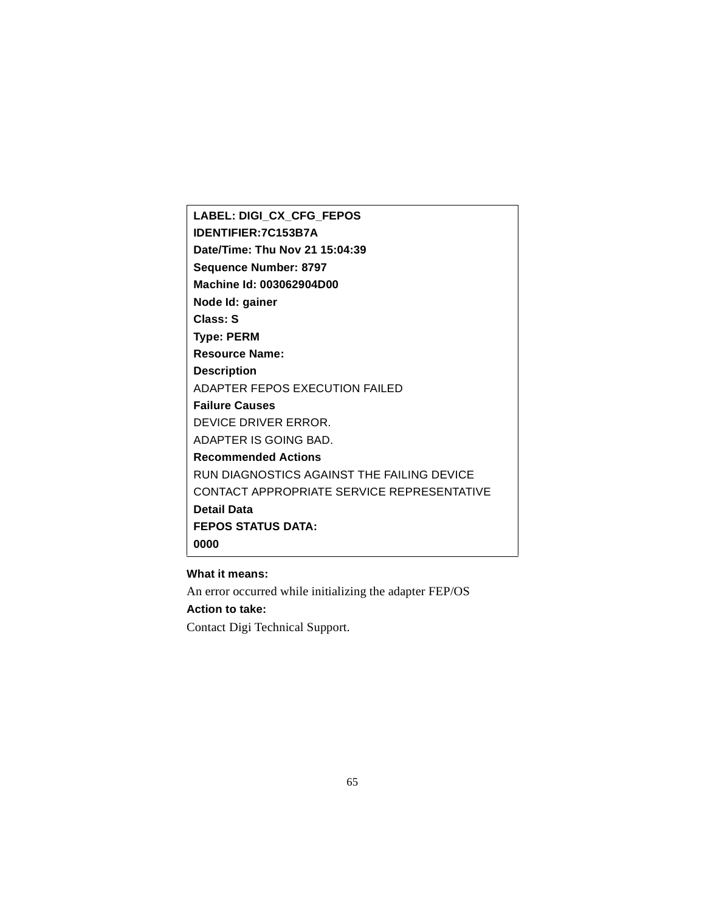**LABEL: DIGI_CX_CFG_FEPOS**
**IDENTIFIER:7C153B7A**
**Date/Time: Thu Nov 21 15:04:39**
**Sequence Number: 8797**
**Machine Id: 003062904D00**
**Node Id: gainer**
**Class: S**
**Type: PERM**
**Resource Name:**
**Description**
ADAPTER FEPOS EXECUTION FAILED
**Failure Causes**
DEVICE DRIVER ERROR.
ADAPTER IS GOING BAD.
**Recommended Actions**
RUN DIAGNOSTICS AGAINST THE FAILING DEVICE
CONTACT APPROPRIATE SERVICE REPRESENTATIVE
**Detail Data**
**FEPOS STATUS DATA:**
**0000**

**What it means:**

An error occurred while initializing the adapter FEP/OS

**Action to take:**

Contact Digi Technical Support.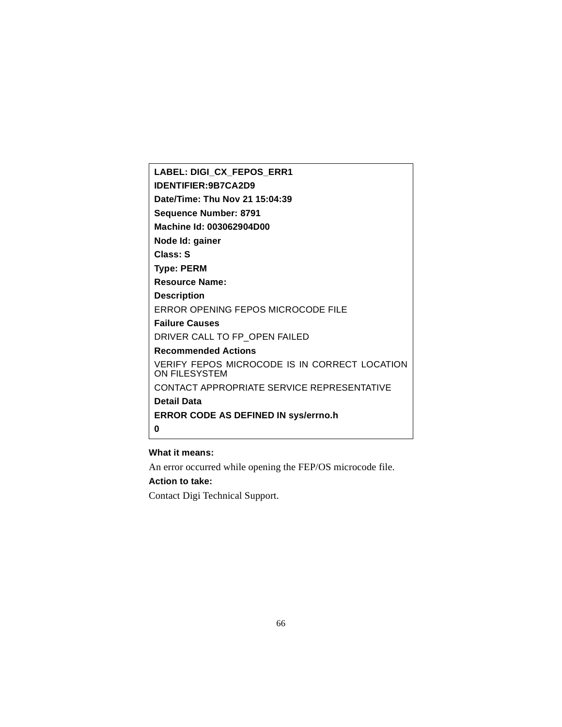**LABEL: DIGI_CX_FEPOS_ERR1**

**IDENTIFIER:9B7CA2D9**

**Date/Time: Thu Nov 21 15:04:39**

**Sequence Number: 8791**

**Machine Id: 003062904D00**

**Node Id: gainer**

**Class: S**

**Type: PERM**

**Resource Name:**

**Description**

ERROR OPENING FEPOS MICROCODE FILE

**Failure Causes**

DRIVER CALL TO FP_OPEN FAILED

**Recommended Actions**

VERIFY FEPOS MICROCODE IS IN CORRECT LOCATION ON FILESYSTEM

CONTACT APPROPRIATE SERVICE REPRESENTATIVE

**Detail Data**

**ERROR CODE AS DEFINED IN sys/errno.h**

**0**

**What it means:**

An error occurred while opening the FEP/OS microcode file.

**Action to take:**

Contact Digi Technical Support.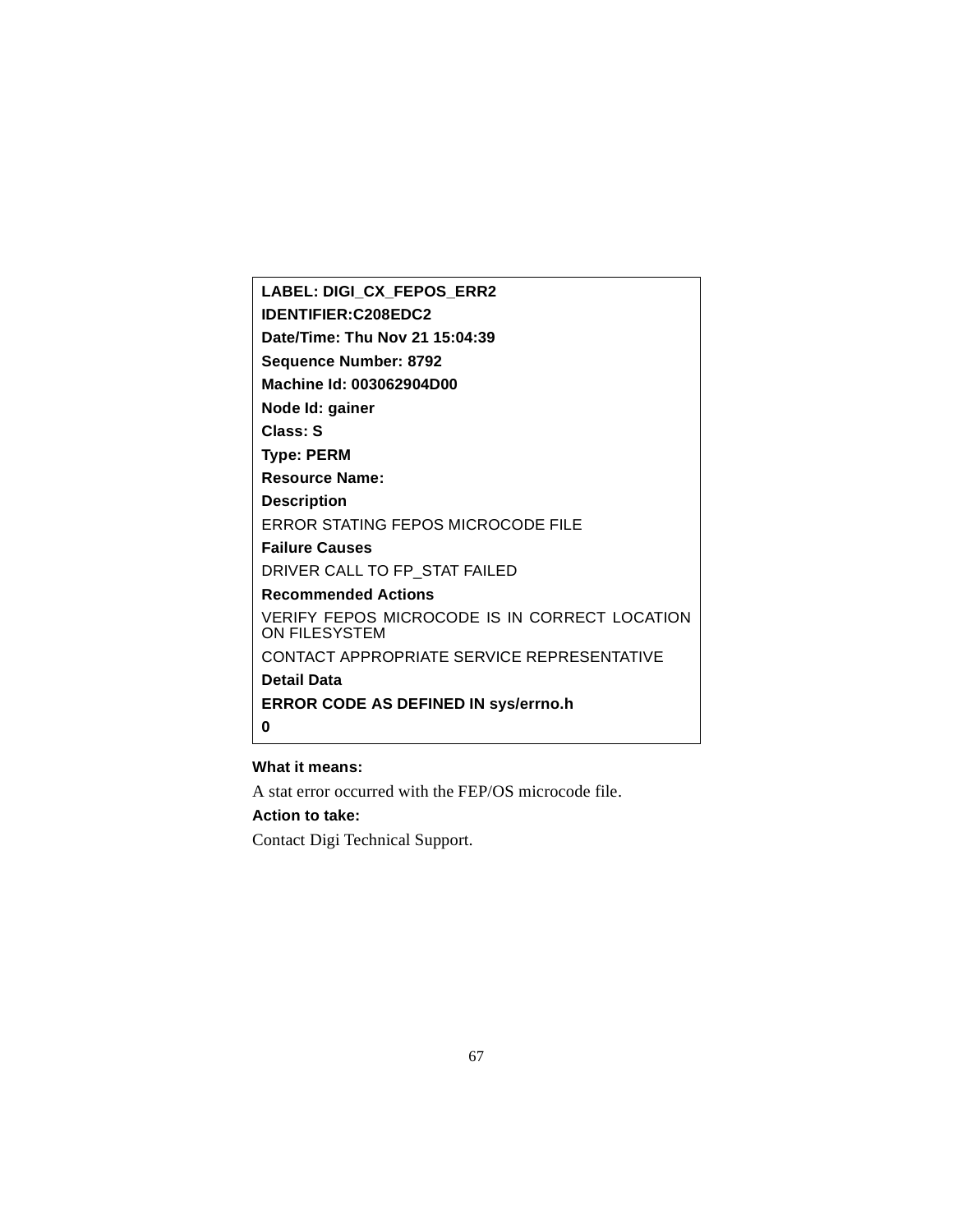**LABEL: DIGI_CX_FEPOS_ERR2**

**IDENTIFIER:C208EDC2**

**Date/Time: Thu Nov 21 15:04:39**

**Sequence Number: 8792**

**Machine Id: 003062904D00**

**Node Id: gainer**

**Class: S**

**Type: PERM**

**Resource Name:**

**Description**

ERROR STATING FEPOS MICROCODE FILE

**Failure Causes**

DRIVER CALL TO FP_STAT FAILED

**Recommended Actions**

VERIFY FEPOS MICROCODE IS IN CORRECT LOCATION ON FILESYSTEM

CONTACT APPROPRIATE SERVICE REPRESENTATIVE

**Detail Data**

**ERROR CODE AS DEFINED IN sys/errno.h**

**0**

**What it means:**

A stat error occurred with the FEP/OS microcode file.

**Action to take:**

Contact Digi Technical Support.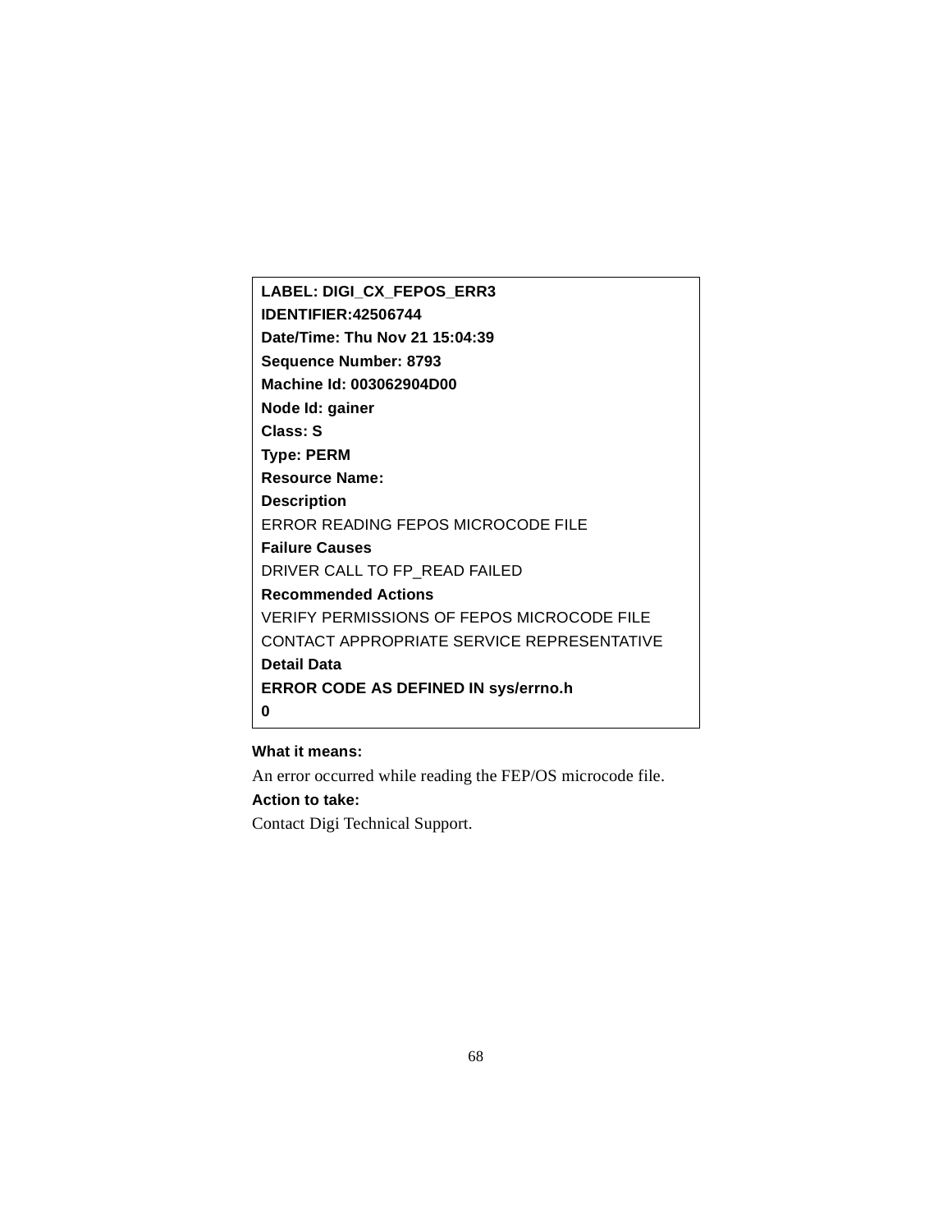```
LABEL: DIGI_CX_FEPOS_ERR3
IDENTIFIER:42506744
Date/Time: Thu Nov 21 15:04:39
Sequence Number: 8793
Machine Id: 003062904D00
Node Id: gainer
Class: S
Type: PERM
Resource Name:
Description
ERROR READING FEPOS MICROCODE FILE
Failure Causes
DRIVER CALL TO FP_READ FAILED
Recommended Actions
VERIFY PERMISSIONS OF FEPOS MICROCODE FILE
CONTACT APPROPRIATE SERVICE REPRESENTATIVE
Detail Data
ERROR CODE AS DEFINED IN sys/errno.h
0
```

**What it means:**

An error occurred while reading the FEP/OS microcode file.

**Action to take:**

Contact Digi Technical Support.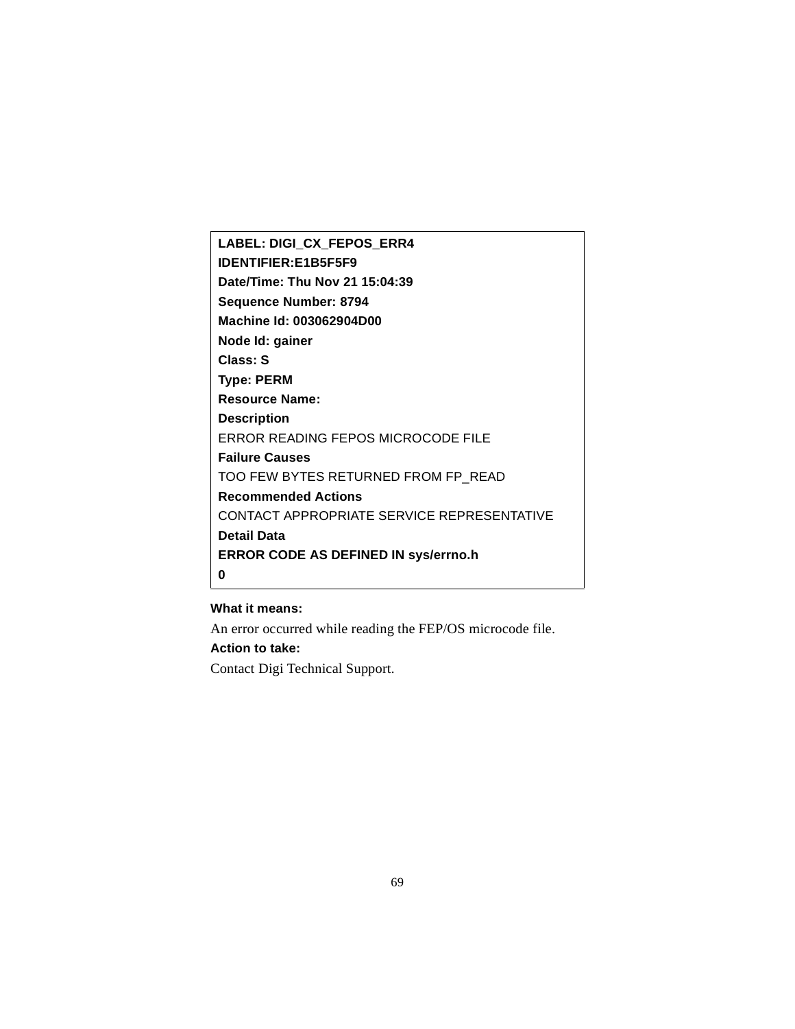```
LABEL: DIGI_CX_FEPOS_ERR4
IDENTIFIER:E1B5F5F9
Date/Time: Thu Nov 21 15:04:39
Sequence Number: 8794
Machine Id: 003062904D00
Node Id: gainer
Class: S
Type: PERM
Resource Name:
Description
ERROR READING FEPOS MICROCODE FILE
Failure Causes
TOO FEW BYTES RETURNED FROM FP_READ
Recommended Actions
CONTACT APPROPRIATE SERVICE REPRESENTATIVE
Detail Data
ERROR CODE AS DEFINED IN sys/errno.h
0
```

**What it means:**

An error occurred while reading the FEP/OS microcode file.

**Action to take:**

Contact Digi Technical Support.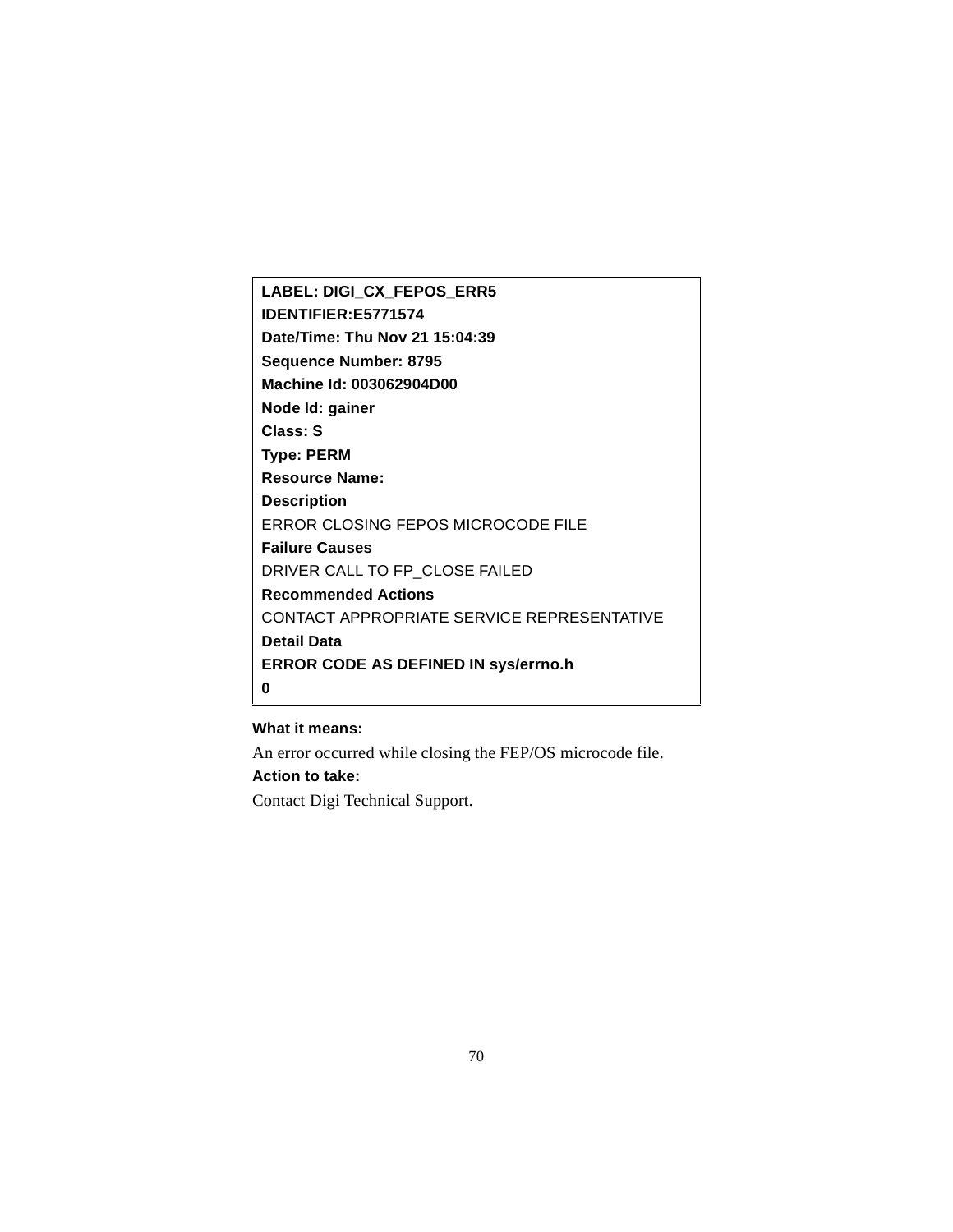```
LABEL: DIGI_CX_FEPOS_ERR5
IDENTIFIER:E5771574
Date/Time: Thu Nov 21 15:04:39
Sequence Number: 8795
Machine Id: 003062904D00
Node Id: gainer
Class: S
Type: PERM
Resource Name:
Description
ERROR CLOSING FEPOS MICROCODE FILE
Failure Causes
DRIVER CALL TO FP_CLOSE FAILED
Recommended Actions
CONTACT APPROPRIATE SERVICE REPRESENTATIVE
Detail Data
ERROR CODE AS DEFINED IN sys/errno.h
0
```

**What it means:**

An error occurred while closing the FEP/OS microcode file.

**Action to take:**

Contact Digi Technical Support.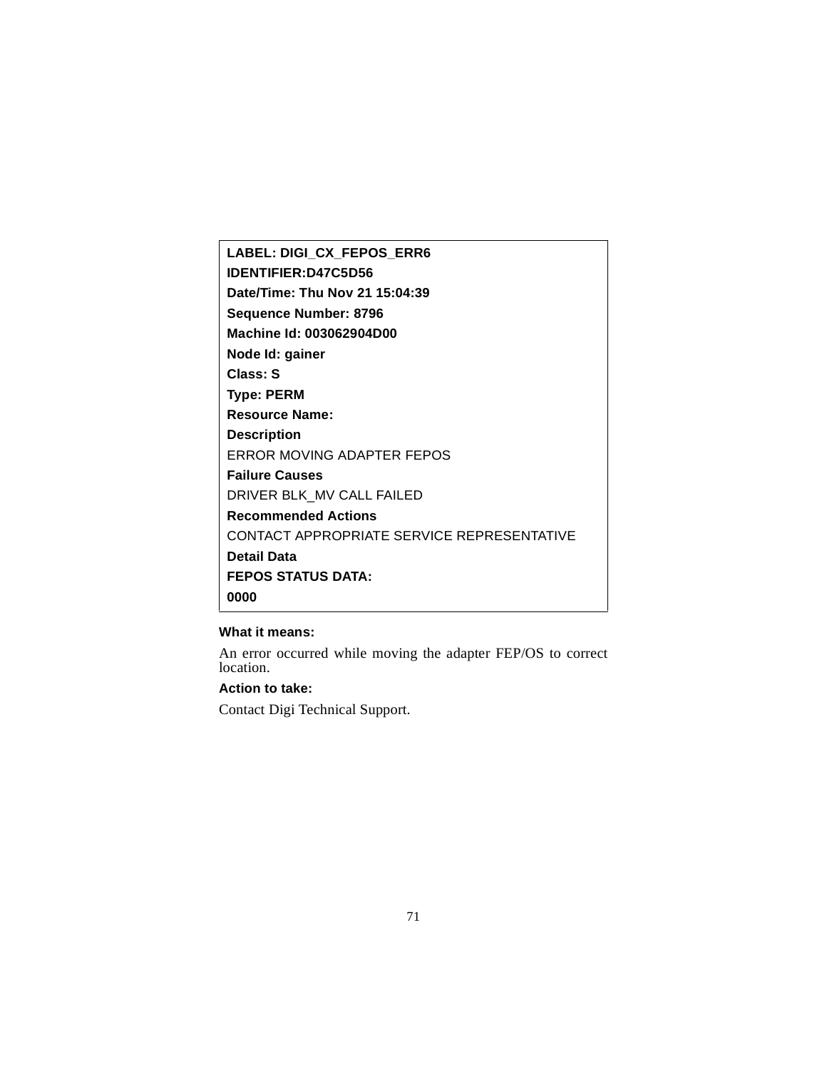```
LABEL: DIGI_CX_FEPOS_ERR6
IDENTIFIER:D47C5D56
Date/Time: Thu Nov 21 15:04:39
Sequence Number: 8796
Machine Id: 003062904D00
Node Id: gainer
Class: S
Type: PERM
Resource Name:
Description
ERROR MOVING ADAPTER FEPOS
Failure Causes
DRIVER BLK_MV CALL FAILED
Recommended Actions
CONTACT APPROPRIATE SERVICE REPRESENTATIVE
Detail Data
FEPOS STATUS DATA:
0000
```

**What it means:**

An error occurred while moving the adapter FEP/OS to correct location.

**Action to take:**

Contact Digi Technical Support.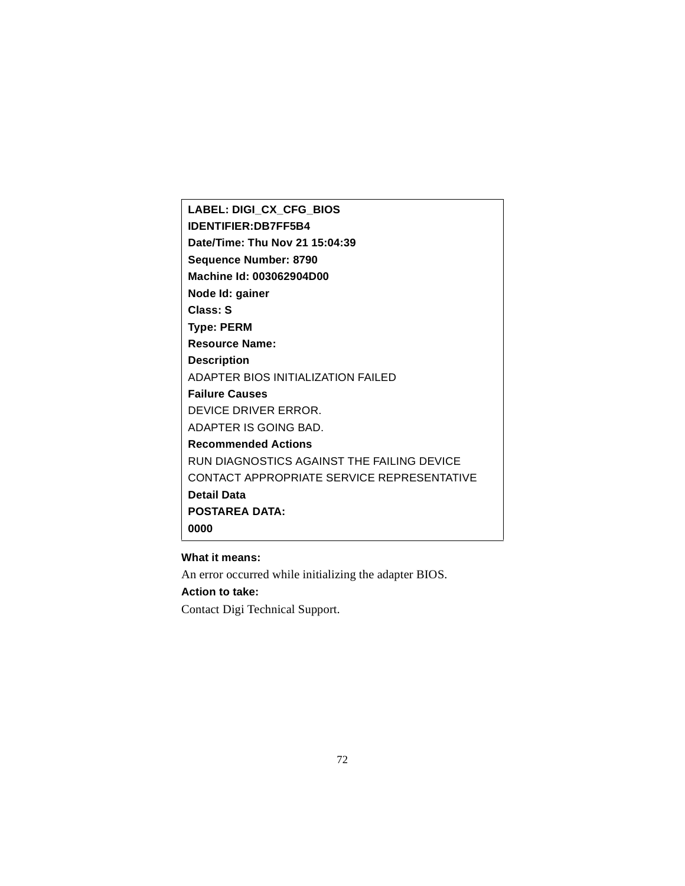```
LABEL: DIGI_CX_CFG_BIOS
IDENTIFIER:DB7FF5B4
Date/Time: Thu Nov 21 15:04:39
Sequence Number: 8790
Machine Id: 003062904D00
Node Id: gainer
Class: S
Type: PERM
Resource Name:
Description
ADAPTER BIOS INITIALIZATION FAILED
Failure Causes
DEVICE DRIVER ERROR.
ADAPTER IS GOING BAD.
Recommended Actions
RUN DIAGNOSTICS AGAINST THE FAILING DEVICE
CONTACT APPROPRIATE SERVICE REPRESENTATIVE
Detail Data
POSTAREA DATA:
0000
```

**What it means:**

An error occurred while initializing the adapter BIOS.

**Action to take:**

Contact Digi Technical Support.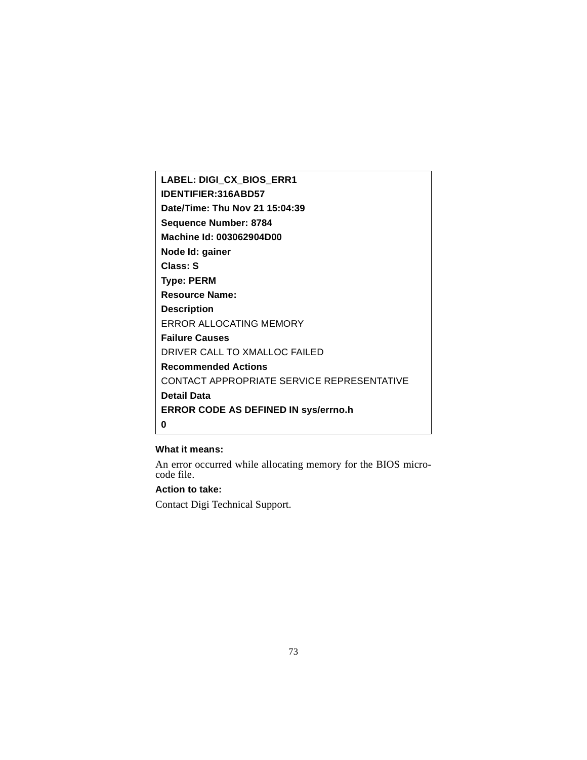```
LABEL: DIGI_CX_BIOS_ERR1
IDENTIFIER:316ABD57
Date/Time: Thu Nov 21 15:04:39
Sequence Number: 8784
Machine Id: 003062904D00
Node Id: gainer
Class: S
Type: PERM
Resource Name:
Description
ERROR ALLOCATING MEMORY
Failure Causes
DRIVER CALL TO XMALLOC FAILED
Recommended Actions
CONTACT APPROPRIATE SERVICE REPRESENTATIVE
Detail Data
ERROR CODE AS DEFINED IN sys/errno.h
0
```

**What it means:**

An error occurred while allocating memory for the BIOS micro-code file.

**Action to take:**

Contact Digi Technical Support.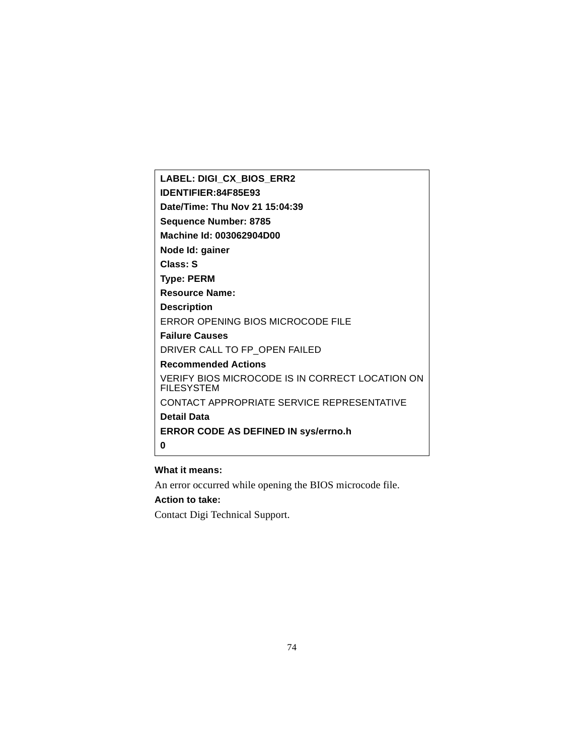**LABEL: DIGI_CX_BIOS_ERR2**

**IDENTIFIER:84F85E93**

**Date/Time: Thu Nov 21 15:04:39**

**Sequence Number: 8785**

**Machine Id: 003062904D00**

**Node Id: gainer**

**Class: S**

**Type: PERM**

**Resource Name:**

**Description**

ERROR OPENING BIOS MICROCODE FILE

**Failure Causes**

DRIVER CALL TO FP_OPEN FAILED

**Recommended Actions**

VERIFY BIOS MICROCODE IS IN CORRECT LOCATION ON FILESYSTEM

CONTACT APPROPRIATE SERVICE REPRESENTATIVE

**Detail Data**

**ERROR CODE AS DEFINED IN sys/errno.h**

**0**

**What it means:**

An error occurred while opening the BIOS microcode file.

**Action to take:**

Contact Digi Technical Support.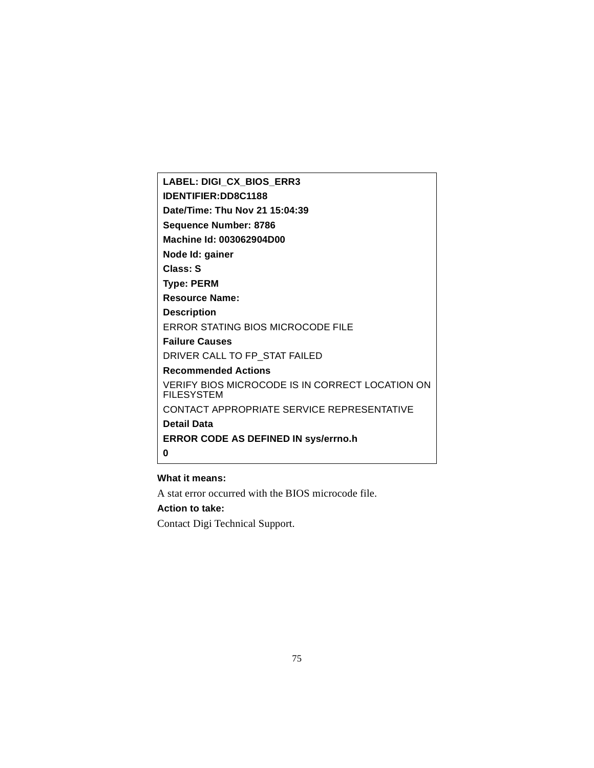**LABEL: DIGI_CX_BIOS_ERR3**

**IDENTIFIER:DD8C1188**

**Date/Time: Thu Nov 21 15:04:39**

**Sequence Number: 8786**

**Machine Id: 003062904D00**

**Node Id: gainer**

**Class: S**

**Type: PERM**

**Resource Name:**

**Description**

ERROR STATING BIOS MICROCODE FILE

**Failure Causes**

DRIVER CALL TO FP_STAT FAILED

**Recommended Actions**

VERIFY BIOS MICROCODE IS IN CORRECT LOCATION ON FILESYSTEM

CONTACT APPROPRIATE SERVICE REPRESENTATIVE

**Detail Data**

**ERROR CODE AS DEFINED IN sys/errno.h**

**0**

**What it means:**

A stat error occurred with the BIOS microcode file.

**Action to take:**

Contact Digi Technical Support.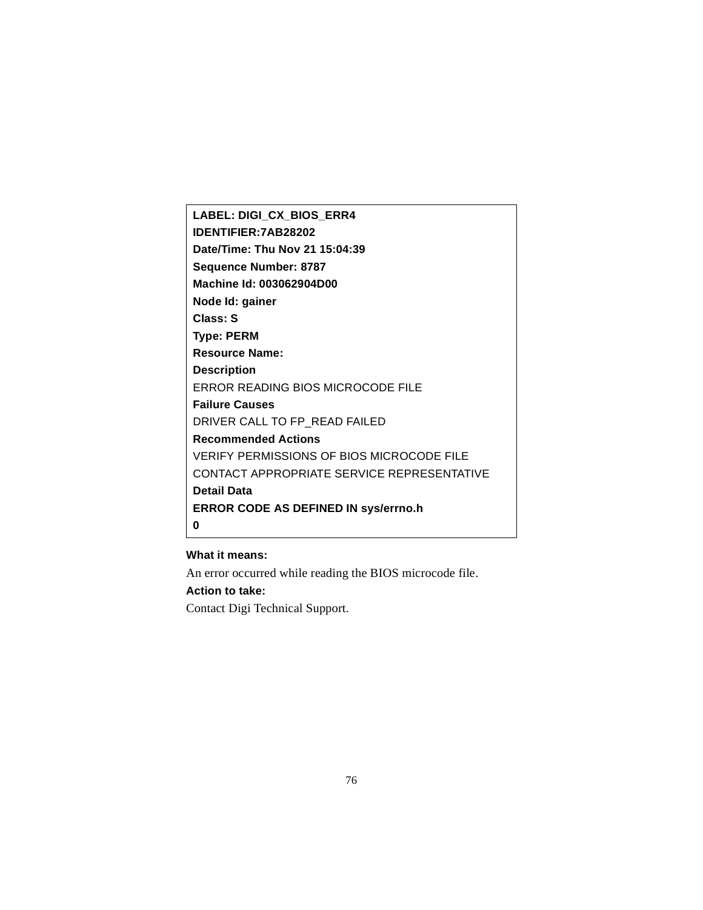```
LABEL: DIGI_CX_BIOS_ERR4
IDENTIFIER:7AB28202
Date/Time: Thu Nov 21 15:04:39
Sequence Number: 8787
Machine Id: 003062904D00
Node Id: gainer
Class: S
Type: PERM
Resource Name:
Description
ERROR READING BIOS MICROCODE FILE
Failure Causes
DRIVER CALL TO FP_READ FAILED
Recommended Actions
VERIFY PERMISSIONS OF BIOS MICROCODE FILE
CONTACT APPROPRIATE SERVICE REPRESENTATIVE
Detail Data
ERROR CODE AS DEFINED IN sys/errno.h
0
```

**What it means:**

An error occurred while reading the BIOS microcode file.

**Action to take:**

Contact Digi Technical Support.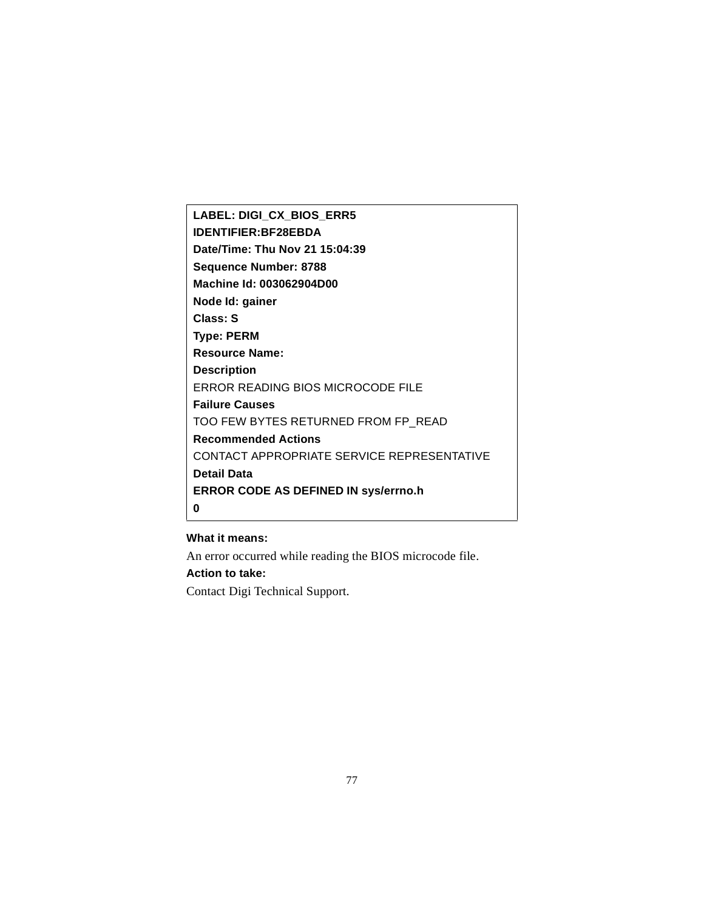```
LABEL: DIGI_CX_BIOS_ERR5
IDENTIFIER:BF28EBDA
Date/Time: Thu Nov 21 15:04:39
Sequence Number: 8788
Machine Id: 003062904D00
Node Id: gainer
Class: S
Type: PERM
Resource Name:
Description
ERROR READING BIOS MICROCODE FILE
Failure Causes
TOO FEW BYTES RETURNED FROM FP_READ
Recommended Actions
CONTACT APPROPRIATE SERVICE REPRESENTATIVE
Detail Data
ERROR CODE AS DEFINED IN sys/errno.h
0
```

**What it means:**

An error occurred while reading the BIOS microcode file.

**Action to take:**

Contact Digi Technical Support.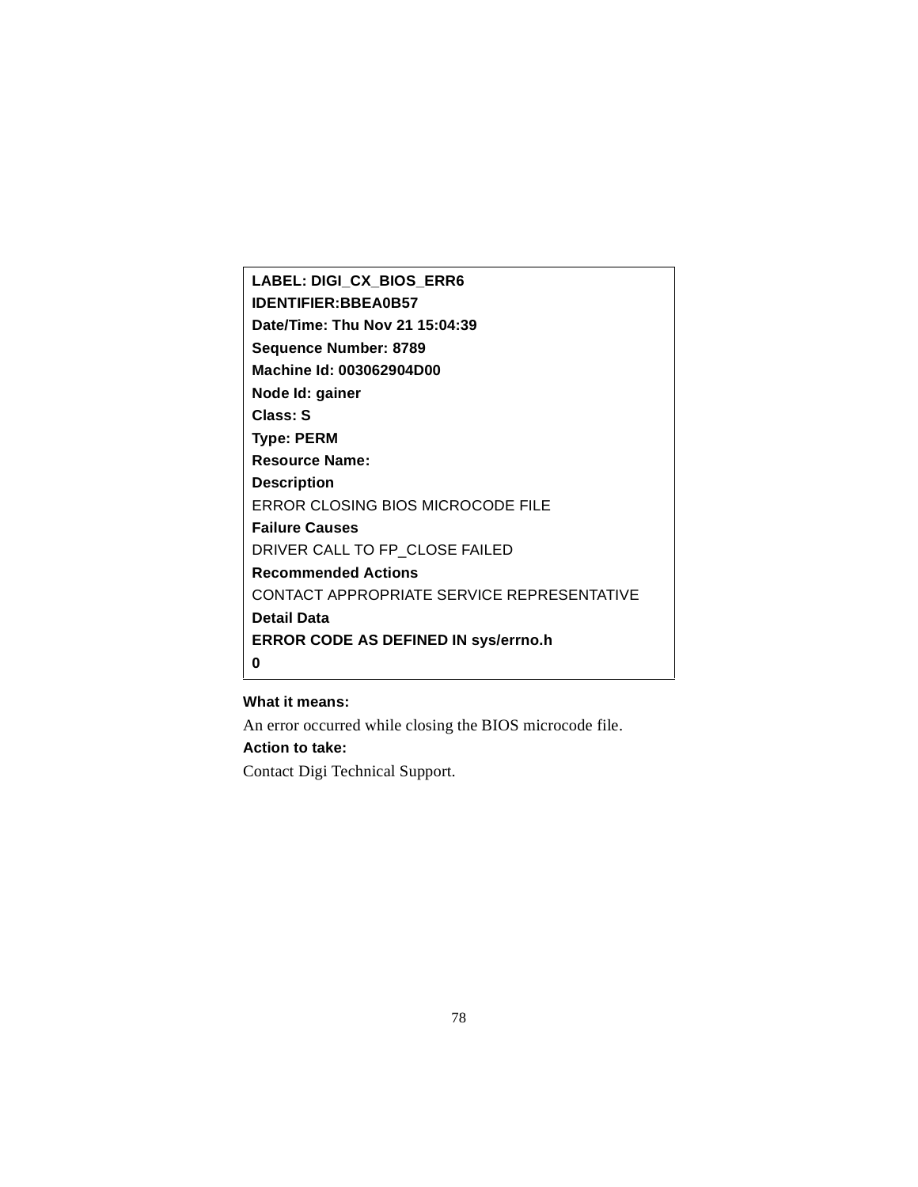```
LABEL: DIGI_CX_BIOS_ERR6
IDENTIFIER:BBEA0B57
Date/Time: Thu Nov 21 15:04:39
Sequence Number: 8789
Machine Id: 003062904D00
Node Id: gainer
Class: S
Type: PERM
Resource Name:
Description
ERROR CLOSING BIOS MICROCODE FILE
Failure Causes
DRIVER CALL TO FP_CLOSE FAILED
Recommended Actions
CONTACT APPROPRIATE SERVICE REPRESENTATIVE
Detail Data
ERROR CODE AS DEFINED IN sys/errno.h
0
```

**What it means:**

An error occurred while closing the BIOS microcode file.

**Action to take:**

Contact Digi Technical Support.